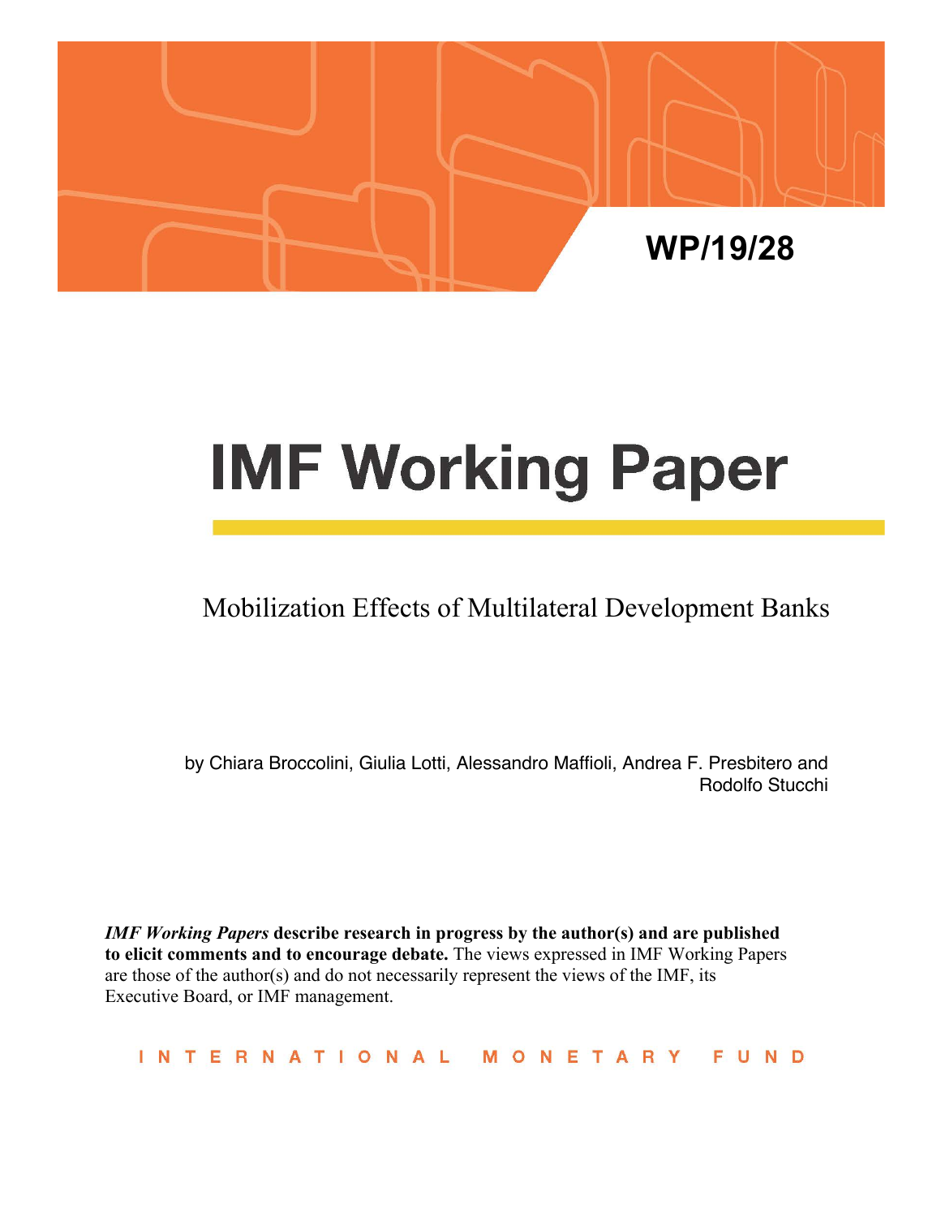WP/19/28

# IMF Working Paper

Mobilization Effects of Multilateral Development Banks

by Chiara Broccolini, Giulia Lotti, Alessandro Maffioli, Andrea F. Presbitero and Rodolfo Stucchi

***IMF Working Papers* describe research in progress by the author(s) and are published to elicit comments and to encourage debate.** The views expressed in IMF Working Papers are those of the author(s) and do not necessarily represent the views of the IMF, its Executive Board, or IMF management.

INTERNATIONAL MONETARY FUND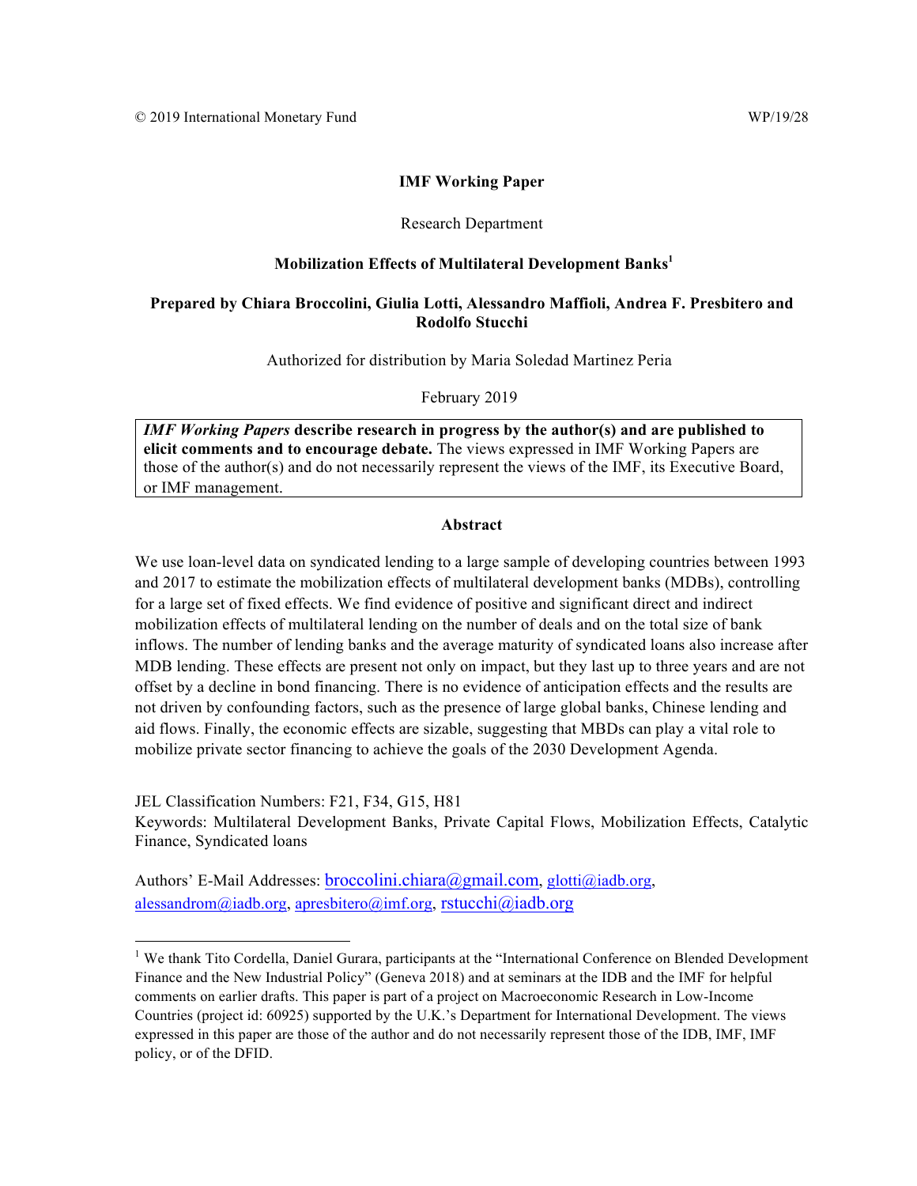© 2019 International Monetary Fund WP/19/28

**IMF Working Paper**

Research Department

**Mobilization Effects of Multilateral Development Banks[1]**

**Prepared by Chiara Broccolini, Giulia Lotti, Alessandro Maffioli, Andrea F. Presbitero and Rodolfo Stucchi**

Authorized for distribution by Maria Soledad Martinez Peria

February 2019

> ***IMF Working Papers* describe research in progress by the author(s) and are published to elicit comments and to encourage debate.** The views expressed in IMF Working Papers are those of the author(s) and do not necessarily represent the views of the IMF, its Executive Board, or IMF management.

**Abstract**

We use loan-level data on syndicated lending to a large sample of developing countries between 1993 and 2017 to estimate the mobilization effects of multilateral development banks (MDBs), controlling for a large set of fixed effects. We find evidence of positive and significant direct and indirect mobilization effects of multilateral lending on the number of deals and on the total size of bank inflows. The number of lending banks and the average maturity of syndicated loans also increase after MDB lending. These effects are present not only on impact, but they last up to three years and are not offset by a decline in bond financing. There is no evidence of anticipation effects and the results are not driven by confounding factors, such as the presence of large global banks, Chinese lending and aid flows. Finally, the economic effects are sizable, suggesting that MBDs can play a vital role to mobilize private sector financing to achieve the goals of the 2030 Development Agenda.

JEL Classification Numbers: F21, F34, G15, H81

Keywords: Multilateral Development Banks, Private Capital Flows, Mobilization Effects, Catalytic Finance, Syndicated loans

Authors' E-Mail Addresses: broccolini.chiara@gmail.com, glotti@iadb.org, alessandrom@iadb.org, apresbitero@imf.org, rstucchi@iadb.org

---

[1] We thank Tito Cordella, Daniel Gurara, participants at the "International Conference on Blended Development Finance and the New Industrial Policy" (Geneva 2018) and at seminars at the IDB and the IMF for helpful comments on earlier drafts. This paper is part of a project on Macroeconomic Research in Low-Income Countries (project id: 60925) supported by the U.K.'s Department for International Development. The views expressed in this paper are those of the author and do not necessarily represent those of the IDB, IMF, IMF policy, or of the DFID.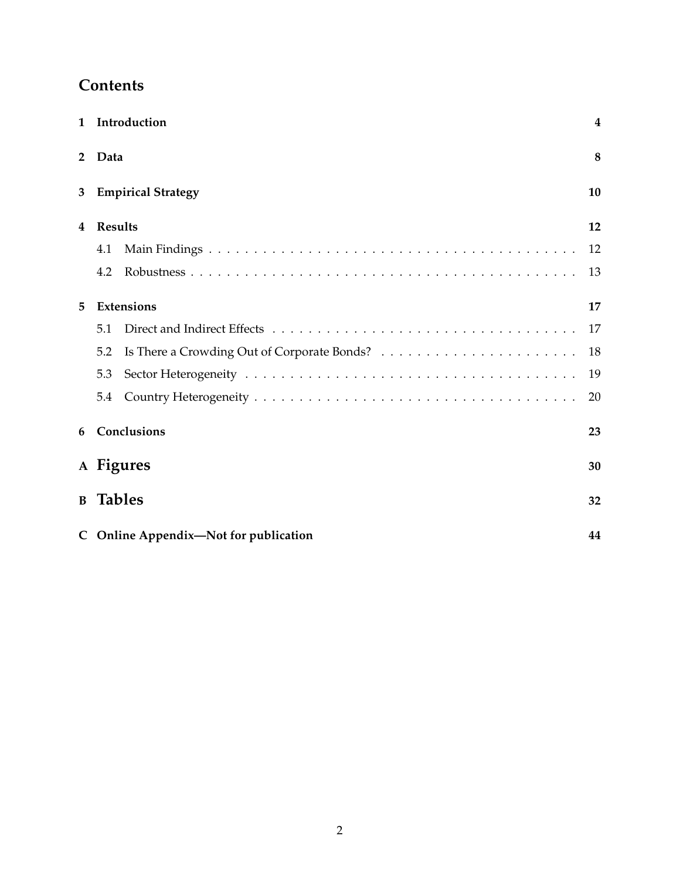# Contents

| | | |
|---|---|---|
| **1** | **Introduction** | **4** |
| **2** | **Data** | **8** |
| **3** | **Empirical Strategy** | **10** |
| **4** | **Results** | **12** |
| | 4.1 Main Findings | 12 |
| | 4.2 Robustness | 13 |
| **5** | **Extensions** | **17** |
| | 5.1 Direct and Indirect Effects | 17 |
| | 5.2 Is There a Crowding Out of Corporate Bonds? | 18 |
| | 5.3 Sector Heterogeneity | 19 |
| | 5.4 Country Heterogeneity | 20 |
| **6** | **Conclusions** | **23** |
| **A** | **Figures** | **30** |
| **B** | **Tables** | **32** |
| **C** | **Online Appendix—Not for publication** | **44** |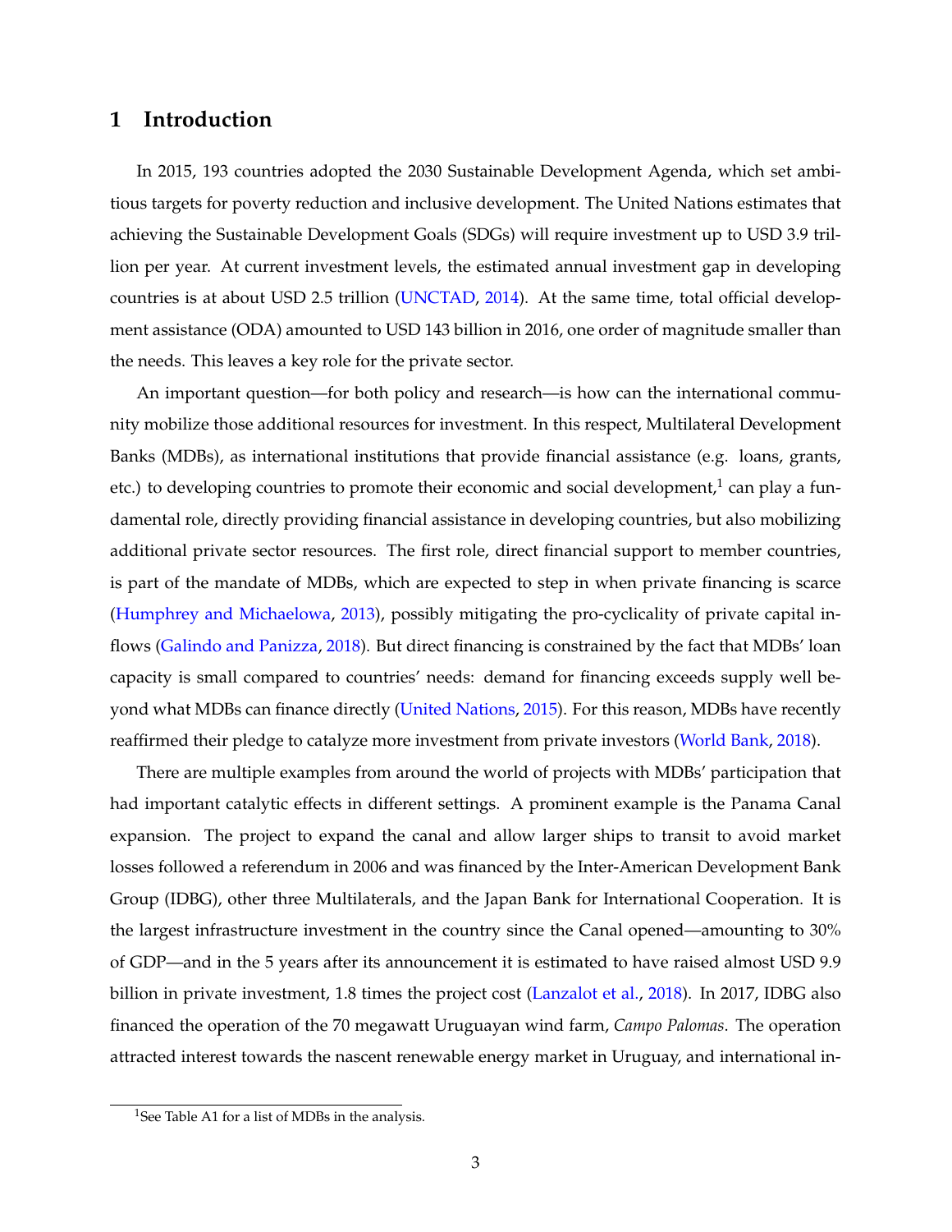# 1 Introduction

In 2015, 193 countries adopted the 2030 Sustainable Development Agenda, which set ambitious targets for poverty reduction and inclusive development. The United Nations estimates that achieving the Sustainable Development Goals (SDGs) will require investment up to USD 3.9 trillion per year. At current investment levels, the estimated annual investment gap in developing countries is at about USD 2.5 trillion (UNCTAD, 2014). At the same time, total official development assistance (ODA) amounted to USD 143 billion in 2016, one order of magnitude smaller than the needs. This leaves a key role for the private sector.

An important question—for both policy and research—is how can the international community mobilize those additional resources for investment. In this respect, Multilateral Development Banks (MDBs), as international institutions that provide financial assistance (e.g. loans, grants, etc.) to developing countries to promote their economic and social development,[1] can play a fundamental role, directly providing financial assistance in developing countries, but also mobilizing additional private sector resources. The first role, direct financial support to member countries, is part of the mandate of MDBs, which are expected to step in when private financing is scarce (Humphrey and Michaelowa, 2013), possibly mitigating the pro-cyclicality of private capital inflows (Galindo and Panizza, 2018). But direct financing is constrained by the fact that MDBs' loan capacity is small compared to countries' needs: demand for financing exceeds supply well beyond what MDBs can finance directly (United Nations, 2015). For this reason, MDBs have recently reaffirmed their pledge to catalyze more investment from private investors (World Bank, 2018).

There are multiple examples from around the world of projects with MDBs' participation that had important catalytic effects in different settings. A prominent example is the Panama Canal expansion. The project to expand the canal and allow larger ships to transit to avoid market losses followed a referendum in 2006 and was financed by the Inter-American Development Bank Group (IDBG), other three Multilaterals, and the Japan Bank for International Cooperation. It is the largest infrastructure investment in the country since the Canal opened—amounting to 30% of GDP—and in the 5 years after its announcement it is estimated to have raised almost USD 9.9 billion in private investment, 1.8 times the project cost (Lanzalot et al., 2018). In 2017, IDBG also financed the operation of the 70 megawatt Uruguayan wind farm, *Campo Palomas*. The operation attracted interest towards the nascent renewable energy market in Uruguay, and international in-

[1] See Table A1 for a list of MDBs in the analysis.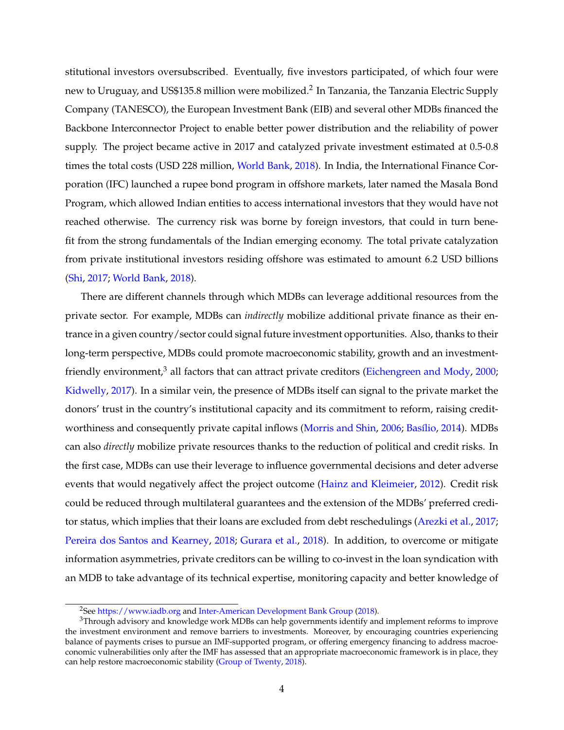stitutional investors oversubscribed. Eventually, five investors participated, of which four were new to Uruguay, and US$135.8 million were mobilized.[2] In Tanzania, the Tanzania Electric Supply Company (TANESCO), the European Investment Bank (EIB) and several other MDBs financed the Backbone Interconnector Project to enable better power distribution and the reliability of power supply. The project became active in 2017 and catalyzed private investment estimated at 0.5-0.8 times the total costs (USD 228 million, World Bank, 2018). In India, the International Finance Corporation (IFC) launched a rupee bond program in offshore markets, later named the Masala Bond Program, which allowed Indian entities to access international investors that they would have not reached otherwise. The currency risk was borne by foreign investors, that could in turn benefit from the strong fundamentals of the Indian emerging economy. The total private catalyzation from private institutional investors residing offshore was estimated to amount 6.2 USD billions (Shi, 2017; World Bank, 2018).

There are different channels through which MDBs can leverage additional resources from the private sector. For example, MDBs can *indirectly* mobilize additional private finance as their entrance in a given country/sector could signal future investment opportunities. Also, thanks to their long-term perspective, MDBs could promote macroeconomic stability, growth and an investment-friendly environment,[3] all factors that can attract private creditors (Eichengreen and Mody, 2000; Kidwelly, 2017). In a similar vein, the presence of MDBs itself can signal to the private market the donors' trust in the country's institutional capacity and its commitment to reform, raising creditworthiness and consequently private capital inflows (Morris and Shin, 2006; Basílio, 2014). MDBs can also *directly* mobilize private resources thanks to the reduction of political and credit risks. In the first case, MDBs can use their leverage to influence governmental decisions and deter adverse events that would negatively affect the project outcome (Hainz and Kleimeier, 2012). Credit risk could be reduced through multilateral guarantees and the extension of the MDBs' preferred creditor status, which implies that their loans are excluded from debt reschedulings (Arezki et al., 2017; Pereira dos Santos and Kearney, 2018; Gurara et al., 2018). In addition, to overcome or mitigate information asymmetries, private creditors can be willing to co-invest in the loan syndication with an MDB to take advantage of its technical expertise, monitoring capacity and better knowledge of

[2] See https://www.iadb.org and Inter-American Development Bank Group (2018).

[3] Through advisory and knowledge work MDBs can help governments identify and implement reforms to improve the investment environment and remove barriers to investments. Moreover, by encouraging countries experiencing balance of payments crises to pursue an IMF-supported program, or offering emergency financing to address macroeconomic vulnerabilities only after the IMF has assessed that an appropriate macroeconomic framework is in place, they can help restore macroeconomic stability (Group of Twenty, 2018).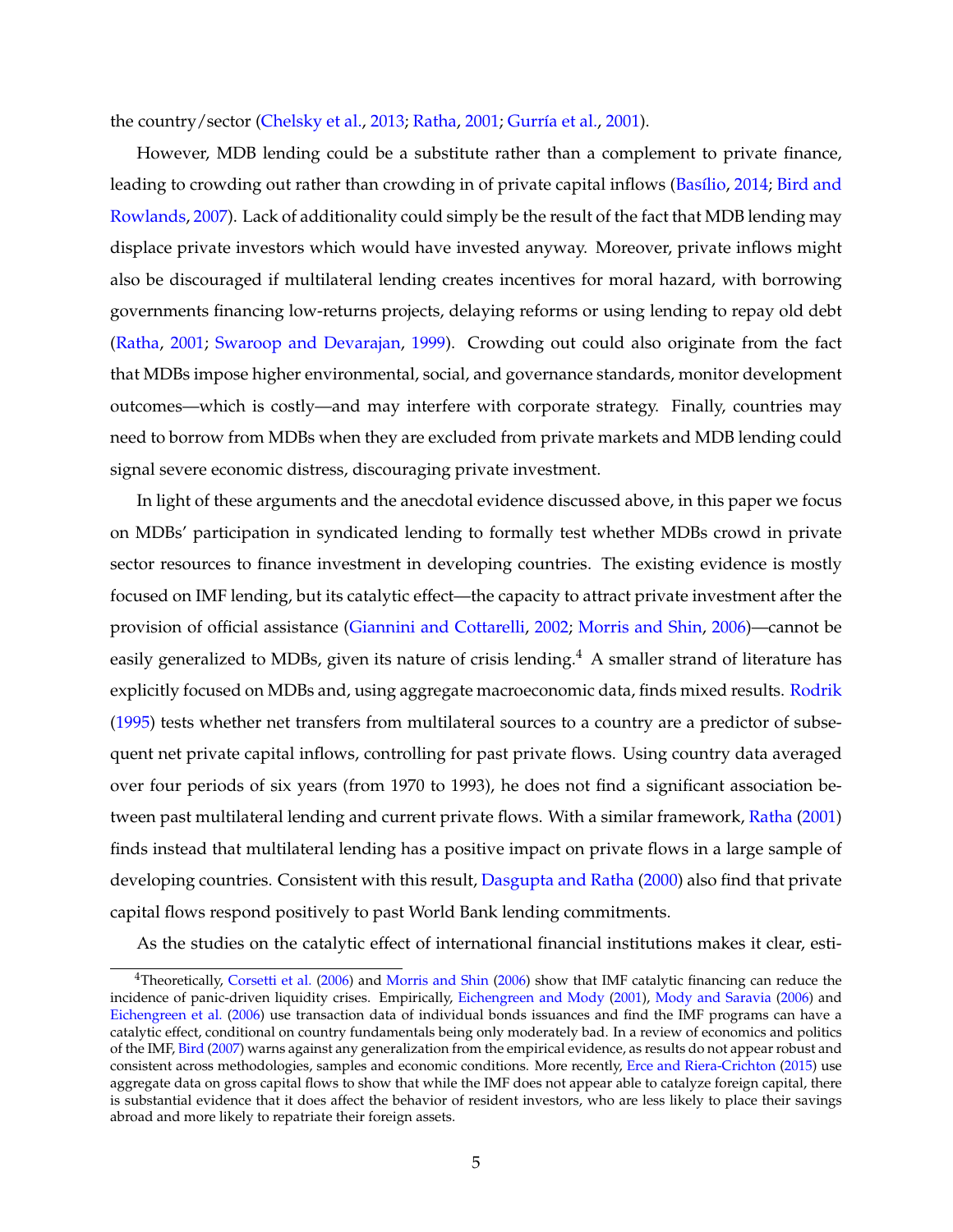the country/sector (Chelsky et al., 2013; Ratha, 2001; Gurría et al., 2001).

However, MDB lending could be a substitute rather than a complement to private finance, leading to crowding out rather than crowding in of private capital inflows (Basílio, 2014; Bird and Rowlands, 2007). Lack of additionality could simply be the result of the fact that MDB lending may displace private investors which would have invested anyway. Moreover, private inflows might also be discouraged if multilateral lending creates incentives for moral hazard, with borrowing governments financing low-returns projects, delaying reforms or using lending to repay old debt (Ratha, 2001; Swaroop and Devarajan, 1999). Crowding out could also originate from the fact that MDBs impose higher environmental, social, and governance standards, monitor development outcomes—which is costly—and may interfere with corporate strategy. Finally, countries may need to borrow from MDBs when they are excluded from private markets and MDB lending could signal severe economic distress, discouraging private investment.

In light of these arguments and the anecdotal evidence discussed above, in this paper we focus on MDBs' participation in syndicated lending to formally test whether MDBs crowd in private sector resources to finance investment in developing countries. The existing evidence is mostly focused on IMF lending, but its catalytic effect—the capacity to attract private investment after the provision of official assistance (Giannini and Cottarelli, 2002; Morris and Shin, 2006)—cannot be easily generalized to MDBs, given its nature of crisis lending.[4] A smaller strand of literature has explicitly focused on MDBs and, using aggregate macroeconomic data, finds mixed results. Rodrik (1995) tests whether net transfers from multilateral sources to a country are a predictor of subsequent net private capital inflows, controlling for past private flows. Using country data averaged over four periods of six years (from 1970 to 1993), he does not find a significant association between past multilateral lending and current private flows. With a similar framework, Ratha (2001) finds instead that multilateral lending has a positive impact on private flows in a large sample of developing countries. Consistent with this result, Dasgupta and Ratha (2000) also find that private capital flows respond positively to past World Bank lending commitments.

As the studies on the catalytic effect of international financial institutions makes it clear, esti-

[4] Theoretically, Corsetti et al. (2006) and Morris and Shin (2006) show that IMF catalytic financing can reduce the incidence of panic-driven liquidity crises. Empirically, Eichengreen and Mody (2001), Mody and Saravia (2006) and Eichengreen et al. (2006) use transaction data of individual bonds issuances and find the IMF programs can have a catalytic effect, conditional on country fundamentals being only moderately bad. In a review of economics and politics of the IMF, Bird (2007) warns against any generalization from the empirical evidence, as results do not appear robust and consistent across methodologies, samples and economic conditions. More recently, Erce and Riera-Crichton (2015) use aggregate data on gross capital flows to show that while the IMF does not appear able to catalyze foreign capital, there is substantial evidence that it does affect the behavior of resident investors, who are less likely to place their savings abroad and more likely to repatriate their foreign assets.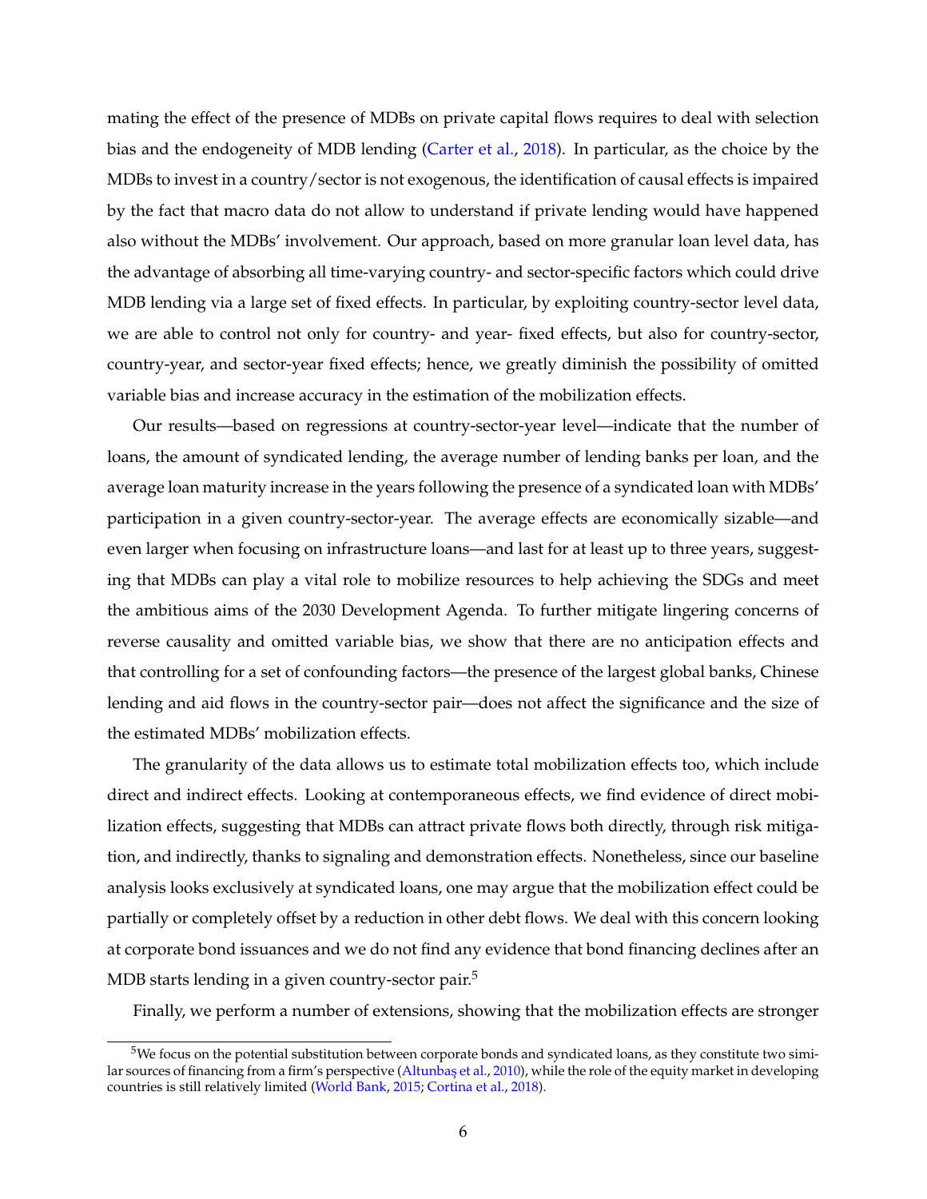mating the effect of the presence of MDBs on private capital flows requires to deal with selection bias and the endogeneity of MDB lending (Carter et al., 2018). In particular, as the choice by the MDBs to invest in a country/sector is not exogenous, the identification of causal effects is impaired by the fact that macro data do not allow to understand if private lending would have happened also without the MDBs' involvement. Our approach, based on more granular loan level data, has the advantage of absorbing all time-varying country- and sector-specific factors which could drive MDB lending via a large set of fixed effects. In particular, by exploiting country-sector level data, we are able to control not only for country- and year- fixed effects, but also for country-sector, country-year, and sector-year fixed effects; hence, we greatly diminish the possibility of omitted variable bias and increase accuracy in the estimation of the mobilization effects.

Our results—based on regressions at country-sector-year level—indicate that the number of loans, the amount of syndicated lending, the average number of lending banks per loan, and the average loan maturity increase in the years following the presence of a syndicated loan with MDBs' participation in a given country-sector-year. The average effects are economically sizable—and even larger when focusing on infrastructure loans—and last for at least up to three years, suggesting that MDBs can play a vital role to mobilize resources to help achieving the SDGs and meet the ambitious aims of the 2030 Development Agenda. To further mitigate lingering concerns of reverse causality and omitted variable bias, we show that there are no anticipation effects and that controlling for a set of confounding factors—the presence of the largest global banks, Chinese lending and aid flows in the country-sector pair—does not affect the significance and the size of the estimated MDBs' mobilization effects.

The granularity of the data allows us to estimate total mobilization effects too, which include direct and indirect effects. Looking at contemporaneous effects, we find evidence of direct mobilization effects, suggesting that MDBs can attract private flows both directly, through risk mitigation, and indirectly, thanks to signaling and demonstration effects. Nonetheless, since our baseline analysis looks exclusively at syndicated loans, one may argue that the mobilization effect could be partially or completely offset by a reduction in other debt flows. We deal with this concern looking at corporate bond issuances and we do not find any evidence that bond financing declines after an MDB starts lending in a given country-sector pair.[5]

Finally, we perform a number of extensions, showing that the mobilization effects are stronger

[5] We focus on the potential substitution between corporate bonds and syndicated loans, as they constitute two similar sources of financing from a firm's perspective (Altunbaş et al., 2010), while the role of the equity market in developing countries is still relatively limited (World Bank, 2015; Cortina et al., 2018).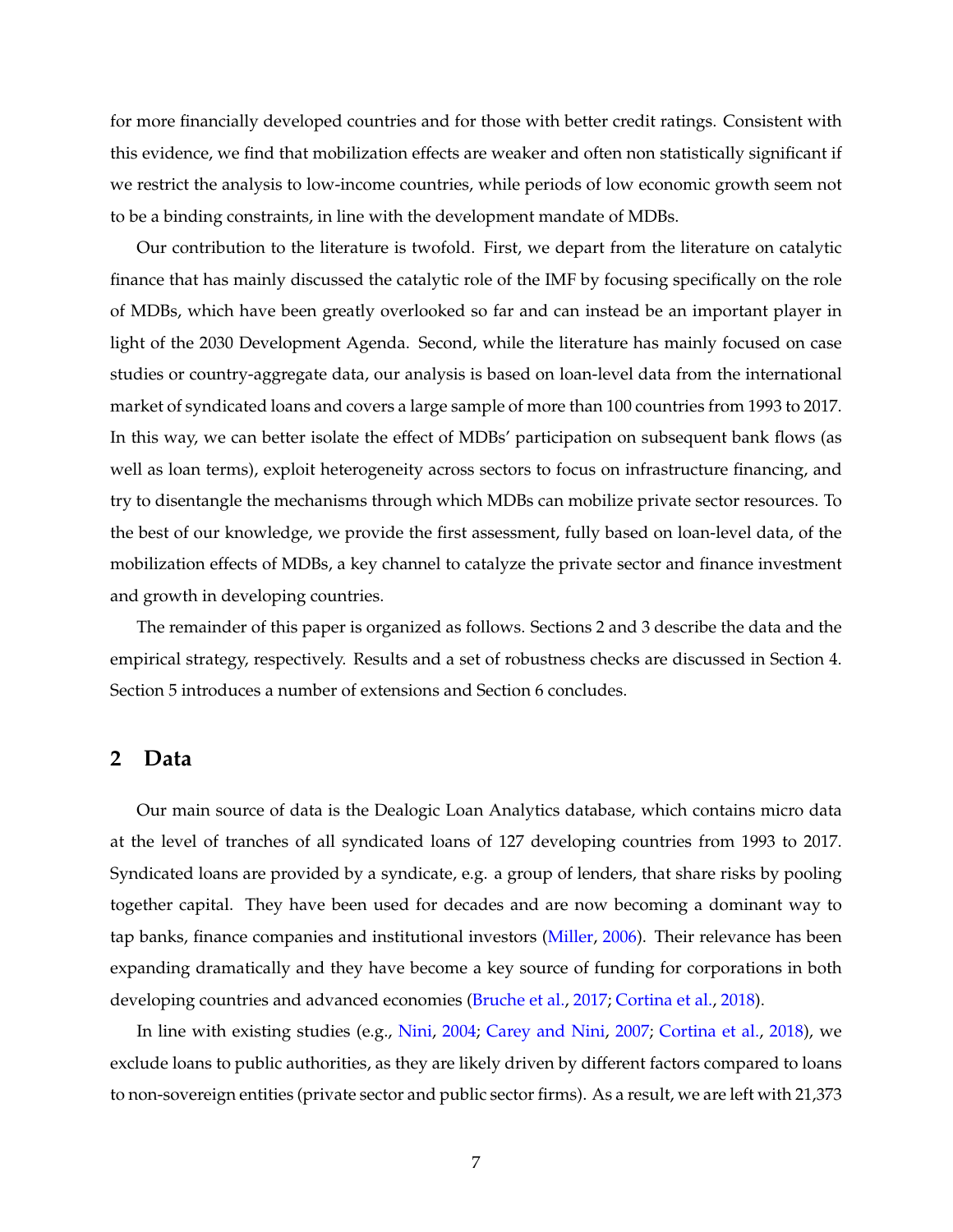for more financially developed countries and for those with better credit ratings. Consistent with this evidence, we find that mobilization effects are weaker and often non statistically significant if we restrict the analysis to low-income countries, while periods of low economic growth seem not to be a binding constraints, in line with the development mandate of MDBs.

Our contribution to the literature is twofold. First, we depart from the literature on catalytic finance that has mainly discussed the catalytic role of the IMF by focusing specifically on the role of MDBs, which have been greatly overlooked so far and can instead be an important player in light of the 2030 Development Agenda. Second, while the literature has mainly focused on case studies or country-aggregate data, our analysis is based on loan-level data from the international market of syndicated loans and covers a large sample of more than 100 countries from 1993 to 2017. In this way, we can better isolate the effect of MDBs' participation on subsequent bank flows (as well as loan terms), exploit heterogeneity across sectors to focus on infrastructure financing, and try to disentangle the mechanisms through which MDBs can mobilize private sector resources. To the best of our knowledge, we provide the first assessment, fully based on loan-level data, of the mobilization effects of MDBs, a key channel to catalyze the private sector and finance investment and growth in developing countries.

The remainder of this paper is organized as follows. Sections 2 and 3 describe the data and the empirical strategy, respectively. Results and a set of robustness checks are discussed in Section 4. Section 5 introduces a number of extensions and Section 6 concludes.

## 2 Data

Our main source of data is the Dealogic Loan Analytics database, which contains micro data at the level of tranches of all syndicated loans of 127 developing countries from 1993 to 2017. Syndicated loans are provided by a syndicate, e.g. a group of lenders, that share risks by pooling together capital. They have been used for decades and are now becoming a dominant way to tap banks, finance companies and institutional investors (Miller, 2006). Their relevance has been expanding dramatically and they have become a key source of funding for corporations in both developing countries and advanced economies (Bruche et al., 2017; Cortina et al., 2018).

In line with existing studies (e.g., Nini, 2004; Carey and Nini, 2007; Cortina et al., 2018), we exclude loans to public authorities, as they are likely driven by different factors compared to loans to non-sovereign entities (private sector and public sector firms). As a result, we are left with 21,373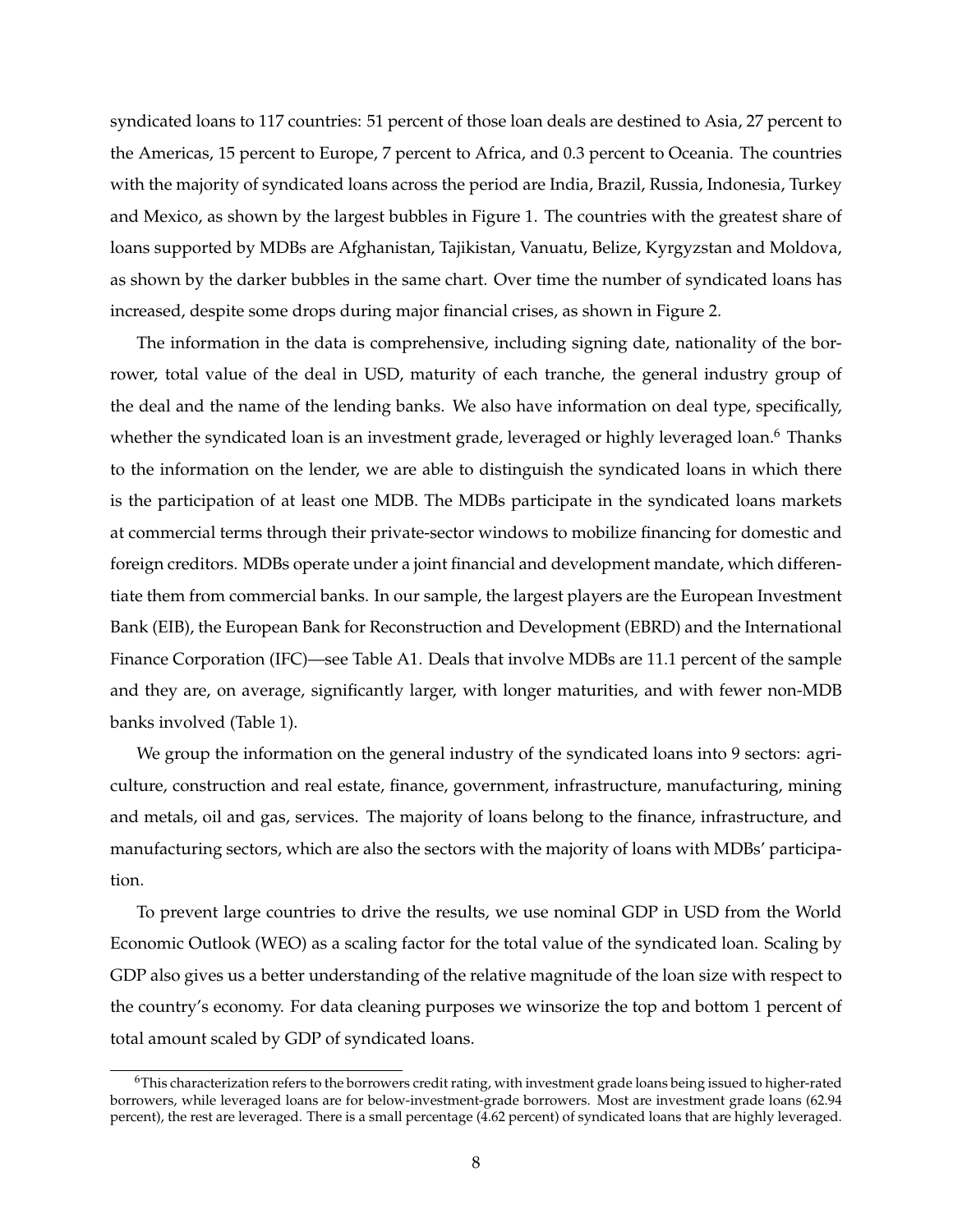syndicated loans to 117 countries: 51 percent of those loan deals are destined to Asia, 27 percent to the Americas, 15 percent to Europe, 7 percent to Africa, and 0.3 percent to Oceania. The countries with the majority of syndicated loans across the period are India, Brazil, Russia, Indonesia, Turkey and Mexico, as shown by the largest bubbles in Figure 1. The countries with the greatest share of loans supported by MDBs are Afghanistan, Tajikistan, Vanuatu, Belize, Kyrgyzstan and Moldova, as shown by the darker bubbles in the same chart. Over time the number of syndicated loans has increased, despite some drops during major financial crises, as shown in Figure 2.

The information in the data is comprehensive, including signing date, nationality of the borrower, total value of the deal in USD, maturity of each tranche, the general industry group of the deal and the name of the lending banks. We also have information on deal type, specifically, whether the syndicated loan is an investment grade, leveraged or highly leveraged loan.[6] Thanks to the information on the lender, we are able to distinguish the syndicated loans in which there is the participation of at least one MDB. The MDBs participate in the syndicated loans markets at commercial terms through their private-sector windows to mobilize financing for domestic and foreign creditors. MDBs operate under a joint financial and development mandate, which differentiate them from commercial banks. In our sample, the largest players are the European Investment Bank (EIB), the European Bank for Reconstruction and Development (EBRD) and the International Finance Corporation (IFC)—see Table A1. Deals that involve MDBs are 11.1 percent of the sample and they are, on average, significantly larger, with longer maturities, and with fewer non-MDB banks involved (Table 1).

We group the information on the general industry of the syndicated loans into 9 sectors: agriculture, construction and real estate, finance, government, infrastructure, manufacturing, mining and metals, oil and gas, services. The majority of loans belong to the finance, infrastructure, and manufacturing sectors, which are also the sectors with the majority of loans with MDBs' participation.

To prevent large countries to drive the results, we use nominal GDP in USD from the World Economic Outlook (WEO) as a scaling factor for the total value of the syndicated loan. Scaling by GDP also gives us a better understanding of the relative magnitude of the loan size with respect to the country's economy. For data cleaning purposes we winsorize the top and bottom 1 percent of total amount scaled by GDP of syndicated loans.

[6]This characterization refers to the borrowers credit rating, with investment grade loans being issued to higher-rated borrowers, while leveraged loans are for below-investment-grade borrowers. Most are investment grade loans (62.94 percent), the rest are leveraged. There is a small percentage (4.62 percent) of syndicated loans that are highly leveraged.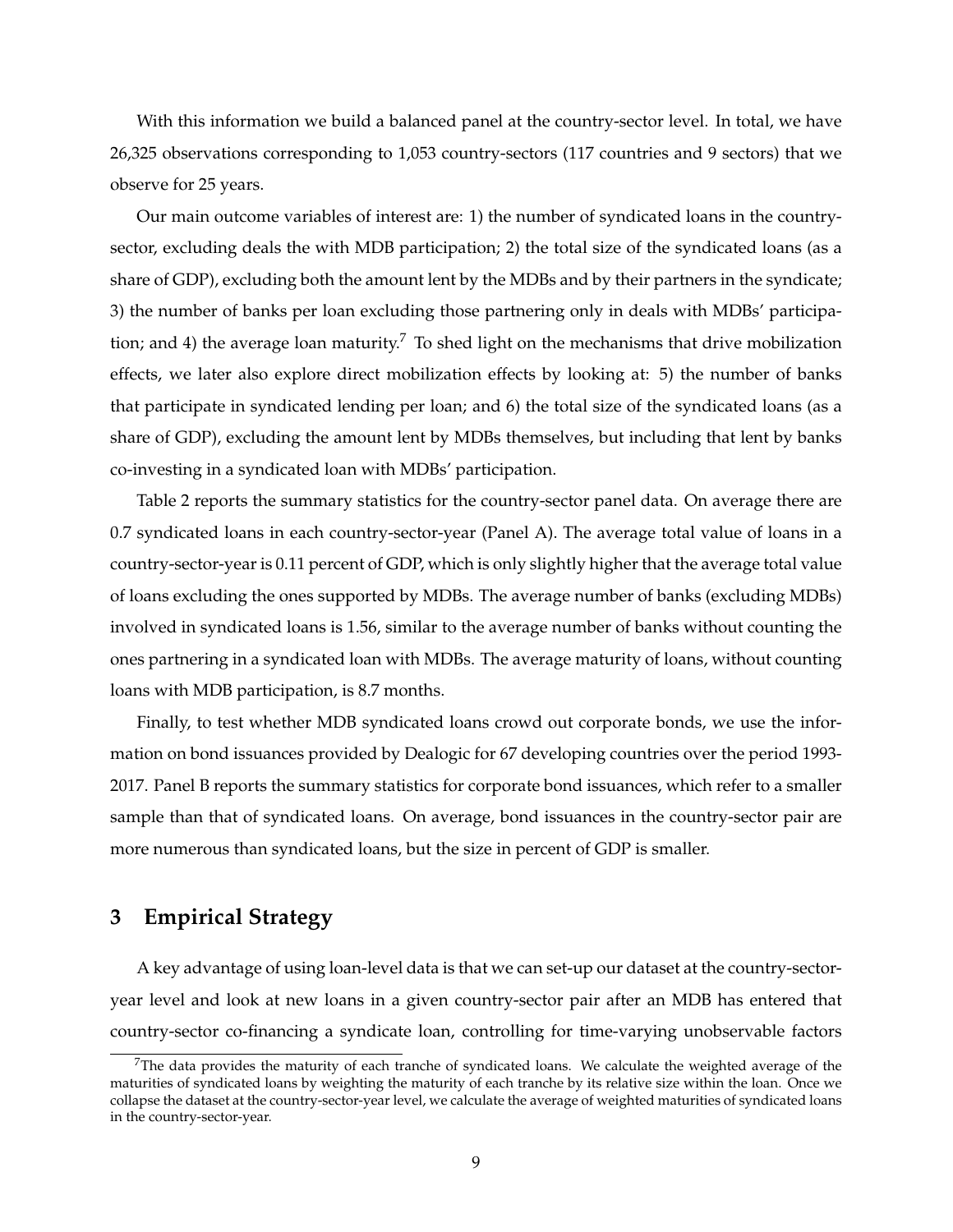With this information we build a balanced panel at the country-sector level. In total, we have 26,325 observations corresponding to 1,053 country-sectors (117 countries and 9 sectors) that we observe for 25 years.

Our main outcome variables of interest are: 1) the number of syndicated loans in the country-sector, excluding deals the with MDB participation; 2) the total size of the syndicated loans (as a share of GDP), excluding both the amount lent by the MDBs and by their partners in the syndicate; 3) the number of banks per loan excluding those partnering only in deals with MDBs' participation; and 4) the average loan maturity.[7] To shed light on the mechanisms that drive mobilization effects, we later also explore direct mobilization effects by looking at: 5) the number of banks that participate in syndicated lending per loan; and 6) the total size of the syndicated loans (as a share of GDP), excluding the amount lent by MDBs themselves, but including that lent by banks co-investing in a syndicated loan with MDBs' participation.

Table 2 reports the summary statistics for the country-sector panel data. On average there are 0.7 syndicated loans in each country-sector-year (Panel A). The average total value of loans in a country-sector-year is 0.11 percent of GDP, which is only slightly higher that the average total value of loans excluding the ones supported by MDBs. The average number of banks (excluding MDBs) involved in syndicated loans is 1.56, similar to the average number of banks without counting the ones partnering in a syndicated loan with MDBs. The average maturity of loans, without counting loans with MDB participation, is 8.7 months.

Finally, to test whether MDB syndicated loans crowd out corporate bonds, we use the information on bond issuances provided by Dealogic for 67 developing countries over the period 1993-2017. Panel B reports the summary statistics for corporate bond issuances, which refer to a smaller sample than that of syndicated loans. On average, bond issuances in the country-sector pair are more numerous than syndicated loans, but the size in percent of GDP is smaller.

## 3 Empirical Strategy

A key advantage of using loan-level data is that we can set-up our dataset at the country-sector-year level and look at new loans in a given country-sector pair after an MDB has entered that country-sector co-financing a syndicate loan, controlling for time-varying unobservable factors

[7] The data provides the maturity of each tranche of syndicated loans. We calculate the weighted average of the maturities of syndicated loans by weighting the maturity of each tranche by its relative size within the loan. Once we collapse the dataset at the country-sector-year level, we calculate the average of weighted maturities of syndicated loans in the country-sector-year.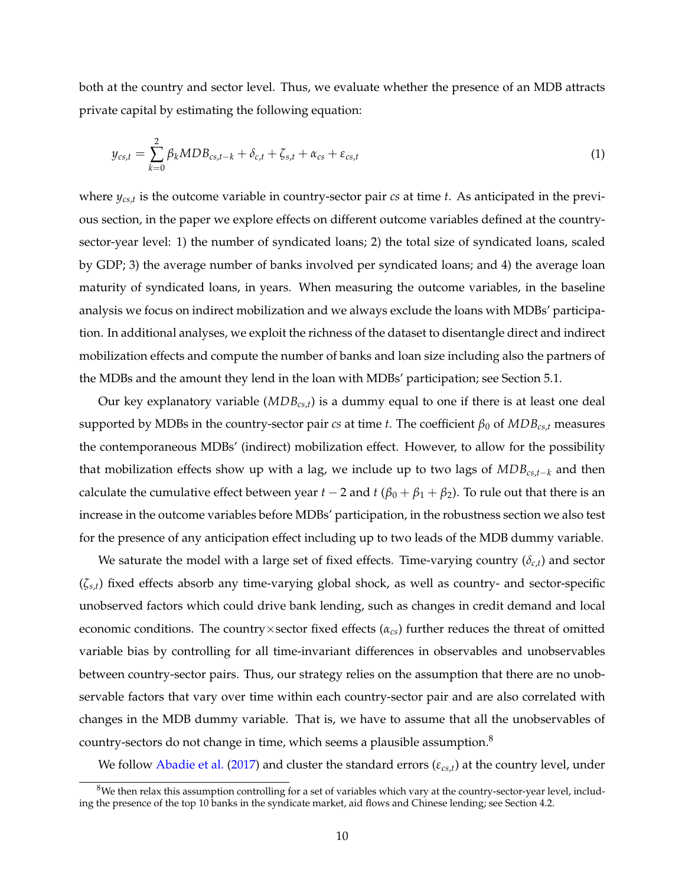both at the country and sector level. Thus, we evaluate whether the presence of an MDB attracts private capital by estimating the following equation:

$$y_{cs,t} = \sum_{k=0}^{2} \beta_k MDB_{cs,t-k} + \delta_{c,t} + \zeta_{s,t} + \alpha_{cs} + \varepsilon_{cs,t} \tag{1}$$

where $y_{cs,t}$ is the outcome variable in country-sector pair $cs$ at time $t$. As anticipated in the previous section, in the paper we explore effects on different outcome variables defined at the country-sector-year level: 1) the number of syndicated loans; 2) the total size of syndicated loans, scaled by GDP; 3) the average number of banks involved per syndicated loans; and 4) the average loan maturity of syndicated loans, in years. When measuring the outcome variables, in the baseline analysis we focus on indirect mobilization and we always exclude the loans with MDBs' participation. In additional analyses, we exploit the richness of the dataset to disentangle direct and indirect mobilization effects and compute the number of banks and loan size including also the partners of the MDBs and the amount they lend in the loan with MDBs' participation; see Section 5.1.

Our key explanatory variable ($MDB_{cs,t}$) is a dummy equal to one if there is at least one deal supported by MDBs in the country-sector pair $cs$ at time $t$. The coefficient $\beta_0$ of $MDB_{cs,t}$ measures the contemporaneous MDBs' (indirect) mobilization effect. However, to allow for the possibility that mobilization effects show up with a lag, we include up to two lags of $MDB_{cs,t-k}$ and then calculate the cumulative effect between year $t-2$ and $t$ ($\beta_0 + \beta_1 + \beta_2$). To rule out that there is an increase in the outcome variables before MDBs' participation, in the robustness section we also test for the presence of any anticipation effect including up to two leads of the MDB dummy variable.

We saturate the model with a large set of fixed effects. Time-varying country ($\delta_{c,t}$) and sector ($\zeta_{s,t}$) fixed effects absorb any time-varying global shock, as well as country- and sector-specific unobserved factors which could drive bank lending, such as changes in credit demand and local economic conditions. The country×sector fixed effects ($\alpha_{cs}$) further reduces the threat of omitted variable bias by controlling for all time-invariant differences in observables and unobservables between country-sector pairs. Thus, our strategy relies on the assumption that there are no unobservable factors that vary over time within each country-sector pair and are also correlated with changes in the MDB dummy variable. That is, we have to assume that all the unobservables of country-sectors do not change in time, which seems a plausible assumption.[8]

We follow Abadie et al. (2017) and cluster the standard errors ($\varepsilon_{cs,t}$) at the country level, under

[8] We then relax this assumption controlling for a set of variables which vary at the country-sector-year level, including the presence of the top 10 banks in the syndicate market, aid flows and Chinese lending; see Section 4.2.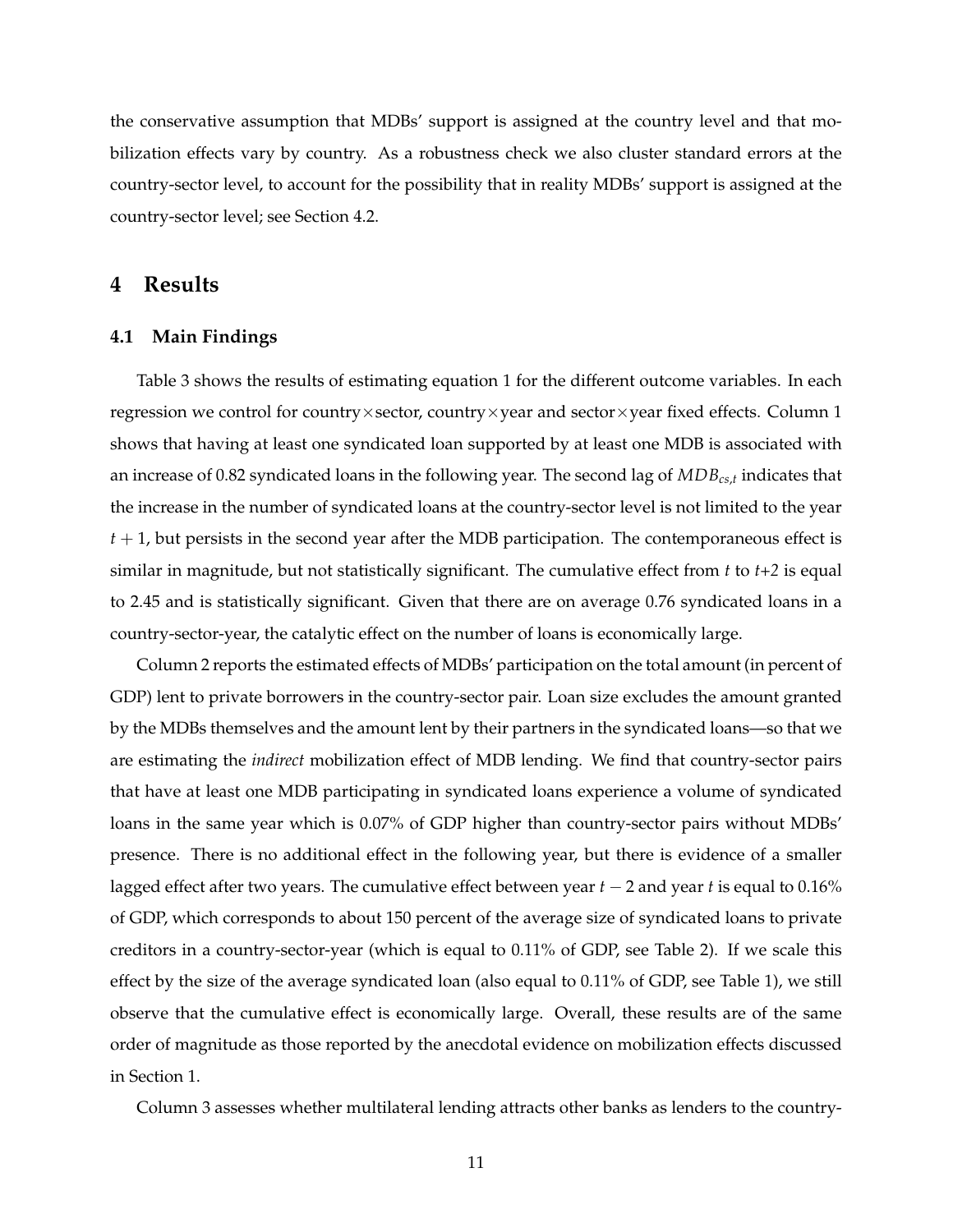the conservative assumption that MDBs' support is assigned at the country level and that mobilization effects vary by country. As a robustness check we also cluster standard errors at the country-sector level, to account for the possibility that in reality MDBs' support is assigned at the country-sector level; see Section 4.2.

# 4 Results

## 4.1 Main Findings

Table 3 shows the results of estimating equation 1 for the different outcome variables. In each regression we control for country×sector, country×year and sector×year fixed effects. Column 1 shows that having at least one syndicated loan supported by at least one MDB is associated with an increase of 0.82 syndicated loans in the following year. The second lag of $MDB_{cs,t}$ indicates that the increase in the number of syndicated loans at the country-sector level is not limited to the year $t+1$, but persists in the second year after the MDB participation. The contemporaneous effect is similar in magnitude, but not statistically significant. The cumulative effect from $t$ to $t+2$ is equal to 2.45 and is statistically significant. Given that there are on average 0.76 syndicated loans in a country-sector-year, the catalytic effect on the number of loans is economically large.

Column 2 reports the estimated effects of MDBs' participation on the total amount (in percent of GDP) lent to private borrowers in the country-sector pair. Loan size excludes the amount granted by the MDBs themselves and the amount lent by their partners in the syndicated loans—so that we are estimating the *indirect* mobilization effect of MDB lending. We find that country-sector pairs that have at least one MDB participating in syndicated loans experience a volume of syndicated loans in the same year which is 0.07% of GDP higher than country-sector pairs without MDBs' presence. There is no additional effect in the following year, but there is evidence of a smaller lagged effect after two years. The cumulative effect between year $t-2$ and year $t$ is equal to 0.16% of GDP, which corresponds to about 150 percent of the average size of syndicated loans to private creditors in a country-sector-year (which is equal to 0.11% of GDP, see Table 2). If we scale this effect by the size of the average syndicated loan (also equal to 0.11% of GDP, see Table 1), we still observe that the cumulative effect is economically large. Overall, these results are of the same order of magnitude as those reported by the anecdotal evidence on mobilization effects discussed in Section 1.

Column 3 assesses whether multilateral lending attracts other banks as lenders to the country-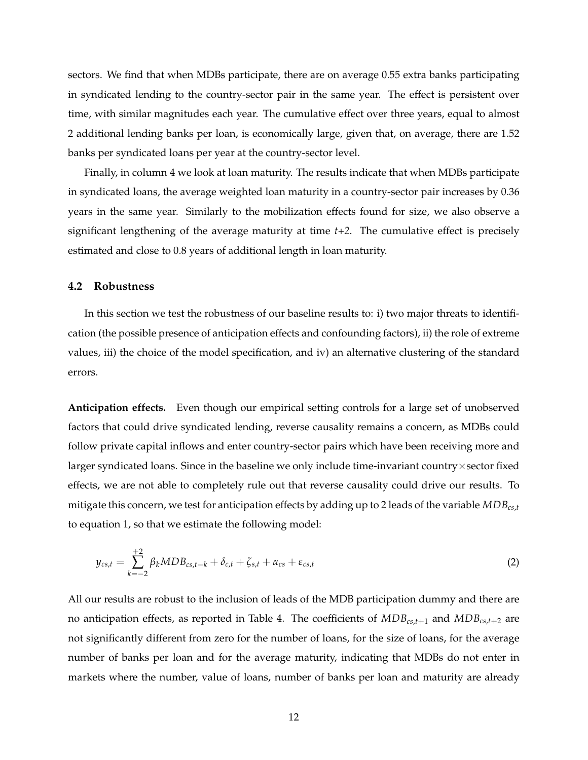sectors. We find that when MDBs participate, there are on average 0.55 extra banks participating in syndicated lending to the country-sector pair in the same year. The effect is persistent over time, with similar magnitudes each year. The cumulative effect over three years, equal to almost 2 additional lending banks per loan, is economically large, given that, on average, there are 1.52 banks per syndicated loans per year at the country-sector level.

Finally, in column 4 we look at loan maturity. The results indicate that when MDBs participate in syndicated loans, the average weighted loan maturity in a country-sector pair increases by 0.36 years in the same year. Similarly to the mobilization effects found for size, we also observe a significant lengthening of the average maturity at time *t+2*. The cumulative effect is precisely estimated and close to 0.8 years of additional length in loan maturity.

### 4.2 Robustness

In this section we test the robustness of our baseline results to: i) two major threats to identification (the possible presence of anticipation effects and confounding factors), ii) the role of extreme values, iii) the choice of the model specification, and iv) an alternative clustering of the standard errors.

**Anticipation effects.** Even though our empirical setting controls for a large set of unobserved factors that could drive syndicated lending, reverse causality remains a concern, as MDBs could follow private capital inflows and enter country-sector pairs which have been receiving more and larger syndicated loans. Since in the baseline we only include time-invariant country$\times$sector fixed effects, we are not able to completely rule out that reverse causality could drive our results. To mitigate this concern, we test for anticipation effects by adding up to 2 leads of the variable $MDB_{cs,t}$ to equation 1, so that we estimate the following model:

$$y_{cs,t} = \sum_{k=-2}^{+2} \beta_k MDB_{cs,t-k} + \delta_{c,t} + \zeta_{s,t} + \alpha_{cs} + \varepsilon_{cs,t} \tag{2}$$

All our results are robust to the inclusion of leads of the MDB participation dummy and there are no anticipation effects, as reported in Table 4. The coefficients of $MDB_{cs,t+1}$ and $MDB_{cs,t+2}$ are not significantly different from zero for the number of loans, for the size of loans, for the average number of banks per loan and for the average maturity, indicating that MDBs do not enter in markets where the number, value of loans, number of banks per loan and maturity are already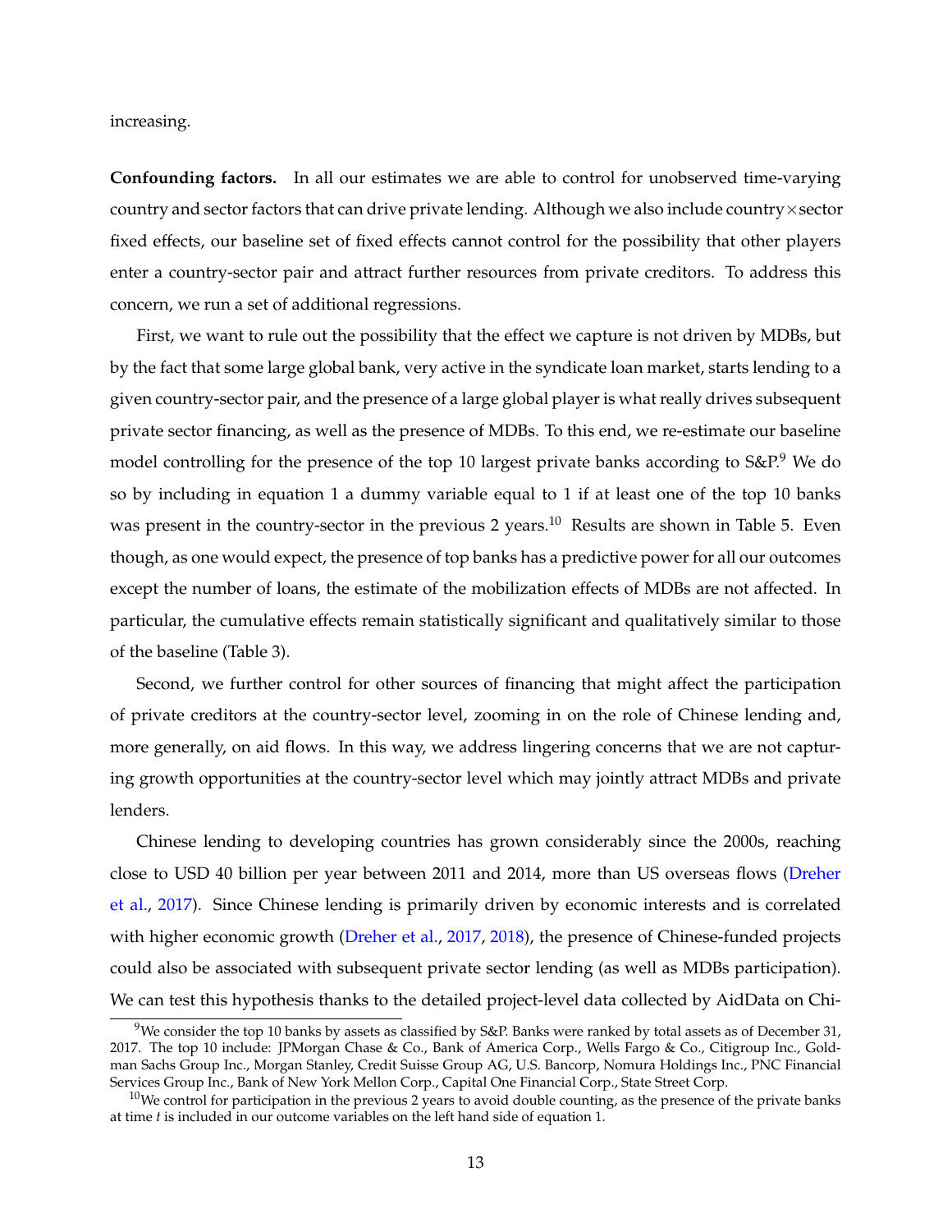increasing.

**Confounding factors.** In all our estimates we are able to control for unobserved time-varying country and sector factors that can drive private lending. Although we also include country×sector fixed effects, our baseline set of fixed effects cannot control for the possibility that other players enter a country-sector pair and attract further resources from private creditors. To address this concern, we run a set of additional regressions.

First, we want to rule out the possibility that the effect we capture is not driven by MDBs, but by the fact that some large global bank, very active in the syndicate loan market, starts lending to a given country-sector pair, and the presence of a large global player is what really drives subsequent private sector financing, as well as the presence of MDBs. To this end, we re-estimate our baseline model controlling for the presence of the top 10 largest private banks according to S&P.[9] We do so by including in equation 1 a dummy variable equal to 1 if at least one of the top 10 banks was present in the country-sector in the previous 2 years.[10] Results are shown in Table 5. Even though, as one would expect, the presence of top banks has a predictive power for all our outcomes except the number of loans, the estimate of the mobilization effects of MDBs are not affected. In particular, the cumulative effects remain statistically significant and qualitatively similar to those of the baseline (Table 3).

Second, we further control for other sources of financing that might affect the participation of private creditors at the country-sector level, zooming in on the role of Chinese lending and, more generally, on aid flows. In this way, we address lingering concerns that we are not capturing growth opportunities at the country-sector level which may jointly attract MDBs and private lenders.

Chinese lending to developing countries has grown considerably since the 2000s, reaching close to USD 40 billion per year between 2011 and 2014, more than US overseas flows (Dreher et al., 2017). Since Chinese lending is primarily driven by economic interests and is correlated with higher economic growth (Dreher et al., 2017, 2018), the presence of Chinese-funded projects could also be associated with subsequent private sector lending (as well as MDBs participation). We can test this hypothesis thanks to the detailed project-level data collected by AidData on Chi-

[9] We consider the top 10 banks by assets as classified by S&P. Banks were ranked by total assets as of December 31, 2017. The top 10 include: JPMorgan Chase & Co., Bank of America Corp., Wells Fargo & Co., Citigroup Inc., Goldman Sachs Group Inc., Morgan Stanley, Credit Suisse Group AG, U.S. Bancorp, Nomura Holdings Inc., PNC Financial Services Group Inc., Bank of New York Mellon Corp., Capital One Financial Corp., State Street Corp.

[10] We control for participation in the previous 2 years to avoid double counting, as the presence of the private banks at time $t$ is included in our outcome variables on the left hand side of equation 1.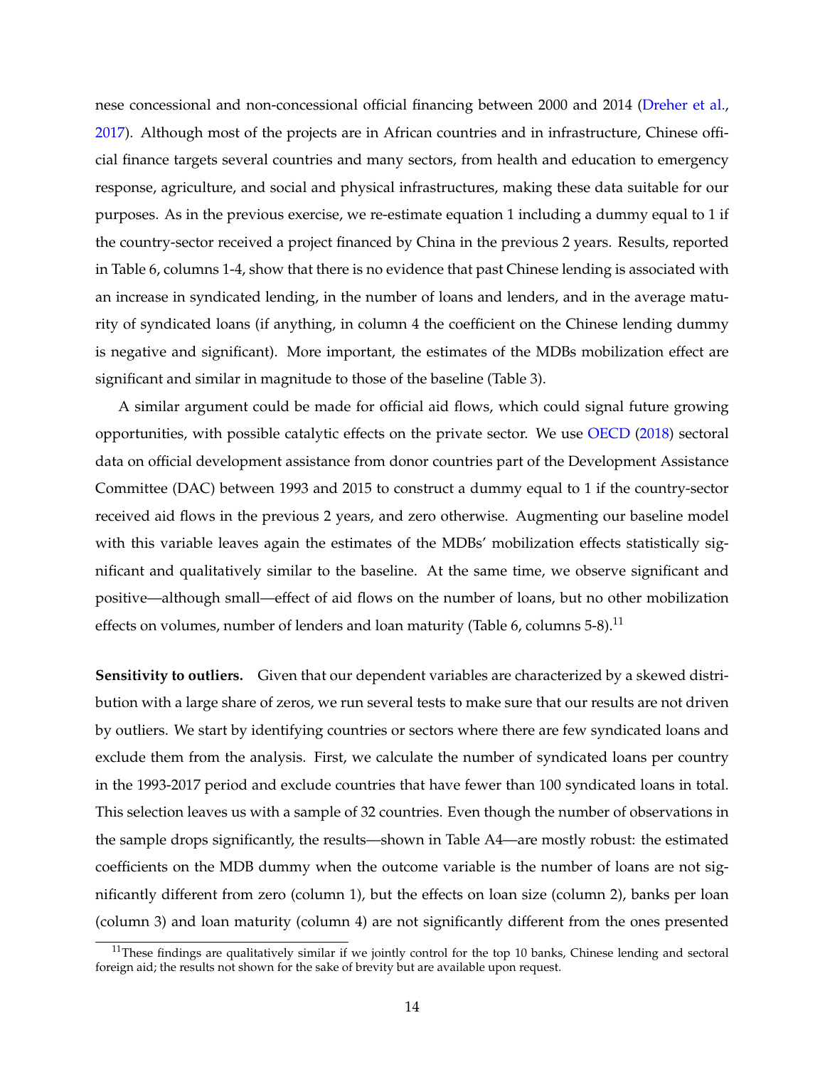nese concessional and non-concessional official financing between 2000 and 2014 (Dreher et al., 2017). Although most of the projects are in African countries and in infrastructure, Chinese official finance targets several countries and many sectors, from health and education to emergency response, agriculture, and social and physical infrastructures, making these data suitable for our purposes. As in the previous exercise, we re-estimate equation 1 including a dummy equal to 1 if the country-sector received a project financed by China in the previous 2 years. Results, reported in Table 6, columns 1-4, show that there is no evidence that past Chinese lending is associated with an increase in syndicated lending, in the number of loans and lenders, and in the average maturity of syndicated loans (if anything, in column 4 the coefficient on the Chinese lending dummy is negative and significant). More important, the estimates of the MDBs mobilization effect are significant and similar in magnitude to those of the baseline (Table 3).

A similar argument could be made for official aid flows, which could signal future growing opportunities, with possible catalytic effects on the private sector. We use OECD (2018) sectoral data on official development assistance from donor countries part of the Development Assistance Committee (DAC) between 1993 and 2015 to construct a dummy equal to 1 if the country-sector received aid flows in the previous 2 years, and zero otherwise. Augmenting our baseline model with this variable leaves again the estimates of the MDBs' mobilization effects statistically significant and qualitatively similar to the baseline. At the same time, we observe significant and positive—although small—effect of aid flows on the number of loans, but no other mobilization effects on volumes, number of lenders and loan maturity (Table 6, columns 5-8).[11]

**Sensitivity to outliers.** Given that our dependent variables are characterized by a skewed distribution with a large share of zeros, we run several tests to make sure that our results are not driven by outliers. We start by identifying countries or sectors where there are few syndicated loans and exclude them from the analysis. First, we calculate the number of syndicated loans per country in the 1993-2017 period and exclude countries that have fewer than 100 syndicated loans in total. This selection leaves us with a sample of 32 countries. Even though the number of observations in the sample drops significantly, the results—shown in Table A4—are mostly robust: the estimated coefficients on the MDB dummy when the outcome variable is the number of loans are not significantly different from zero (column 1), but the effects on loan size (column 2), banks per loan (column 3) and loan maturity (column 4) are not significantly different from the ones presented

[11] These findings are qualitatively similar if we jointly control for the top 10 banks, Chinese lending and sectoral foreign aid; the results not shown for the sake of brevity but are available upon request.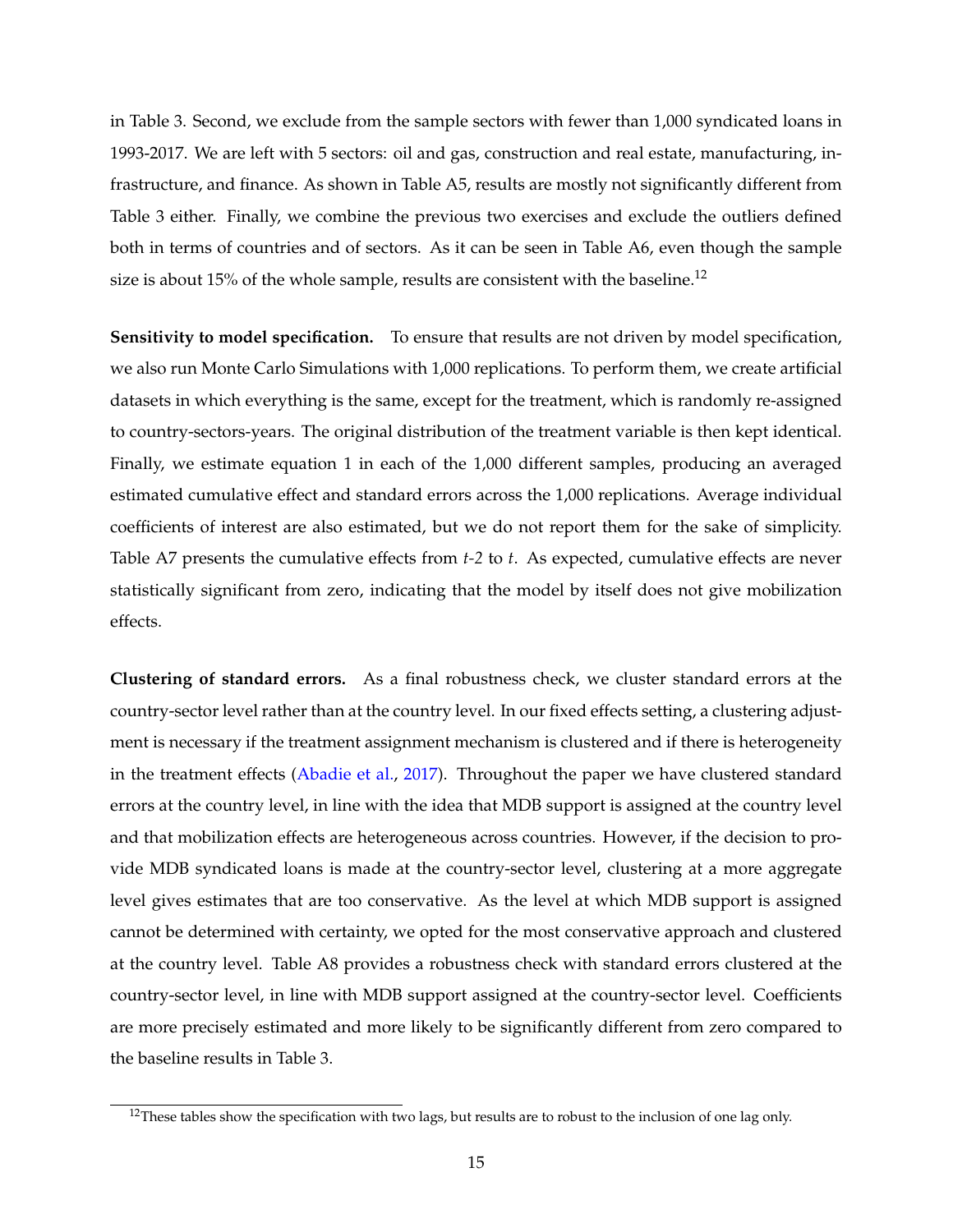in Table 3. Second, we exclude from the sample sectors with fewer than 1,000 syndicated loans in 1993-2017. We are left with 5 sectors: oil and gas, construction and real estate, manufacturing, infrastructure, and finance. As shown in Table A5, results are mostly not significantly different from Table 3 either. Finally, we combine the previous two exercises and exclude the outliers defined both in terms of countries and of sectors. As it can be seen in Table A6, even though the sample size is about 15% of the whole sample, results are consistent with the baseline.[12]

**Sensitivity to model specification.** To ensure that results are not driven by model specification, we also run Monte Carlo Simulations with 1,000 replications. To perform them, we create artificial datasets in which everything is the same, except for the treatment, which is randomly re-assigned to country-sectors-years. The original distribution of the treatment variable is then kept identical. Finally, we estimate equation 1 in each of the 1,000 different samples, producing an averaged estimated cumulative effect and standard errors across the 1,000 replications. Average individual coefficients of interest are also estimated, but we do not report them for the sake of simplicity. Table A7 presents the cumulative effects from *t-2* to *t*. As expected, cumulative effects are never statistically significant from zero, indicating that the model by itself does not give mobilization effects.

**Clustering of standard errors.** As a final robustness check, we cluster standard errors at the country-sector level rather than at the country level. In our fixed effects setting, a clustering adjustment is necessary if the treatment assignment mechanism is clustered and if there is heterogeneity in the treatment effects (Abadie et al., 2017). Throughout the paper we have clustered standard errors at the country level, in line with the idea that MDB support is assigned at the country level and that mobilization effects are heterogeneous across countries. However, if the decision to provide MDB syndicated loans is made at the country-sector level, clustering at a more aggregate level gives estimates that are too conservative. As the level at which MDB support is assigned cannot be determined with certainty, we opted for the most conservative approach and clustered at the country level. Table A8 provides a robustness check with standard errors clustered at the country-sector level, in line with MDB support assigned at the country-sector level. Coefficients are more precisely estimated and more likely to be significantly different from zero compared to the baseline results in Table 3.

[12] These tables show the specification with two lags, but results are to robust to the inclusion of one lag only.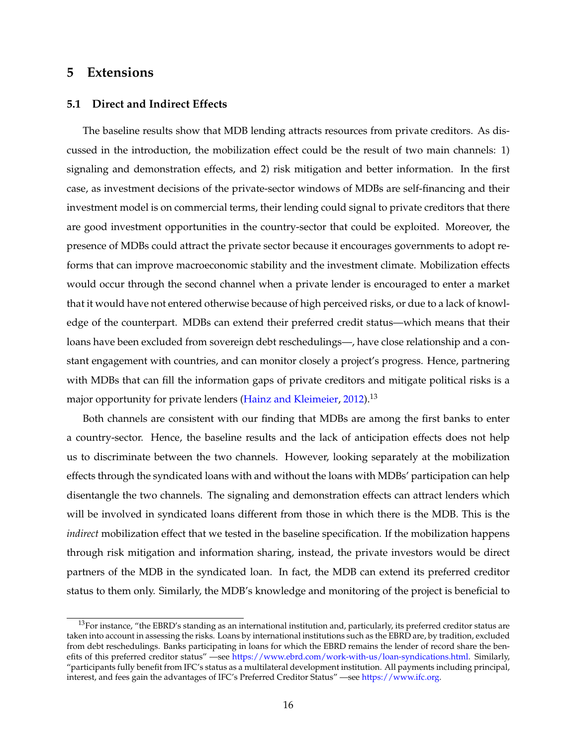# 5 Extensions

## 5.1 Direct and Indirect Effects

The baseline results show that MDB lending attracts resources from private creditors. As discussed in the introduction, the mobilization effect could be the result of two main channels: 1) signaling and demonstration effects, and 2) risk mitigation and better information. In the first case, as investment decisions of the private-sector windows of MDBs are self-financing and their investment model is on commercial terms, their lending could signal to private creditors that there are good investment opportunities in the country-sector that could be exploited. Moreover, the presence of MDBs could attract the private sector because it encourages governments to adopt reforms that can improve macroeconomic stability and the investment climate. Mobilization effects would occur through the second channel when a private lender is encouraged to enter a market that it would have not entered otherwise because of high perceived risks, or due to a lack of knowledge of the counterpart. MDBs can extend their preferred credit status—which means that their loans have been excluded from sovereign debt reschedulings—, have close relationship and a constant engagement with countries, and can monitor closely a project's progress. Hence, partnering with MDBs that can fill the information gaps of private creditors and mitigate political risks is a major opportunity for private lenders (Hainz and Kleimeier, 2012).[13]

Both channels are consistent with our finding that MDBs are among the first banks to enter a country-sector. Hence, the baseline results and the lack of anticipation effects does not help us to discriminate between the two channels. However, looking separately at the mobilization effects through the syndicated loans with and without the loans with MDBs' participation can help disentangle the two channels. The signaling and demonstration effects can attract lenders which will be involved in syndicated loans different from those in which there is the MDB. This is the *indirect* mobilization effect that we tested in the baseline specification. If the mobilization happens through risk mitigation and information sharing, instead, the private investors would be direct partners of the MDB in the syndicated loan. In fact, the MDB can extend its preferred creditor status to them only. Similarly, the MDB's knowledge and monitoring of the project is beneficial to

[13] For instance, "the EBRD's standing as an international institution and, particularly, its preferred creditor status are taken into account in assessing the risks. Loans by international institutions such as the EBRD are, by tradition, excluded from debt reschedulings. Banks participating in loans for which the EBRD remains the lender of record share the benefits of this preferred creditor status" —see https://www.ebrd.com/work-with-us/loan-syndications.html. Similarly, "participants fully benefit from IFC's status as a multilateral development institution. All payments including principal, interest, and fees gain the advantages of IFC's Preferred Creditor Status" —see https://www.ifc.org.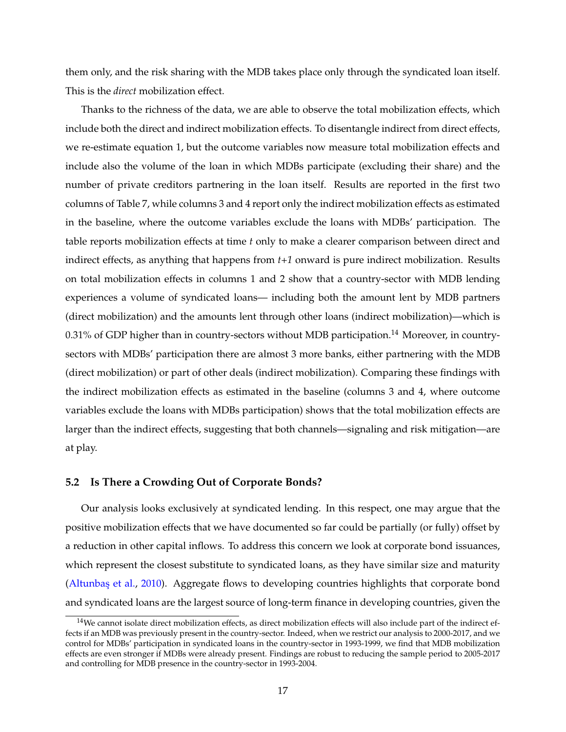them only, and the risk sharing with the MDB takes place only through the syndicated loan itself. This is the *direct* mobilization effect.

Thanks to the richness of the data, we are able to observe the total mobilization effects, which include both the direct and indirect mobilization effects. To disentangle indirect from direct effects, we re-estimate equation 1, but the outcome variables now measure total mobilization effects and include also the volume of the loan in which MDBs participate (excluding their share) and the number of private creditors partnering in the loan itself. Results are reported in the first two columns of Table 7, while columns 3 and 4 report only the indirect mobilization effects as estimated in the baseline, where the outcome variables exclude the loans with MDBs' participation. The table reports mobilization effects at time *t* only to make a clearer comparison between direct and indirect effects, as anything that happens from *t+1* onward is pure indirect mobilization. Results on total mobilization effects in columns 1 and 2 show that a country-sector with MDB lending experiences a volume of syndicated loans— including both the amount lent by MDB partners (direct mobilization) and the amounts lent through other loans (indirect mobilization)—which is 0.31% of GDP higher than in country-sectors without MDB participation.[14] Moreover, in country-sectors with MDBs' participation there are almost 3 more banks, either partnering with the MDB (direct mobilization) or part of other deals (indirect mobilization). Comparing these findings with the indirect mobilization effects as estimated in the baseline (columns 3 and 4, where outcome variables exclude the loans with MDBs participation) shows that the total mobilization effects are larger than the indirect effects, suggesting that both channels—signaling and risk mitigation—are at play.

### 5.2 Is There a Crowding Out of Corporate Bonds?

Our analysis looks exclusively at syndicated lending. In this respect, one may argue that the positive mobilization effects that we have documented so far could be partially (or fully) offset by a reduction in other capital inflows. To address this concern we look at corporate bond issuances, which represent the closest substitute to syndicated loans, as they have similar size and maturity (Altunbaş et al., 2010). Aggregate flows to developing countries highlights that corporate bond and syndicated loans are the largest source of long-term finance in developing countries, given the

[14] We cannot isolate direct mobilization effects, as direct mobilization effects will also include part of the indirect effects if an MDB was previously present in the country-sector. Indeed, when we restrict our analysis to 2000-2017, and we control for MDBs' participation in syndicated loans in the country-sector in 1993-1999, we find that MDB mobilization effects are even stronger if MDBs were already present. Findings are robust to reducing the sample period to 2005-2017 and controlling for MDB presence in the country-sector in 1993-2004.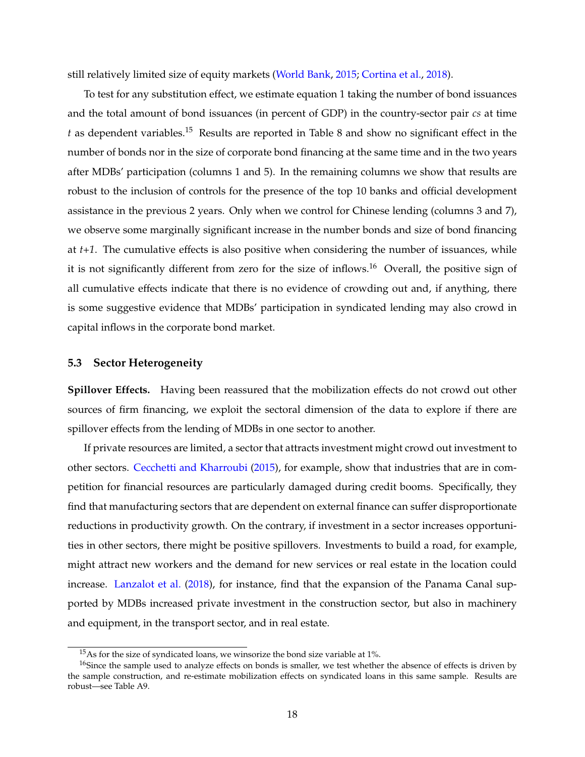still relatively limited size of equity markets (World Bank, 2015; Cortina et al., 2018).

To test for any substitution effect, we estimate equation 1 taking the number of bond issuances and the total amount of bond issuances (in percent of GDP) in the country-sector pair *cs* at time *t* as dependent variables.[15] Results are reported in Table 8 and show no significant effect in the number of bonds nor in the size of corporate bond financing at the same time and in the two years after MDBs' participation (columns 1 and 5). In the remaining columns we show that results are robust to the inclusion of controls for the presence of the top 10 banks and official development assistance in the previous 2 years. Only when we control for Chinese lending (columns 3 and 7), we observe some marginally significant increase in the number bonds and size of bond financing at *t+1*. The cumulative effects is also positive when considering the number of issuances, while it is not significantly different from zero for the size of inflows.[16] Overall, the positive sign of all cumulative effects indicate that there is no evidence of crowding out and, if anything, there is some suggestive evidence that MDBs' participation in syndicated lending may also crowd in capital inflows in the corporate bond market.

### 5.3 Sector Heterogeneity

**Spillover Effects.** Having been reassured that the mobilization effects do not crowd out other sources of firm financing, we exploit the sectoral dimension of the data to explore if there are spillover effects from the lending of MDBs in one sector to another.

If private resources are limited, a sector that attracts investment might crowd out investment to other sectors. Cecchetti and Kharroubi (2015), for example, show that industries that are in competition for financial resources are particularly damaged during credit booms. Specifically, they find that manufacturing sectors that are dependent on external finance can suffer disproportionate reductions in productivity growth. On the contrary, if investment in a sector increases opportunities in other sectors, there might be positive spillovers. Investments to build a road, for example, might attract new workers and the demand for new services or real estate in the location could increase. Lanzalot et al. (2018), for instance, find that the expansion of the Panama Canal supported by MDBs increased private investment in the construction sector, but also in machinery and equipment, in the transport sector, and in real estate.

---

[15] As for the size of syndicated loans, we winsorize the bond size variable at 1%.

[16] Since the sample used to analyze effects on bonds is smaller, we test whether the absence of effects is driven by the sample construction, and re-estimate mobilization effects on syndicated loans in this same sample. Results are robust—see Table A9.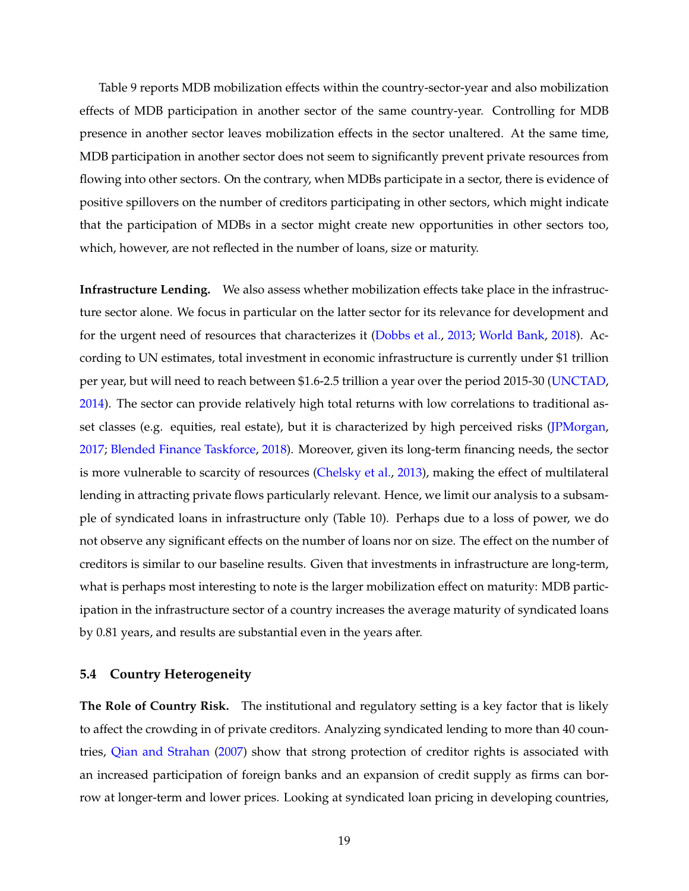Table 9 reports MDB mobilization effects within the country-sector-year and also mobilization effects of MDB participation in another sector of the same country-year. Controlling for MDB presence in another sector leaves mobilization effects in the sector unaltered. At the same time, MDB participation in another sector does not seem to significantly prevent private resources from flowing into other sectors. On the contrary, when MDBs participate in a sector, there is evidence of positive spillovers on the number of creditors participating in other sectors, which might indicate that the participation of MDBs in a sector might create new opportunities in other sectors too, which, however, are not reflected in the number of loans, size or maturity.

**Infrastructure Lending.** We also assess whether mobilization effects take place in the infrastructure sector alone. We focus in particular on the latter sector for its relevance for development and for the urgent need of resources that characterizes it (Dobbs et al., 2013; World Bank, 2018). According to UN estimates, total investment in economic infrastructure is currently under $1 trillion per year, but will need to reach between $1.6-2.5 trillion a year over the period 2015-30 (UNCTAD, 2014). The sector can provide relatively high total returns with low correlations to traditional asset classes (e.g. equities, real estate), but it is characterized by high perceived risks (JPMorgan, 2017; Blended Finance Taskforce, 2018). Moreover, given its long-term financing needs, the sector is more vulnerable to scarcity of resources (Chelsky et al., 2013), making the effect of multilateral lending in attracting private flows particularly relevant. Hence, we limit our analysis to a subsample of syndicated loans in infrastructure only (Table 10). Perhaps due to a loss of power, we do not observe any significant effects on the number of loans nor on size. The effect on the number of creditors is similar to our baseline results. Given that investments in infrastructure are long-term, what is perhaps most interesting to note is the larger mobilization effect on maturity: MDB participation in the infrastructure sector of a country increases the average maturity of syndicated loans by 0.81 years, and results are substantial even in the years after.

### 5.4 Country Heterogeneity

**The Role of Country Risk.** The institutional and regulatory setting is a key factor that is likely to affect the crowding in of private creditors. Analyzing syndicated lending to more than 40 countries, Qian and Strahan (2007) show that strong protection of creditor rights is associated with an increased participation of foreign banks and an expansion of credit supply as firms can borrow at longer-term and lower prices. Looking at syndicated loan pricing in developing countries,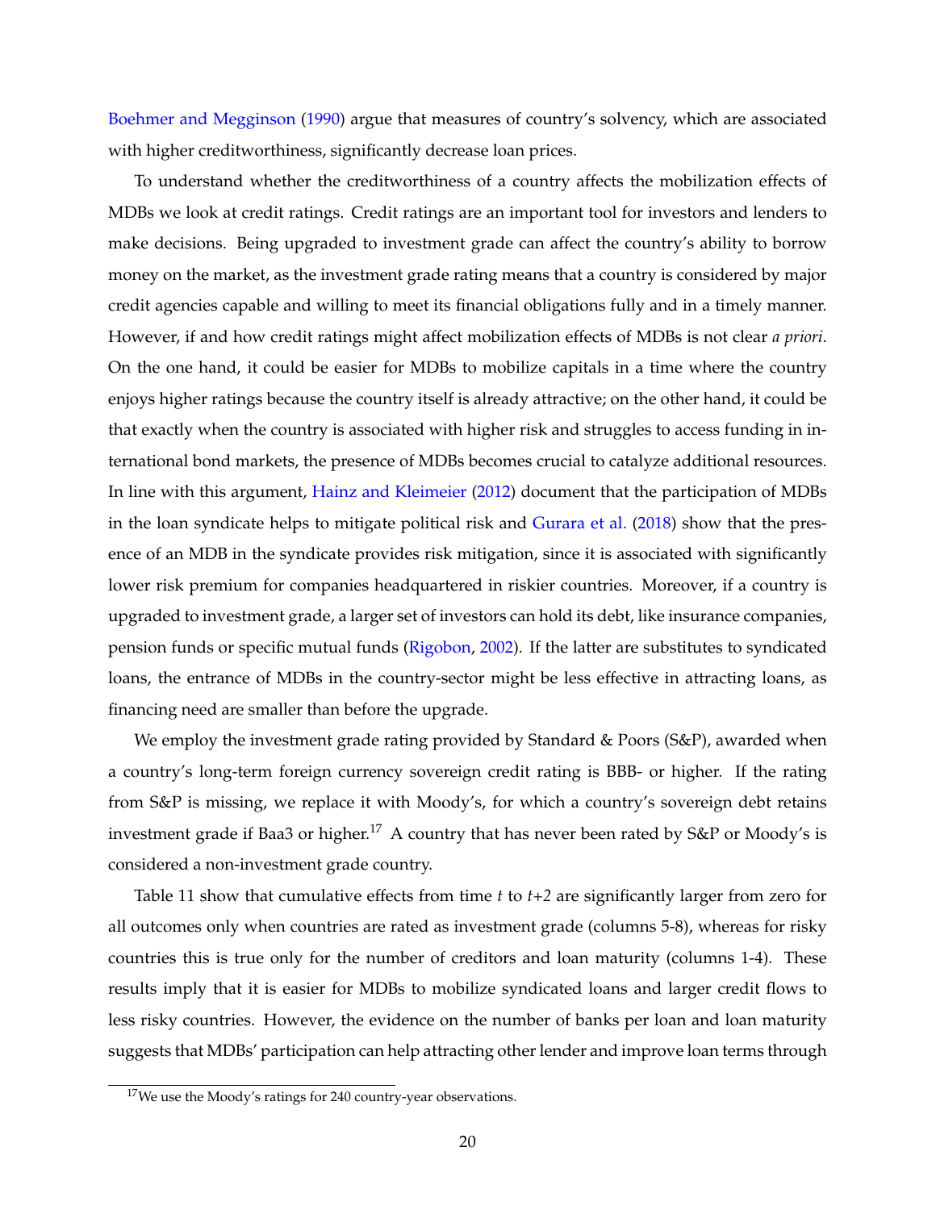Boehmer and Megginson (1990) argue that measures of country's solvency, which are associated with higher creditworthiness, significantly decrease loan prices.

To understand whether the creditworthiness of a country affects the mobilization effects of MDBs we look at credit ratings. Credit ratings are an important tool for investors and lenders to make decisions. Being upgraded to investment grade can affect the country's ability to borrow money on the market, as the investment grade rating means that a country is considered by major credit agencies capable and willing to meet its financial obligations fully and in a timely manner. However, if and how credit ratings might affect mobilization effects of MDBs is not clear *a priori*. On the one hand, it could be easier for MDBs to mobilize capitals in a time where the country enjoys higher ratings because the country itself is already attractive; on the other hand, it could be that exactly when the country is associated with higher risk and struggles to access funding in international bond markets, the presence of MDBs becomes crucial to catalyze additional resources. In line with this argument, Hainz and Kleimeier (2012) document that the participation of MDBs in the loan syndicate helps to mitigate political risk and Gurara et al. (2018) show that the presence of an MDB in the syndicate provides risk mitigation, since it is associated with significantly lower risk premium for companies headquartered in riskier countries. Moreover, if a country is upgraded to investment grade, a larger set of investors can hold its debt, like insurance companies, pension funds or specific mutual funds (Rigobon, 2002). If the latter are substitutes to syndicated loans, the entrance of MDBs in the country-sector might be less effective in attracting loans, as financing need are smaller than before the upgrade.

We employ the investment grade rating provided by Standard & Poors (S&P), awarded when a country's long-term foreign currency sovereign credit rating is BBB- or higher. If the rating from S&P is missing, we replace it with Moody's, for which a country's sovereign debt retains investment grade if Baa3 or higher.[17] A country that has never been rated by S&P or Moody's is considered a non-investment grade country.

Table 11 show that cumulative effects from time *t* to *t+2* are significantly larger from zero for all outcomes only when countries are rated as investment grade (columns 5-8), whereas for risky countries this is true only for the number of creditors and loan maturity (columns 1-4). These results imply that it is easier for MDBs to mobilize syndicated loans and larger credit flows to less risky countries. However, the evidence on the number of banks per loan and loan maturity suggests that MDBs' participation can help attracting other lender and improve loan terms through

[17] We use the Moody's ratings for 240 country-year observations.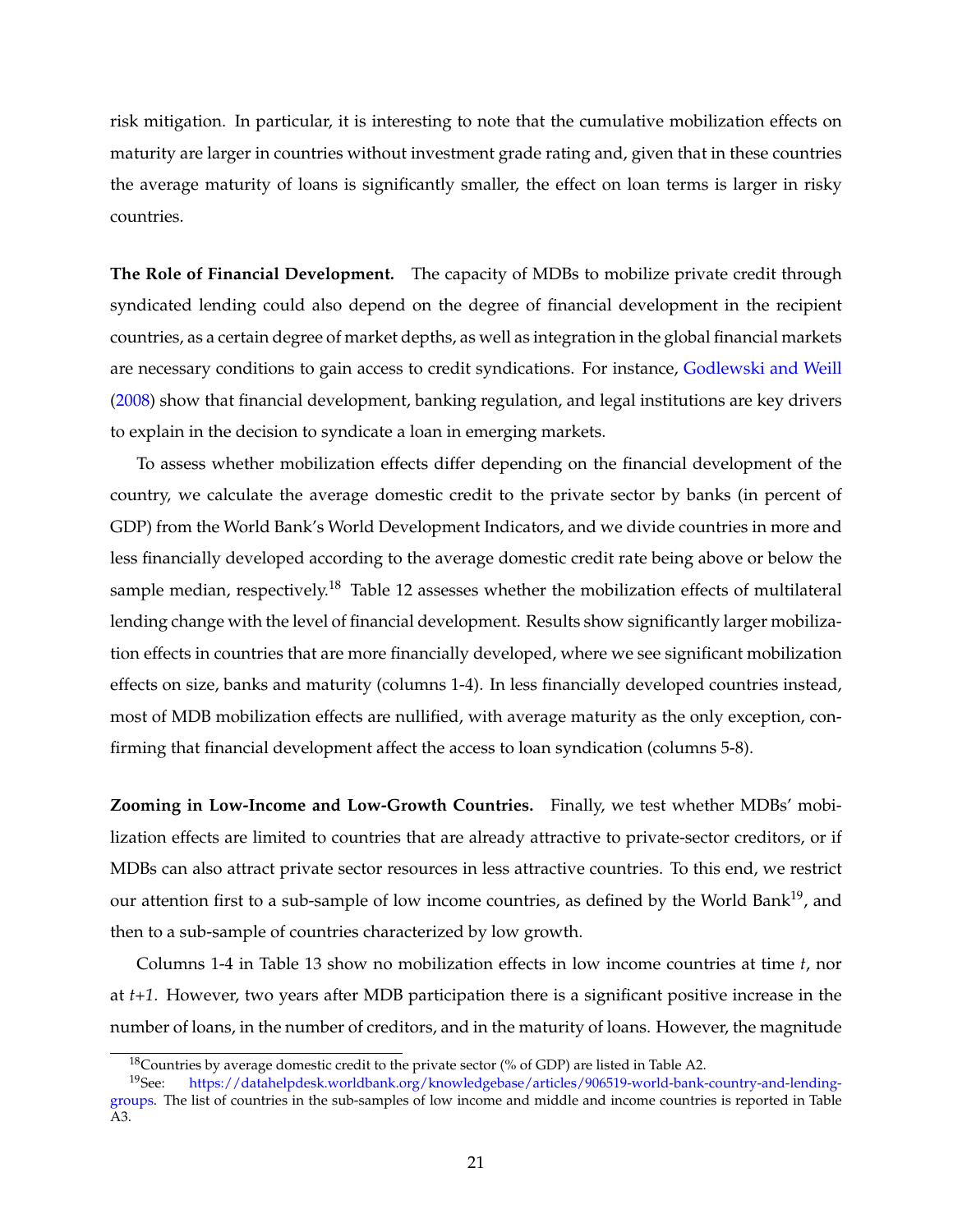risk mitigation. In particular, it is interesting to note that the cumulative mobilization effects on maturity are larger in countries without investment grade rating and, given that in these countries the average maturity of loans is significantly smaller, the effect on loan terms is larger in risky countries.

**The Role of Financial Development.** The capacity of MDBs to mobilize private credit through syndicated lending could also depend on the degree of financial development in the recipient countries, as a certain degree of market depths, as well as integration in the global financial markets are necessary conditions to gain access to credit syndications. For instance, Godlewski and Weill (2008) show that financial development, banking regulation, and legal institutions are key drivers to explain in the decision to syndicate a loan in emerging markets.

To assess whether mobilization effects differ depending on the financial development of the country, we calculate the average domestic credit to the private sector by banks (in percent of GDP) from the World Bank's World Development Indicators, and we divide countries in more and less financially developed according to the average domestic credit rate being above or below the sample median, respectively.[18] Table 12 assesses whether the mobilization effects of multilateral lending change with the level of financial development. Results show significantly larger mobilization effects in countries that are more financially developed, where we see significant mobilization effects on size, banks and maturity (columns 1-4). In less financially developed countries instead, most of MDB mobilization effects are nullified, with average maturity as the only exception, confirming that financial development affect the access to loan syndication (columns 5-8).

**Zooming in Low-Income and Low-Growth Countries.** Finally, we test whether MDBs' mobilization effects are limited to countries that are already attractive to private-sector creditors, or if MDBs can also attract private sector resources in less attractive countries. To this end, we restrict our attention first to a sub-sample of low income countries, as defined by the World Bank[19], and then to a sub-sample of countries characterized by low growth.

Columns 1-4 in Table 13 show no mobilization effects in low income countries at time *t*, nor at *t+1*. However, two years after MDB participation there is a significant positive increase in the number of loans, in the number of creditors, and in the maturity of loans. However, the magnitude

[18] Countries by average domestic credit to the private sector (% of GDP) are listed in Table A2.

[19] See: https://datahelpdesk.worldbank.org/knowledgebase/articles/906519-world-bank-country-and-lending-groups. The list of countries in the sub-samples of low income and middle and income countries is reported in Table A3.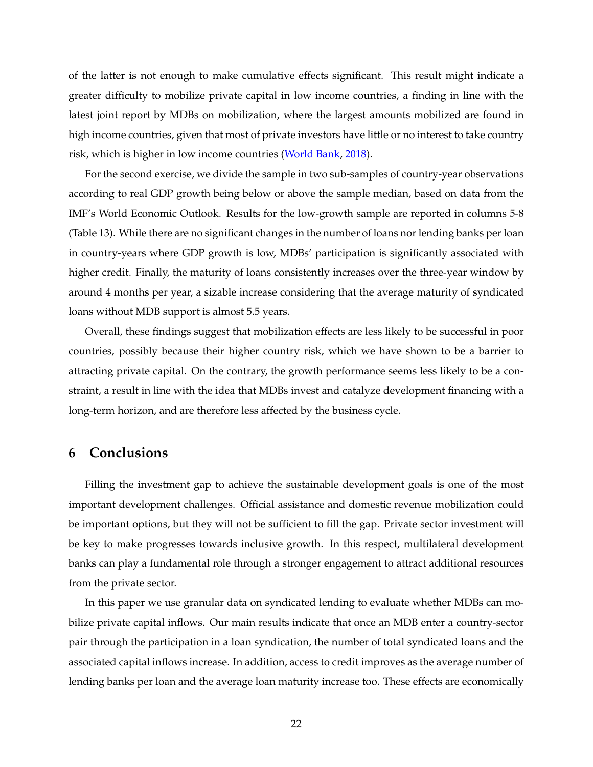of the latter is not enough to make cumulative effects significant. This result might indicate a greater difficulty to mobilize private capital in low income countries, a finding in line with the latest joint report by MDBs on mobilization, where the largest amounts mobilized are found in high income countries, given that most of private investors have little or no interest to take country risk, which is higher in low income countries (World Bank, 2018).

For the second exercise, we divide the sample in two sub-samples of country-year observations according to real GDP growth being below or above the sample median, based on data from the IMF's World Economic Outlook. Results for the low-growth sample are reported in columns 5-8 (Table 13). While there are no significant changes in the number of loans nor lending banks per loan in country-years where GDP growth is low, MDBs' participation is significantly associated with higher credit. Finally, the maturity of loans consistently increases over the three-year window by around 4 months per year, a sizable increase considering that the average maturity of syndicated loans without MDB support is almost 5.5 years.

Overall, these findings suggest that mobilization effects are less likely to be successful in poor countries, possibly because their higher country risk, which we have shown to be a barrier to attracting private capital. On the contrary, the growth performance seems less likely to be a constraint, a result in line with the idea that MDBs invest and catalyze development financing with a long-term horizon, and are therefore less affected by the business cycle.

# 6 Conclusions

Filling the investment gap to achieve the sustainable development goals is one of the most important development challenges. Official assistance and domestic revenue mobilization could be important options, but they will not be sufficient to fill the gap. Private sector investment will be key to make progresses towards inclusive growth. In this respect, multilateral development banks can play a fundamental role through a stronger engagement to attract additional resources from the private sector.

In this paper we use granular data on syndicated lending to evaluate whether MDBs can mobilize private capital inflows. Our main results indicate that once an MDB enter a country-sector pair through the participation in a loan syndication, the number of total syndicated loans and the associated capital inflows increase. In addition, access to credit improves as the average number of lending banks per loan and the average loan maturity increase too. These effects are economically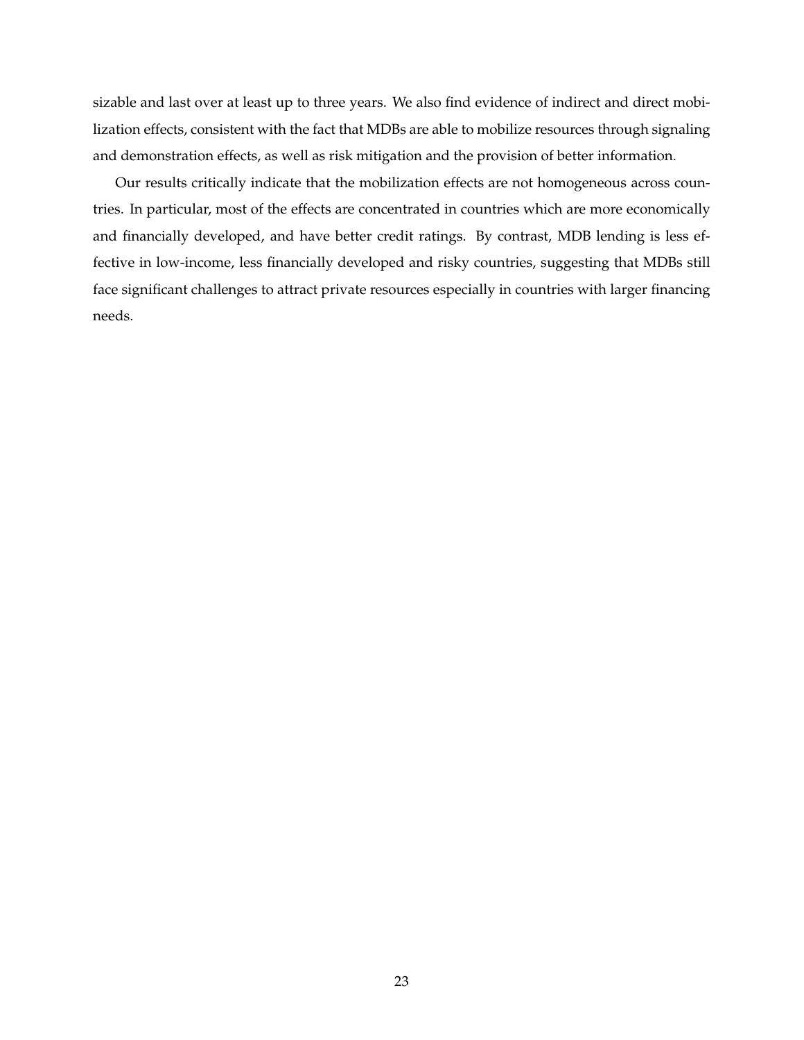sizable and last over at least up to three years. We also find evidence of indirect and direct mobilization effects, consistent with the fact that MDBs are able to mobilize resources through signaling and demonstration effects, as well as risk mitigation and the provision of better information.

Our results critically indicate that the mobilization effects are not homogeneous across countries. In particular, most of the effects are concentrated in countries which are more economically and financially developed, and have better credit ratings. By contrast, MDB lending is less effective in low-income, less financially developed and risky countries, suggesting that MDBs still face significant challenges to attract private resources especially in countries with larger financing needs.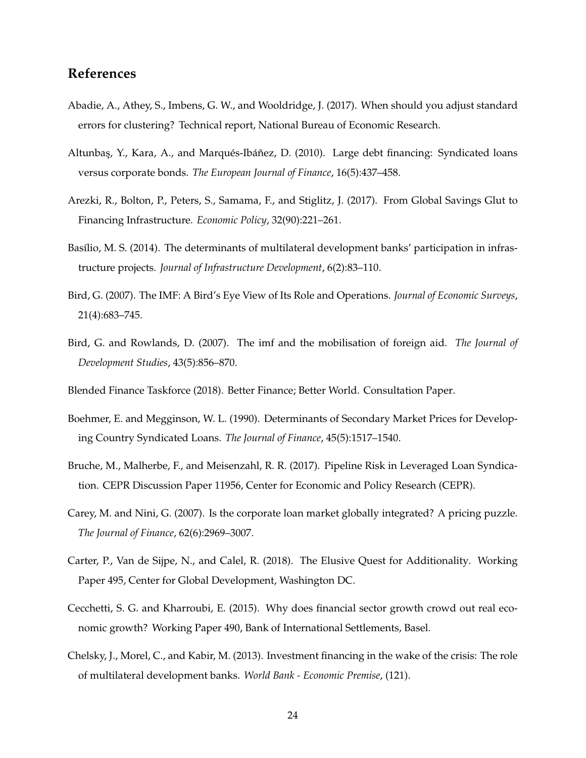## References

Abadie, A., Athey, S., Imbens, G. W., and Wooldridge, J. (2017). When should you adjust standard errors for clustering? Technical report, National Bureau of Economic Research.

Altunbaş, Y., Kara, A., and Marqués-Ibáñez, D. (2010). Large debt financing: Syndicated loans versus corporate bonds. *The European Journal of Finance*, 16(5):437–458.

Arezki, R., Bolton, P., Peters, S., Samama, F., and Stiglitz, J. (2017). From Global Savings Glut to Financing Infrastructure. *Economic Policy*, 32(90):221–261.

Basílio, M. S. (2014). The determinants of multilateral development banks' participation in infrastructure projects. *Journal of Infrastructure Development*, 6(2):83–110.

Bird, G. (2007). The IMF: A Bird's Eye View of Its Role and Operations. *Journal of Economic Surveys*, 21(4):683–745.

Bird, G. and Rowlands, D. (2007). The imf and the mobilisation of foreign aid. *The Journal of Development Studies*, 43(5):856–870.

Blended Finance Taskforce (2018). Better Finance; Better World. Consultation Paper.

Boehmer, E. and Megginson, W. L. (1990). Determinants of Secondary Market Prices for Developing Country Syndicated Loans. *The Journal of Finance*, 45(5):1517–1540.

Bruche, M., Malherbe, F., and Meisenzahl, R. R. (2017). Pipeline Risk in Leveraged Loan Syndication. CEPR Discussion Paper 11956, Center for Economic and Policy Research (CEPR).

Carey, M. and Nini, G. (2007). Is the corporate loan market globally integrated? A pricing puzzle. *The Journal of Finance*, 62(6):2969–3007.

Carter, P., Van de Sijpe, N., and Calel, R. (2018). The Elusive Quest for Additionality. Working Paper 495, Center for Global Development, Washington DC.

Cecchetti, S. G. and Kharroubi, E. (2015). Why does financial sector growth crowd out real economic growth? Working Paper 490, Bank of International Settlements, Basel.

Chelsky, J., Morel, C., and Kabir, M. (2013). Investment financing in the wake of the crisis: The role of multilateral development banks. *World Bank - Economic Premise*, (121).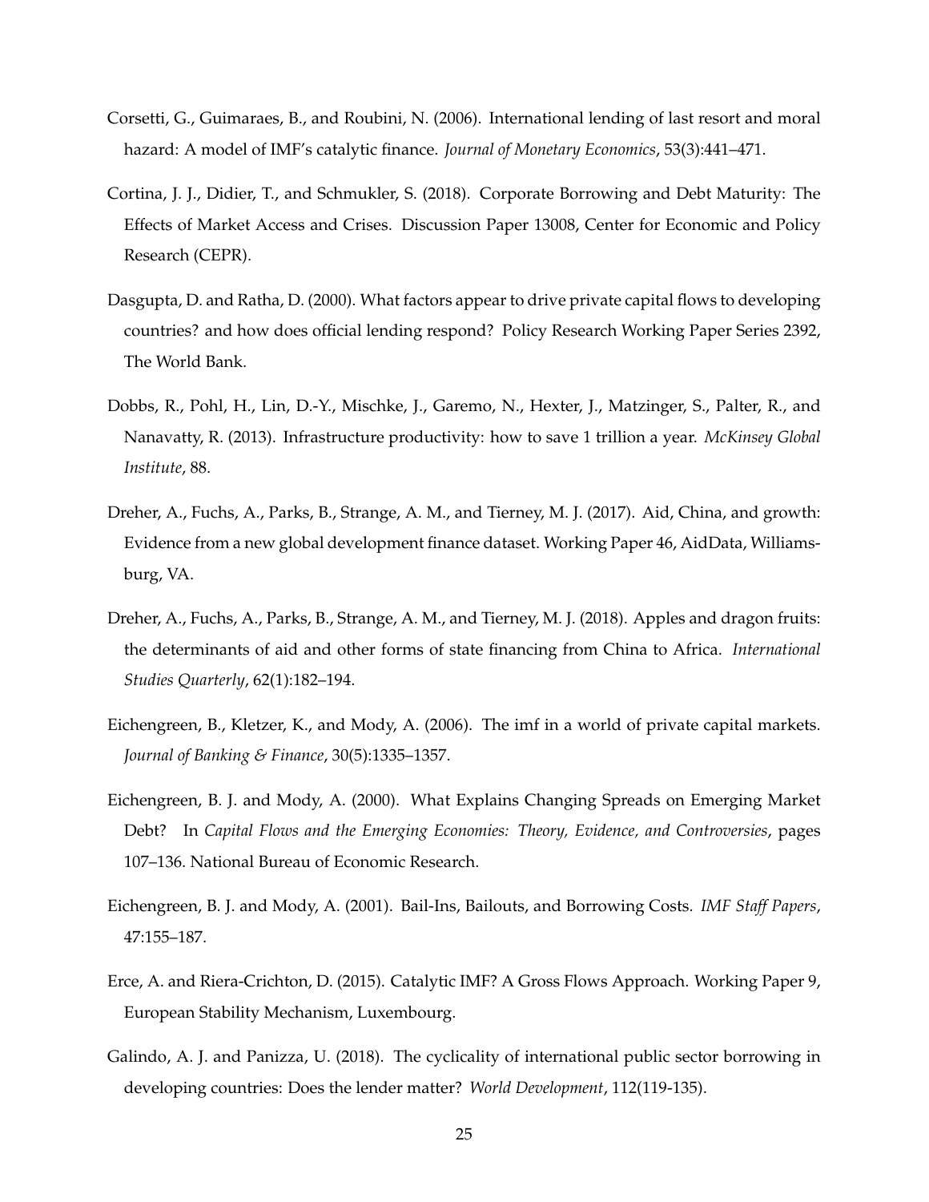Corsetti, G., Guimaraes, B., and Roubini, N. (2006). International lending of last resort and moral hazard: A model of IMF's catalytic finance. *Journal of Monetary Economics*, 53(3):441–471.

Cortina, J. J., Didier, T., and Schmukler, S. (2018). Corporate Borrowing and Debt Maturity: The Effects of Market Access and Crises. Discussion Paper 13008, Center for Economic and Policy Research (CEPR).

Dasgupta, D. and Ratha, D. (2000). What factors appear to drive private capital flows to developing countries? and how does official lending respond? Policy Research Working Paper Series 2392, The World Bank.

Dobbs, R., Pohl, H., Lin, D.-Y., Mischke, J., Garemo, N., Hexter, J., Matzinger, S., Palter, R., and Nanavatty, R. (2013). Infrastructure productivity: how to save 1 trillion a year. *McKinsey Global Institute*, 88.

Dreher, A., Fuchs, A., Parks, B., Strange, A. M., and Tierney, M. J. (2017). Aid, China, and growth: Evidence from a new global development finance dataset. Working Paper 46, AidData, Williamsburg, VA.

Dreher, A., Fuchs, A., Parks, B., Strange, A. M., and Tierney, M. J. (2018). Apples and dragon fruits: the determinants of aid and other forms of state financing from China to Africa. *International Studies Quarterly*, 62(1):182–194.

Eichengreen, B., Kletzer, K., and Mody, A. (2006). The imf in a world of private capital markets. *Journal of Banking & Finance*, 30(5):1335–1357.

Eichengreen, B. J. and Mody, A. (2000). What Explains Changing Spreads on Emerging Market Debt? In *Capital Flows and the Emerging Economies: Theory, Evidence, and Controversies*, pages 107–136. National Bureau of Economic Research.

Eichengreen, B. J. and Mody, A. (2001). Bail-Ins, Bailouts, and Borrowing Costs. *IMF Staff Papers*, 47:155–187.

Erce, A. and Riera-Crichton, D. (2015). Catalytic IMF? A Gross Flows Approach. Working Paper 9, European Stability Mechanism, Luxembourg.

Galindo, A. J. and Panizza, U. (2018). The cyclicality of international public sector borrowing in developing countries: Does the lender matter? *World Development*, 112(119-135).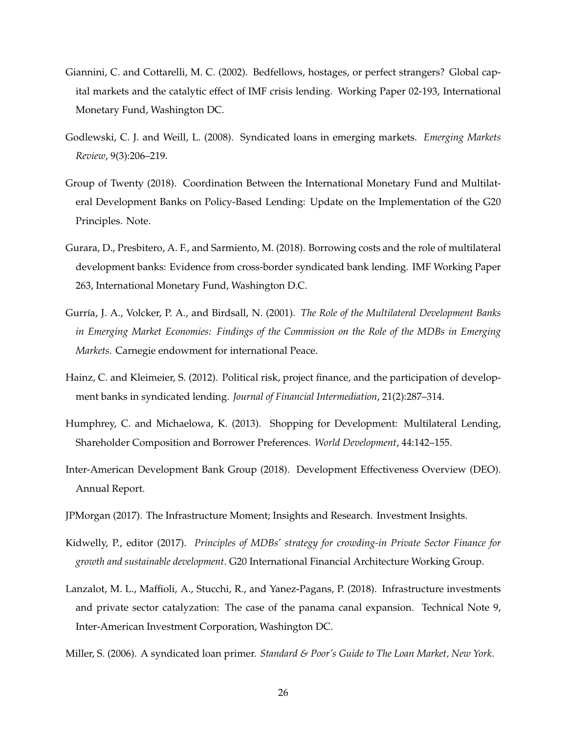Giannini, C. and Cottarelli, M. C. (2002). Bedfellows, hostages, or perfect strangers? Global capital markets and the catalytic effect of IMF crisis lending. Working Paper 02-193, International Monetary Fund, Washington DC.

Godlewski, C. J. and Weill, L. (2008). Syndicated loans in emerging markets. *Emerging Markets Review*, 9(3):206–219.

Group of Twenty (2018). Coordination Between the International Monetary Fund and Multilateral Development Banks on Policy-Based Lending: Update on the Implementation of the G20 Principles. Note.

Gurara, D., Presbitero, A. F., and Sarmiento, M. (2018). Borrowing costs and the role of multilateral development banks: Evidence from cross-border syndicated bank lending. IMF Working Paper 263, International Monetary Fund, Washington D.C.

Gurría, J. A., Volcker, P. A., and Birdsall, N. (2001). *The Role of the Multilateral Development Banks in Emerging Market Economies: Findings of the Commission on the Role of the MDBs in Emerging Markets*. Carnegie endowment for international Peace.

Hainz, C. and Kleimeier, S. (2012). Political risk, project finance, and the participation of development banks in syndicated lending. *Journal of Financial Intermediation*, 21(2):287–314.

Humphrey, C. and Michaelowa, K. (2013). Shopping for Development: Multilateral Lending, Shareholder Composition and Borrower Preferences. *World Development*, 44:142–155.

Inter-American Development Bank Group (2018). Development Effectiveness Overview (DEO). Annual Report.

JPMorgan (2017). The Infrastructure Moment; Insights and Research. Investment Insights.

Kidwelly, P., editor (2017). *Principles of MDBs' strategy for crowding-in Private Sector Finance for growth and sustainable development*. G20 International Financial Architecture Working Group.

Lanzalot, M. L., Maffioli, A., Stucchi, R., and Yanez-Pagans, P. (2018). Infrastructure investments and private sector catalyzation: The case of the panama canal expansion. Technical Note 9, Inter-American Investment Corporation, Washington DC.

Miller, S. (2006). A syndicated loan primer. *Standard & Poor's Guide to The Loan Market, New York*.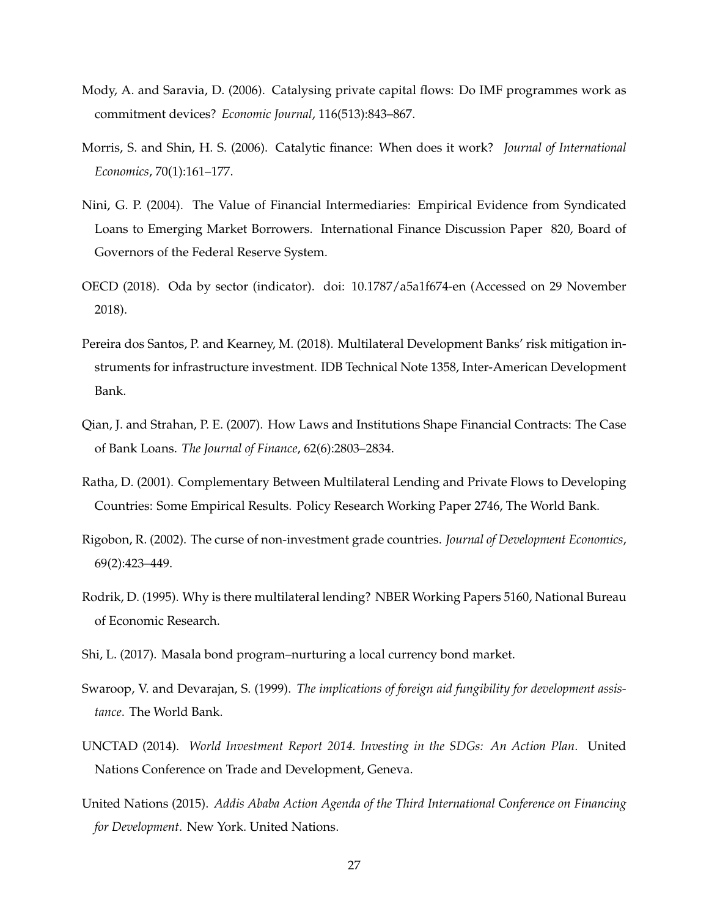Mody, A. and Saravia, D. (2006). Catalysing private capital flows: Do IMF programmes work as commitment devices? *Economic Journal*, 116(513):843–867.

Morris, S. and Shin, H. S. (2006). Catalytic finance: When does it work? *Journal of International Economics*, 70(1):161–177.

Nini, G. P. (2004). The Value of Financial Intermediaries: Empirical Evidence from Syndicated Loans to Emerging Market Borrowers. International Finance Discussion Paper 820, Board of Governors of the Federal Reserve System.

OECD (2018). Oda by sector (indicator). doi: 10.1787/a5a1f674-en (Accessed on 29 November 2018).

Pereira dos Santos, P. and Kearney, M. (2018). Multilateral Development Banks' risk mitigation instruments for infrastructure investment. IDB Technical Note 1358, Inter-American Development Bank.

Qian, J. and Strahan, P. E. (2007). How Laws and Institutions Shape Financial Contracts: The Case of Bank Loans. *The Journal of Finance*, 62(6):2803–2834.

Ratha, D. (2001). Complementary Between Multilateral Lending and Private Flows to Developing Countries: Some Empirical Results. Policy Research Working Paper 2746, The World Bank.

Rigobon, R. (2002). The curse of non-investment grade countries. *Journal of Development Economics*, 69(2):423–449.

Rodrik, D. (1995). Why is there multilateral lending? NBER Working Papers 5160, National Bureau of Economic Research.

Shi, L. (2017). Masala bond program–nurturing a local currency bond market.

Swaroop, V. and Devarajan, S. (1999). *The implications of foreign aid fungibility for development assistance*. The World Bank.

UNCTAD (2014). *World Investment Report 2014. Investing in the SDGs: An Action Plan*. United Nations Conference on Trade and Development, Geneva.

United Nations (2015). *Addis Ababa Action Agenda of the Third International Conference on Financing for Development*. New York. United Nations.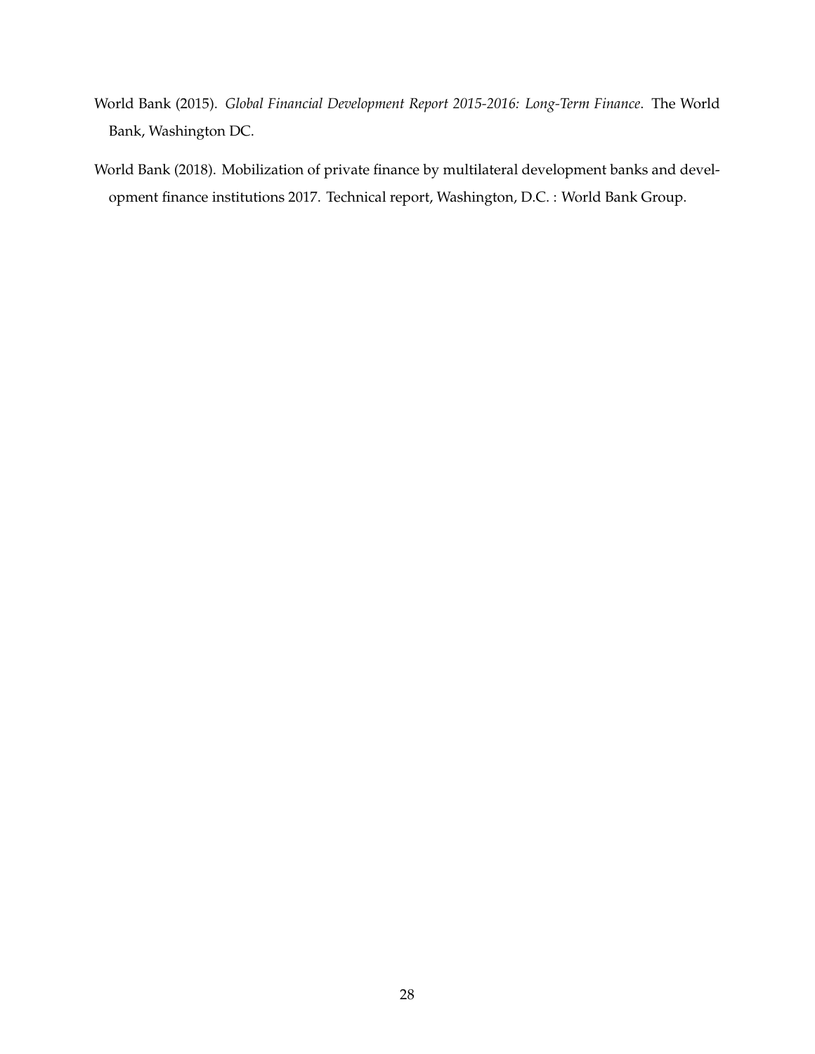World Bank (2015). *Global Financial Development Report 2015-2016: Long-Term Finance*. The World Bank, Washington DC.

World Bank (2018). Mobilization of private finance by multilateral development banks and development finance institutions 2017. Technical report, Washington, D.C. : World Bank Group.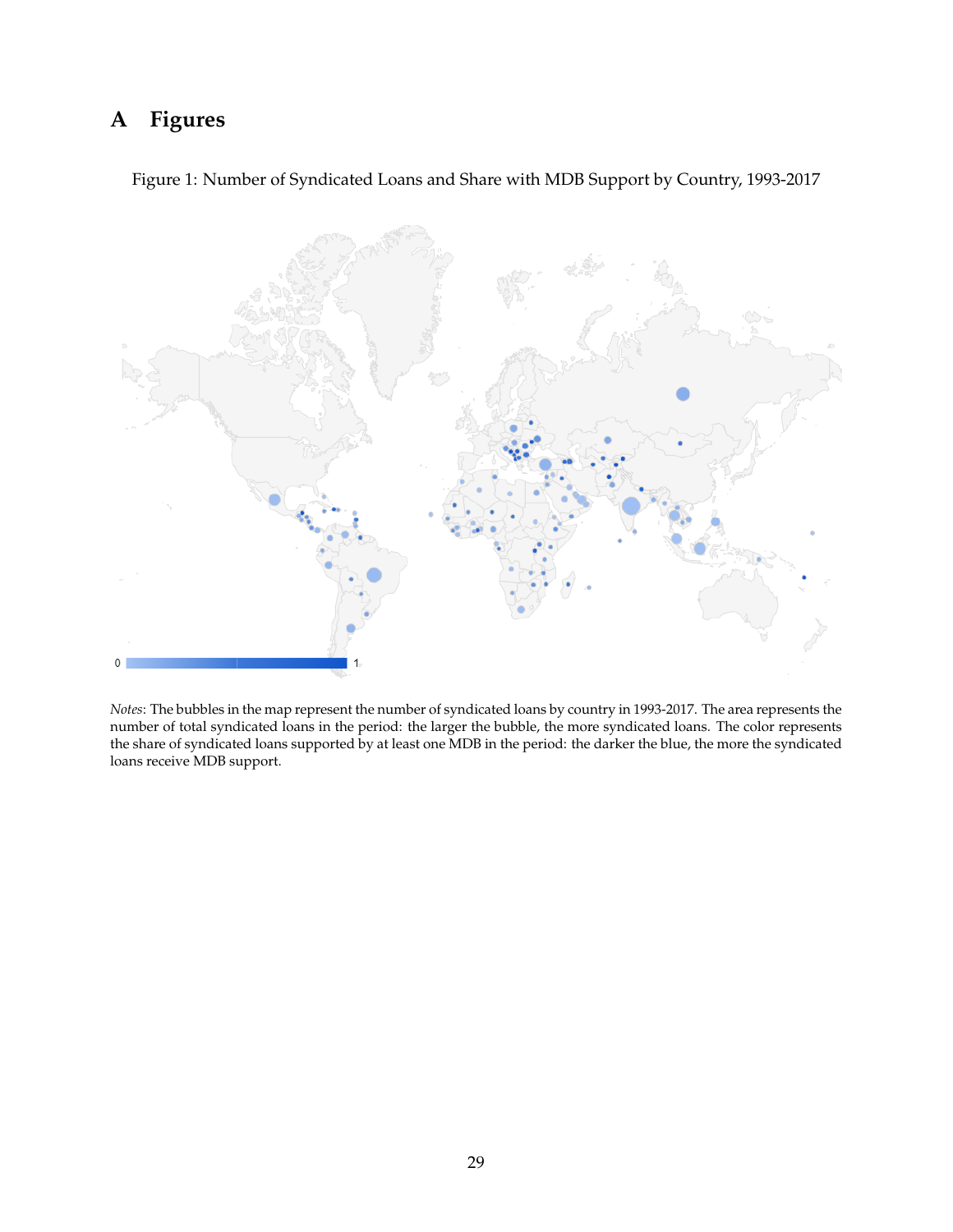# A Figures

Figure 1: Number of Syndicated Loans and Share with MDB Support by Country, 1993-2017

*Notes*: The bubbles in the map represent the number of syndicated loans by country in 1993-2017. The area represents the number of total syndicated loans in the period: the larger the bubble, the more syndicated loans. The color represents the share of syndicated loans supported by at least one MDB in the period: the darker the blue, the more the syndicated loans receive MDB support.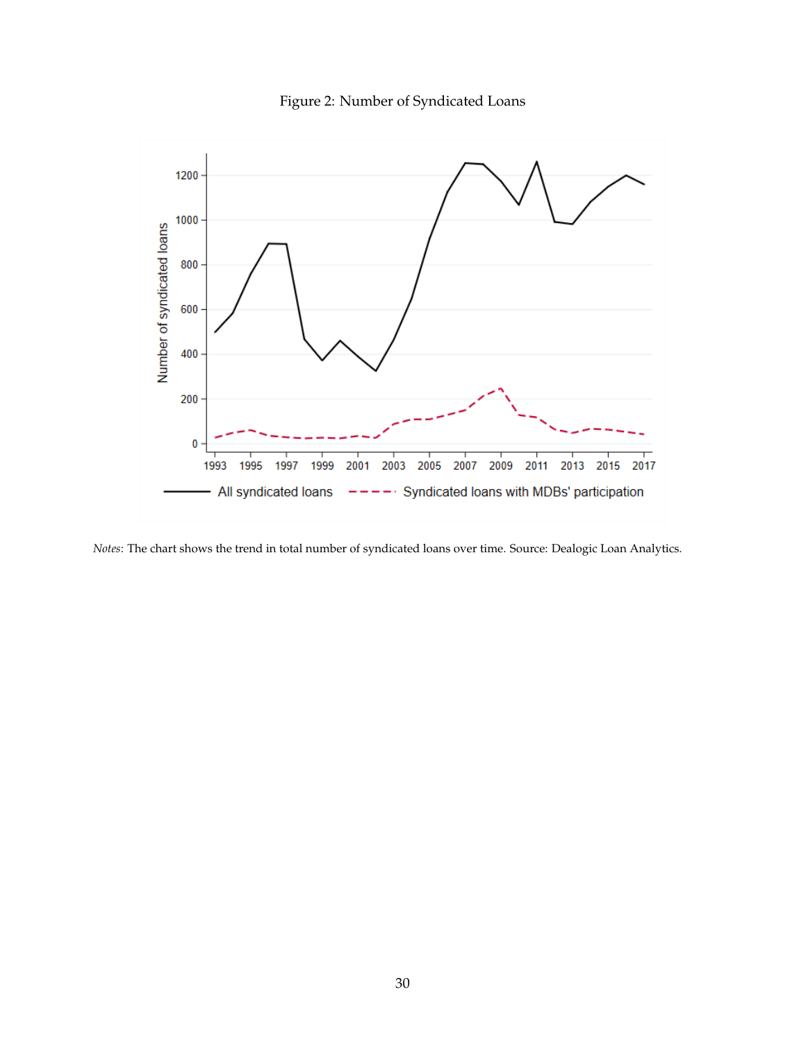Figure 2: Number of Syndicated Loans

*Notes*: The chart shows the trend in total number of syndicated loans over time. Source: Dealogic Loan Analytics.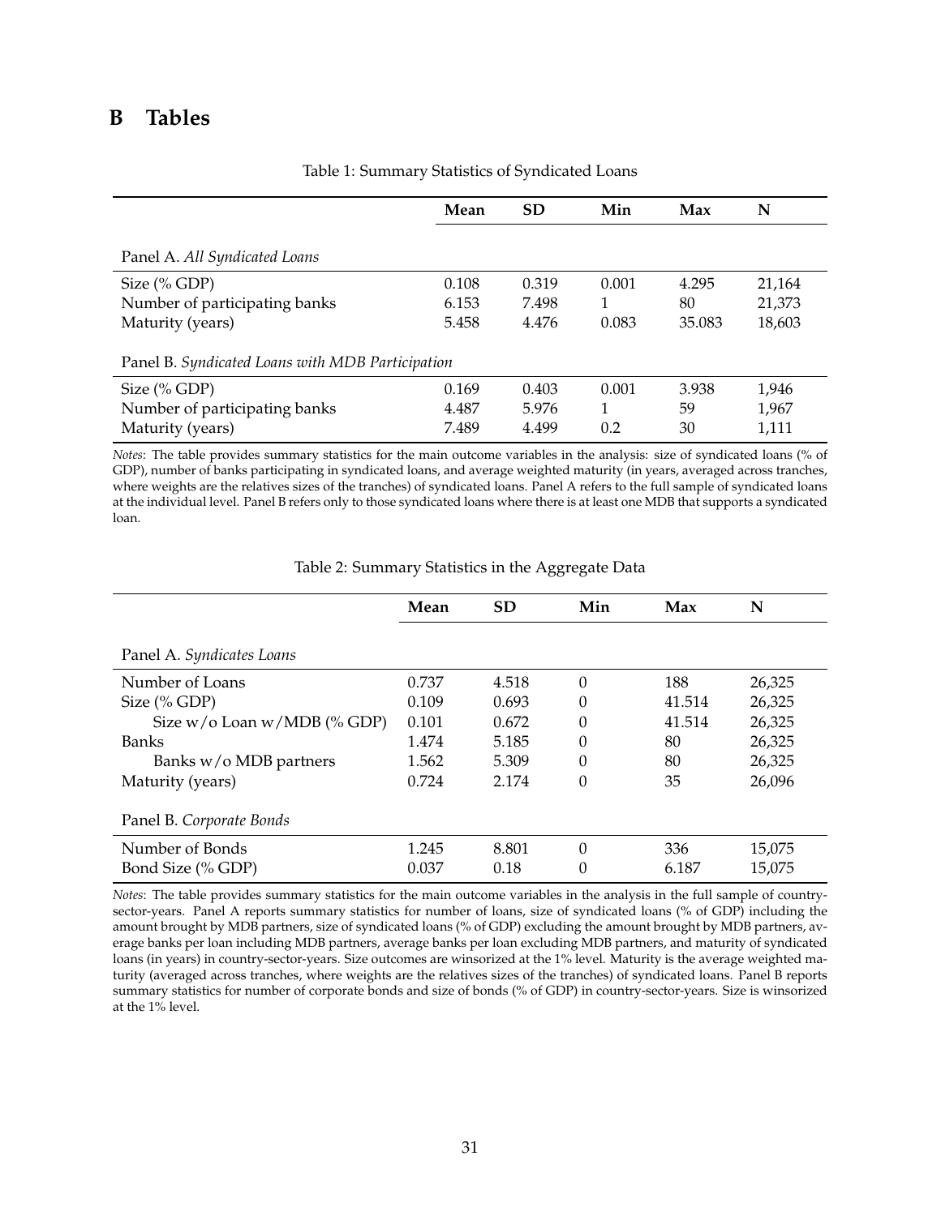## B Tables

Table 1: Summary Statistics of Syndicated Loans

| | **Mean** | **SD** | **Min** | **Max** | **N** |
|---|---|---|---|---|---|
| Panel A. *All Syndicated Loans* | | | | | |
| Size (% GDP) | 0.108 | 0.319 | 0.001 | 4.295 | 21,164 |
| Number of participating banks | 6.153 | 7.498 | 1 | 80 | 21,373 |
| Maturity (years) | 5.458 | 4.476 | 0.083 | 35.083 | 18,603 |
| Panel B. *Syndicated Loans with MDB Participation* | | | | | |
| Size (% GDP) | 0.169 | 0.403 | 0.001 | 3.938 | 1,946 |
| Number of participating banks | 4.487 | 5.976 | 1 | 59 | 1,967 |
| Maturity (years) | 7.489 | 4.499 | 0.2 | 30 | 1,111 |

*Notes*: The table provides summary statistics for the main outcome variables in the analysis: size of syndicated loans (% of GDP), number of banks participating in syndicated loans, and average weighted maturity (in years, averaged across tranches, where weights are the relatives sizes of the tranches) of syndicated loans. Panel A refers to the full sample of syndicated loans at the individual level. Panel B refers only to those syndicated loans where there is at least one MDB that supports a syndicated loan.

Table 2: Summary Statistics in the Aggregate Data

| | **Mean** | **SD** | **Min** | **Max** | **N** |
|---|---|---|---|---|---|
| Panel A. *Syndicates Loans* | | | | | |
| Number of Loans | 0.737 | 4.518 | 0 | 188 | 26,325 |
| Size (% GDP) | 0.109 | 0.693 | 0 | 41.514 | 26,325 |
| Size w/o Loan w/MDB (% GDP) | 0.101 | 0.672 | 0 | 41.514 | 26,325 |
| Banks | 1.474 | 5.185 | 0 | 80 | 26,325 |
| Banks w/o MDB partners | 1.562 | 5.309 | 0 | 80 | 26,325 |
| Maturity (years) | 0.724 | 2.174 | 0 | 35 | 26,096 |
| Panel B. *Corporate Bonds* | | | | | |
| Number of Bonds | 1.245 | 8.801 | 0 | 336 | 15,075 |
| Bond Size (% GDP) | 0.037 | 0.18 | 0 | 6.187 | 15,075 |

*Notes*: The table provides summary statistics for the main outcome variables in the analysis in the full sample of country-sector-years. Panel A reports summary statistics for number of loans, size of syndicated loans (% of GDP) including the amount brought by MDB partners, size of syndicated loans (% of GDP) excluding the amount brought by MDB partners, average banks per loan including MDB partners, average banks per loan excluding MDB partners, and maturity of syndicated loans (in years) in country-sector-years. Size outcomes are winsorized at the 1% level. Maturity is the average weighted maturity (averaged across tranches, where weights are the relatives sizes of the tranches) of syndicated loans. Panel B reports summary statistics for number of corporate bonds and size of bonds (% of GDP) in country-sector-years. Size is winsorized at the 1% level.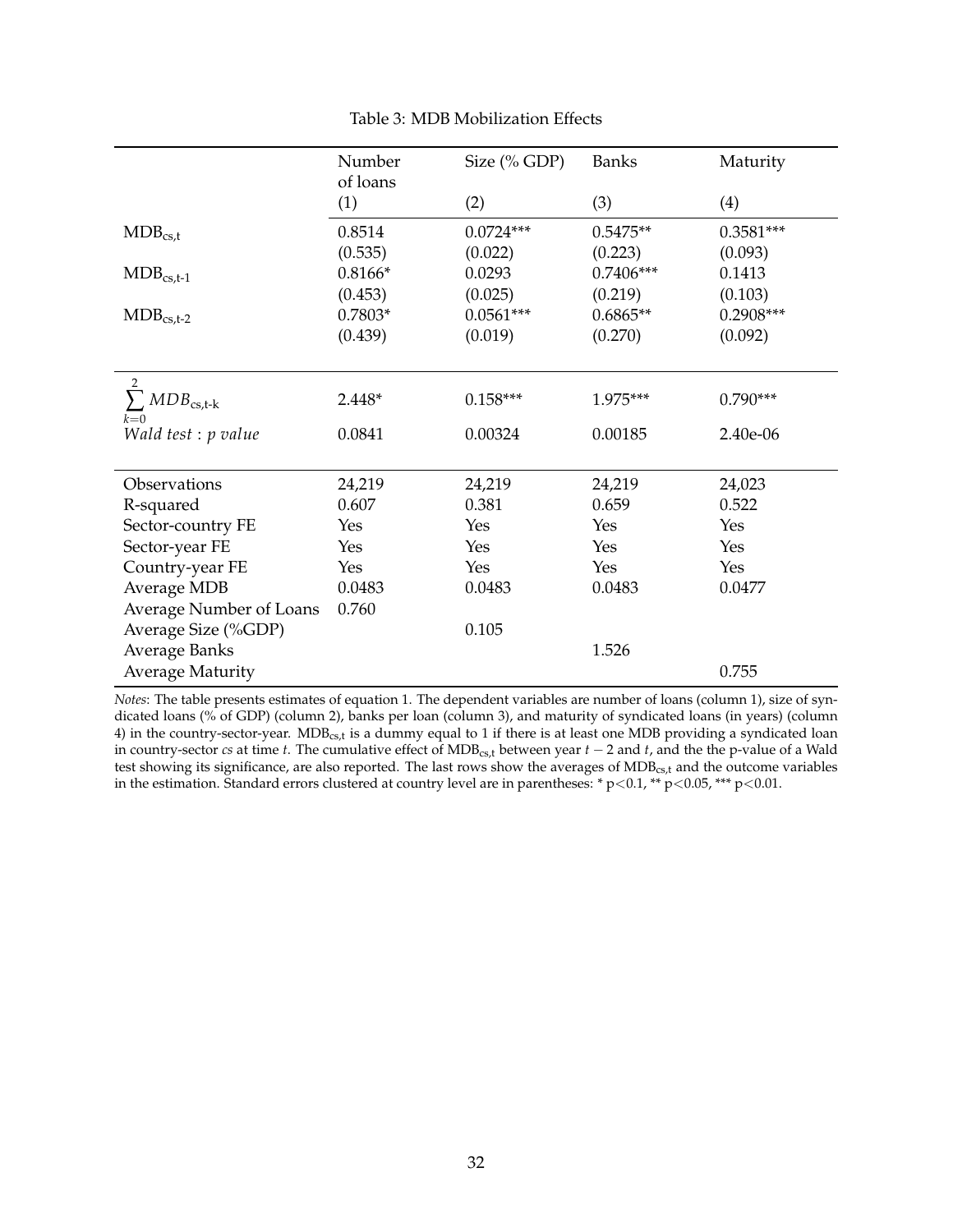Table 3: MDB Mobilization Effects

| | Number of loans | Size (% GDP) | Banks | Maturity |
|---|---|---|---|---|
| | (1) | (2) | (3) | (4) |
| $\text{MDB}_{\text{cs,t}}$ | 0.8514 | 0.0724*** | 0.5475** | 0.3581*** |
| | (0.535) | (0.022) | (0.223) | (0.093) |
| $\text{MDB}_{\text{cs,t-1}}$ | 0.8166* | 0.0293 | 0.7406*** | 0.1413 |
| | (0.453) | (0.025) | (0.219) | (0.103) |
| $\text{MDB}_{\text{cs,t-2}}$ | 0.7803* | 0.0561*** | 0.6865** | 0.2908*** |
| | (0.439) | (0.019) | (0.270) | (0.092) |
| $\sum_{k=0}^{2} MDB_{\text{cs,t-k}}$ | 2.448* | 0.158*** | 1.975*** | 0.790*** |
| $Wald\ test : p\ value$ | 0.0841 | 0.00324 | 0.00185 | 2.40e-06 |
| Observations | 24,219 | 24,219 | 24,219 | 24,023 |
| R-squared | 0.607 | 0.381 | 0.659 | 0.522 |
| Sector-country FE | Yes | Yes | Yes | Yes |
| Sector-year FE | Yes | Yes | Yes | Yes |
| Country-year FE | Yes | Yes | Yes | Yes |
| Average MDB | 0.0483 | 0.0483 | 0.0483 | 0.0477 |
| Average Number of Loans | 0.760 | | | |
| Average Size (%GDP) | | 0.105 | | |
| Average Banks | | | 1.526 | |
| Average Maturity | | | | 0.755 |

*Notes*: The table presents estimates of equation 1. The dependent variables are number of loans (column 1), size of syndicated loans (% of GDP) (column 2), banks per loan (column 3), and maturity of syndicated loans (in years) (column 4) in the country-sector-year. $\text{MDB}_{\text{cs,t}}$ is a dummy equal to 1 if there is at least one MDB providing a syndicated loan in country-sector *cs* at time *t*. The cumulative effect of $\text{MDB}_{\text{cs,t}}$ between year $t-2$ and $t$, and the the p-value of a Wald test showing its significance, are also reported. The last rows show the averages of $\text{MDB}_{\text{cs,t}}$ and the outcome variables in the estimation. Standard errors clustered at country level are in parentheses: * $p<0.1$, ** $p<0.05$, *** $p<0.01$.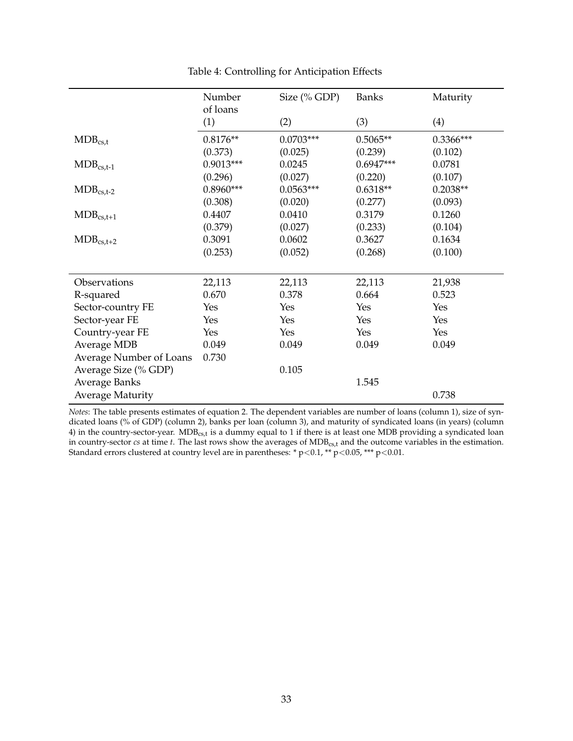Table 4: Controlling for Anticipation Effects

| | Number of loans | Size (% GDP) | Banks | Maturity |
|---|---|---|---|---|
| | (1) | (2) | (3) | (4) |
| $MDB_{cs,t}$ | 0.8176** | 0.0703*** | 0.5065** | 0.3366*** |
| | (0.373) | (0.025) | (0.239) | (0.102) |
| $MDB_{cs,t-1}$ | 0.9013*** | 0.0245 | 0.6947*** | 0.0781 |
| | (0.296) | (0.027) | (0.220) | (0.107) |
| $MDB_{cs,t-2}$ | 0.8960*** | 0.0563*** | 0.6318** | 0.2038** |
| | (0.308) | (0.020) | (0.277) | (0.093) |
| $MDB_{cs,t+1}$ | 0.4407 | 0.0410 | 0.3179 | 0.1260 |
| | (0.379) | (0.027) | (0.233) | (0.104) |
| $MDB_{cs,t+2}$ | 0.3091 | 0.0602 | 0.3627 | 0.1634 |
| | (0.253) | (0.052) | (0.268) | (0.100) |
| Observations | 22,113 | 22,113 | 22,113 | 21,938 |
| R-squared | 0.670 | 0.378 | 0.664 | 0.523 |
| Sector-country FE | Yes | Yes | Yes | Yes |
| Sector-year FE | Yes | Yes | Yes | Yes |
| Country-year FE | Yes | Yes | Yes | Yes |
| Average MDB | 0.049 | 0.049 | 0.049 | 0.049 |
| Average Number of Loans | 0.730 | | | |
| Average Size (% GDP) | | 0.105 | | |
| Average Banks | | | 1.545 | |
| Average Maturity | | | | 0.738 |

*Notes*: The table presents estimates of equation 2. The dependent variables are number of loans (column 1), size of syndicated loans (% of GDP) (column 2), banks per loan (column 3), and maturity of syndicated loans (in years) (column 4) in the country-sector-year. $MDB_{cs,t}$ is a dummy equal to 1 if there is at least one MDB providing a syndicated loan in country-sector *cs* at time *t*. The last rows show the averages of $MDB_{cs,t}$ and the outcome variables in the estimation. Standard errors clustered at country level are in parentheses: * $p<0.1$, ** $p<0.05$, *** $p<0.01$.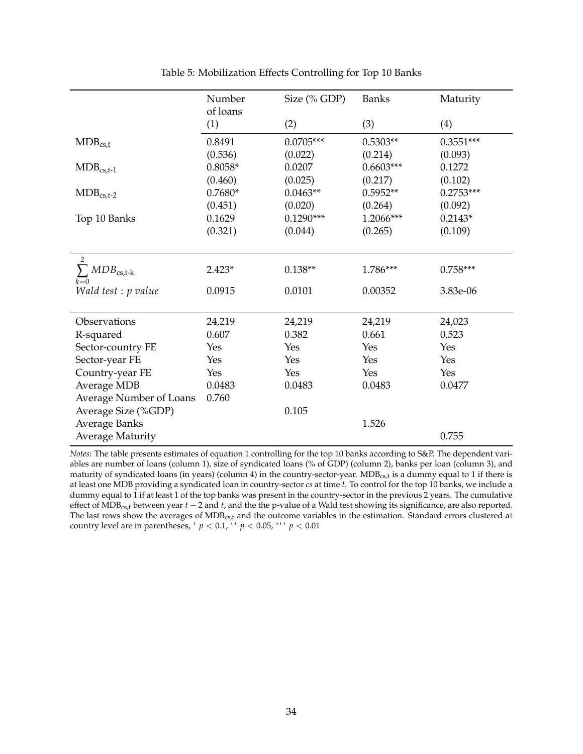Table 5: Mobilization Effects Controlling for Top 10 Banks

| | Number of loans | Size (% GDP) | Banks | Maturity |
|---|---|---|---|---|
| | (1) | (2) | (3) | (4) |
| $MDB_{cs,t}$ | 0.8491 | 0.0705*** | 0.5303** | 0.3551*** |
| | (0.536) | (0.022) | (0.214) | (0.093) |
| $MDB_{cs,t-1}$ | 0.8058* | 0.0207 | 0.6603*** | 0.1272 |
| | (0.460) | (0.025) | (0.217) | (0.102) |
| $MDB_{cs,t-2}$ | 0.7680* | 0.0463** | 0.5952** | 0.2753*** |
| | (0.451) | (0.020) | (0.264) | (0.092) |
| Top 10 Banks | 0.1629 | 0.1290*** | 1.2066*** | 0.2143* |
| | (0.321) | (0.044) | (0.265) | (0.109) |
| $\sum_{k=0}^{2} MDB_{cs,t-k}$ | 2.423* | 0.138** | 1.786*** | 0.758*** |
| $Wald\ test : p\ value$ | 0.0915 | 0.0101 | 0.00352 | 3.83e-06 |
| Observations | 24,219 | 24,219 | 24,219 | 24,023 |
| R-squared | 0.607 | 0.382 | 0.661 | 0.523 |
| Sector-country FE | Yes | Yes | Yes | Yes |
| Sector-year FE | Yes | Yes | Yes | Yes |
| Country-year FE | Yes | Yes | Yes | Yes |
| Average MDB | 0.0483 | 0.0483 | 0.0483 | 0.0477 |
| Average Number of Loans | 0.760 | | | |
| Average Size (%GDP) | | 0.105 | | |
| Average Banks | | | 1.526 | |
| Average Maturity | | | | 0.755 |

*Notes*: The table presents estimates of equation 1 controlling for the top 10 banks according to S&P. The dependent variables are number of loans (column 1), size of syndicated loans (% of GDP) (column 2), banks per loan (column 3), and maturity of syndicated loans (in years) (column 4) in the country-sector-year. $MDB_{cs,t}$ is a dummy equal to 1 if there is at least one MDB providing a syndicated loan in country-sector *cs* at time *t*. To control for the top 10 banks, we include a dummy equal to 1 if at least 1 of the top banks was present in the country-sector in the previous 2 years. The cumulative effect of $MDB_{cs,t}$ between year $t-2$ and $t$, and the the p-value of a Wald test showing its significance, are also reported. The last rows show the averages of $MDB_{cs,t}$ and the outcome variables in the estimation. Standard errors clustered at country level are in parentheses, $^{*}\ p < 0.1$, $^{**}\ p < 0.05$, $^{***}\ p < 0.01$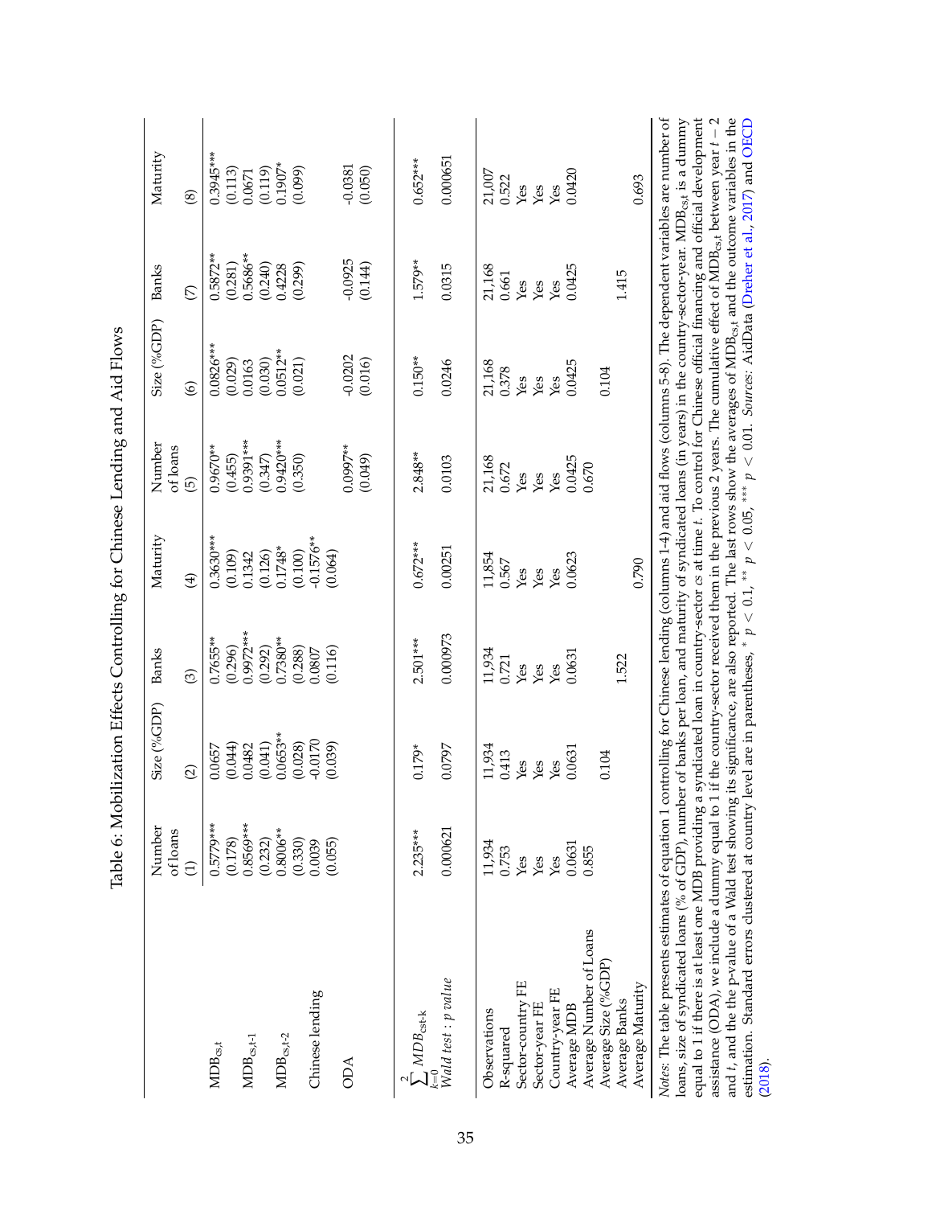Table 6: Mobilization Effects Controlling for Chinese Lending and Aid Flows

| | Number of loans (1) | Size (%GDP) (2) | Banks (3) | Maturity (4) | Number of loans (5) | Size (%GDP) (6) | Banks (7) | Maturity (8) |
|---|---|---|---|---|---|---|---|---|
| $MDB_{cs,t}$ | 0.5779*** | 0.0657 | 0.7655** | 0.3630*** | 0.9670** | 0.0826*** | 0.5872** | 0.3945*** |
| | (0.178) | (0.044) | (0.296) | (0.109) | (0.455) | (0.029) | (0.281) | (0.113) |
| $MDB_{cs,t\text{-}1}$ | 0.8569*** | 0.0482 | 0.9972*** | 0.1342 | 0.9391*** | 0.0163 | 0.5686** | 0.0671 |
| | (0.232) | (0.041) | (0.292) | (0.126) | (0.347) | (0.030) | (0.240) | (0.119) |
| $MDB_{cs,t\text{-}2}$ | 0.8006** | 0.0653** | 0.7380** | 0.1748* | 0.9420*** | 0.0512** | 0.4228 | 0.1907* |
| | (0.330) | (0.028) | (0.288) | (0.100) | (0.350) | (0.021) | (0.299) | (0.099) |
| Chinese lending | 0.0039 | -0.0170 | 0.0807 | -0.1576** | | | | |
| | (0.055) | (0.039) | (0.116) | (0.064) | | | | |
| ODA | | | | | 0.0997** | -0.0202 | -0.0925 | -0.0381 |
| | | | | | (0.049) | (0.016) | (0.144) | (0.050) |
| $\sum_{k=0}^{2} MDB_{cst\text{-}k}$ | 2.235*** | 0.179* | 2.501*** | 0.672*** | 2.848** | 0.150** | 1.579** | 0.652*** |
| *Wald test : p value* | 0.000621 | 0.0797 | 0.000973 | 0.00251 | 0.0103 | 0.0246 | 0.0315 | 0.000651 |
| Observations | 11,934 | 11,934 | 11,934 | 11,854 | 21,168 | 21,168 | 21,168 | 21,007 |
| R-squared | 0.753 | 0.413 | 0.721 | 0.567 | 0.672 | 0.378 | 0.661 | 0.522 |
| Sector-country FE | Yes | Yes | Yes | Yes | Yes | Yes | Yes | Yes |
| Sector-year FE | Yes | Yes | Yes | Yes | Yes | Yes | Yes | Yes |
| Country-year FE | Yes | Yes | Yes | Yes | Yes | Yes | Yes | Yes |
| Average MDB | 0.0631 | 0.0631 | 0.0631 | 0.0623 | 0.0425 | 0.0425 | 0.0425 | 0.0420 |
| Average Number of Loans | 0.855 | | | | 0.670 | | | |
| Average Size (%GDP) | | 0.104 | | | | 0.104 | | |
| Average Banks | | | 1.522 | | | | 1.415 | |
| Average Maturity | | | | 0.790 | | | | 0.693 |

*Notes*: The table presents estimates of equation 1 controlling for Chinese lending (columns 1-4) and aid flows (columns 5-8). The dependent variables are number of loans, size of syndicated loans (% of GDP), number of banks per loan, and maturity of syndicated loans (in years) in the country-sector-year. $MDB_{cs,t}$ is a dummy equal to 1 if there is at least one MDB providing a syndicated loan in country-sector *cs* at time *t*. To control for Chinese official financing and official development assistance (ODA), we include a dummy equal to 1 if the country-sector received them in the previous 2 years. The cumulative effect of $MDB_{cs,t}$ between year $t-2$ and $t$, and the the p-value of a Wald test showing its significance, are also reported. The last rows show the averages of $MDB_{cs,t}$ and the outcome variables in the estimation. Standard errors clustered at country level are in parentheses, * $p < 0.1$, ** $p < 0.05$, *** $p < 0.01$. *Sources*: AidData (Dreher et al., 2017) and OECD (2018).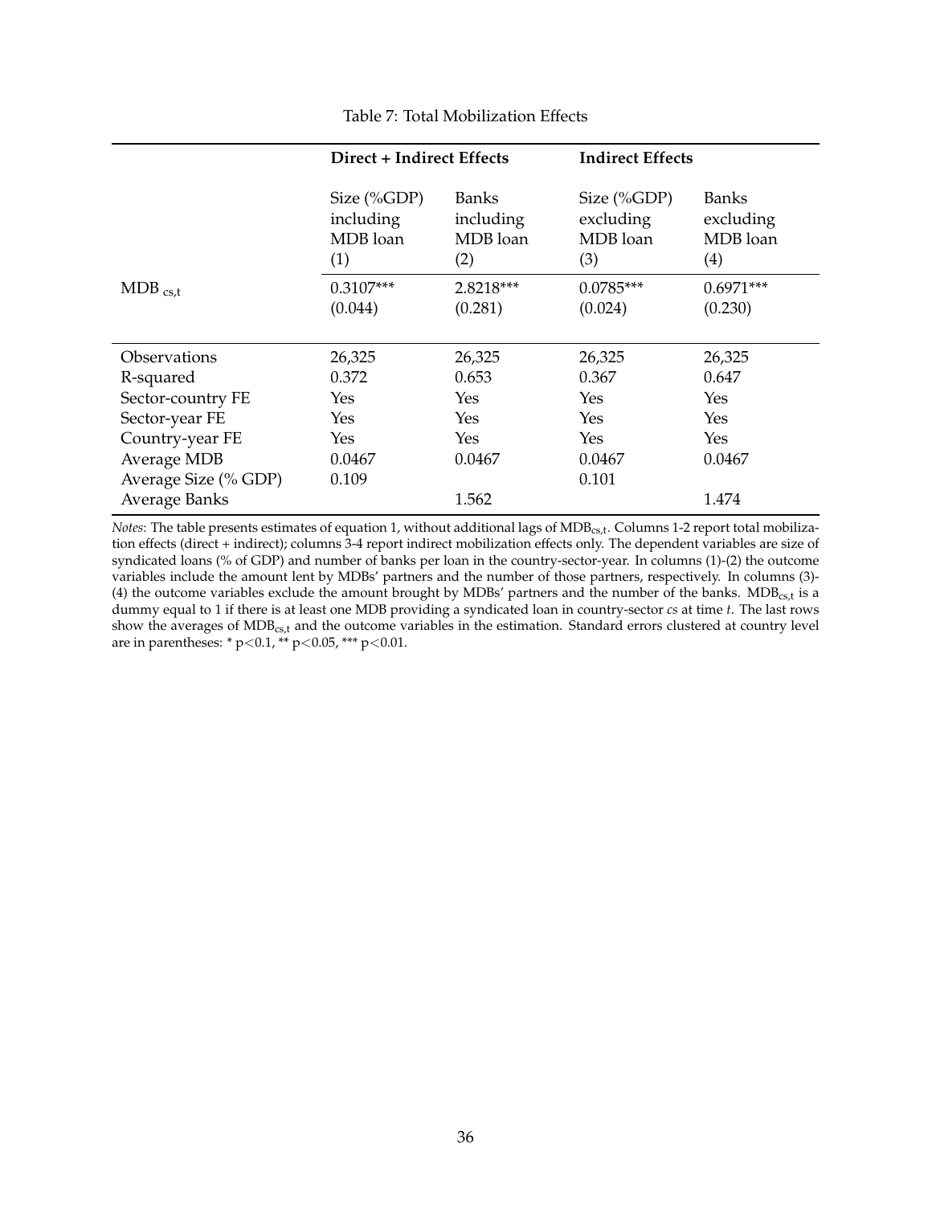Table 7: Total Mobilization Effects

| | **Direct + Indirect Effects** | | **Indirect Effects** | |
|---|---|---|---|---|
| | Size (%GDP) including MDB loan | Banks including MDB loan | Size (%GDP) excluding MDB loan | Banks excluding MDB loan |
| | (1) | (2) | (3) | (4) |
| $MDB_{cs,t}$ | 0.3107*** | 2.8218*** | 0.0785*** | 0.6971*** |
| | (0.044) | (0.281) | (0.024) | (0.230) |
| Observations | 26,325 | 26,325 | 26,325 | 26,325 |
| R-squared | 0.372 | 0.653 | 0.367 | 0.647 |
| Sector-country FE | Yes | Yes | Yes | Yes |
| Sector-year FE | Yes | Yes | Yes | Yes |
| Country-year FE | Yes | Yes | Yes | Yes |
| Average MDB | 0.0467 | 0.0467 | 0.0467 | 0.0467 |
| Average Size (% GDP) | 0.109 | | 0.101 | |
| Average Banks | | 1.562 | | 1.474 |

*Notes*: The table presents estimates of equation 1, without additional lags of $MDB_{cs,t}$. Columns 1-2 report total mobilization effects (direct + indirect); columns 3-4 report indirect mobilization effects only. The dependent variables are size of syndicated loans (% of GDP) and number of banks per loan in the country-sector-year. In columns (1)-(2) the outcome variables include the amount lent by MDBs' partners and the number of those partners, respectively. In columns (3)-(4) the outcome variables exclude the amount brought by MDBs' partners and the number of the banks. $MDB_{cs,t}$ is a dummy equal to 1 if there is at least one MDB providing a syndicated loan in country-sector *cs* at time *t*. The last rows show the averages of $MDB_{cs,t}$ and the outcome variables in the estimation. Standard errors clustered at country level are in parentheses: * $p<0.1$, ** $p<0.05$, *** $p<0.01$.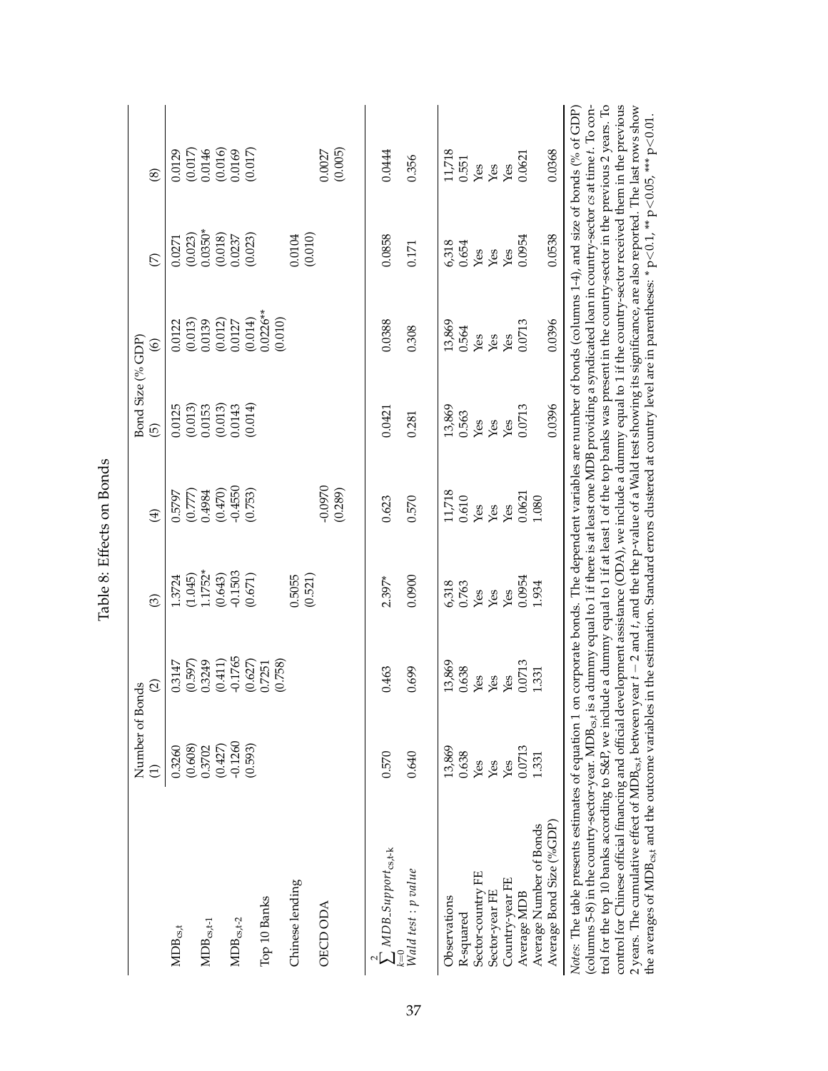# Table 8: Effects on Bonds

| | Number of Bonds | | | | Bond Size (% GDP) | | | |
|---|---|---|---|---|---|---|---|---|
| | (1) | (2) | (3) | (4) | (5) | (6) | (7) | (8) |
| $MDB_{cs,t}$ | 0.3260 | 0.3147 | 1.3724 | 0.5797 | 0.0125 | 0.0122 | 0.0271 | 0.0129 |
| | (0.608) | (0.597) | (1.045) | (0.777) | (0.013) | (0.013) | (0.023) | (0.017) |
| $MDB_{cs,t\text{-}1}$ | 0.3702 | 0.3249 | 1.1752* | 0.4984 | 0.0153 | 0.0139 | 0.0350* | 0.0146 |
| | (0.427) | (0.411) | (0.643) | (0.470) | (0.013) | (0.012) | (0.018) | (0.016) |
| $MDB_{cs,t\text{-}2}$ | -0.1260 | -0.1765 | -0.1503 | -0.4550 | 0.0143 | 0.0127 | 0.0237 | 0.0169 |
| | (0.593) | (0.627) | (0.671) | (0.753) | (0.014) | (0.014) | (0.023) | (0.017) |
| Top 10 Banks | | 0.7251 | | | | 0.0226** | | |
| | | (0.758) | | | | (0.010) | | |
| Chinese lending | | | 0.5055 | | | | 0.0104 | |
| | | | (0.521) | | | | (0.010) | |
| OECD ODA | | | | -0.0970 | | | | 0.0027 |
| | | | | (0.289) | | | | (0.005) |
| $\sum_{k=0}^{2} MDB\_Support_{cs,t\text{-}k}$ | 0.570 | 0.463 | 2.397* | 0.623 | 0.0421 | 0.0388 | 0.0858 | 0.0444 |
| *Wald test : p value* | 0.640 | 0.699 | 0.0900 | 0.570 | 0.281 | 0.308 | 0.171 | 0.356 |
| Observations | 13,869 | 13,869 | 6,318 | 11,718 | 13,869 | 13,869 | 6,318 | 11,718 |
| R-squared | 0.638 | 0.638 | 0.763 | 0.610 | 0.563 | 0.564 | 0.654 | 0.551 |
| Sector-country FE | Yes | Yes | Yes | Yes | Yes | Yes | Yes | Yes |
| Sector-year FE | Yes | Yes | Yes | Yes | Yes | Yes | Yes | Yes |
| Country-year FE | Yes | Yes | Yes | Yes | Yes | Yes | Yes | Yes |
| Average MDB | 0.0713 | 0.0713 | 0.0954 | 0.0621 | 0.0713 | 0.0713 | 0.0954 | 0.0621 |
| Average Number of Bonds | 1.331 | 1.331 | 1.934 | 1.080 | | | | |
| Average Bond Size (%GDP) | | | | | 0.0396 | 0.0396 | 0.0538 | 0.0368 |

*Notes*: The table presents estimates of equation 1 on corporate bonds. The dependent variables are number of bonds (columns 1-4), and size of bonds (% of GDP) (columns 5-8) in the country-sector-year. $MDB_{cs,t}$ is a dummy equal to 1 if there is at least one MDB providing a syndicated loan in country-sector *cs* at time *t*. To control for the top 10 banks according to S&P, we include a dummy equal to 1 if at least 1 of the top banks was present in the country-sector in the previous 2 years. To control for Chinese official financing and official development assistance (ODA), we include a dummy equal to 1 if the country-sector received them in the previous 2 years. The cumulative effect of $MDB_{cs,t}$ between year $t-2$ and *t*, and the the p-value of a Wald test showing its significance, are also reported. The last rows show the averages of $MDB_{cs,t}$ and the outcome variables in the estimation. Standard errors clustered at country level are in parentheses: * p<0.1, ** p<0.05, *** p<0.01.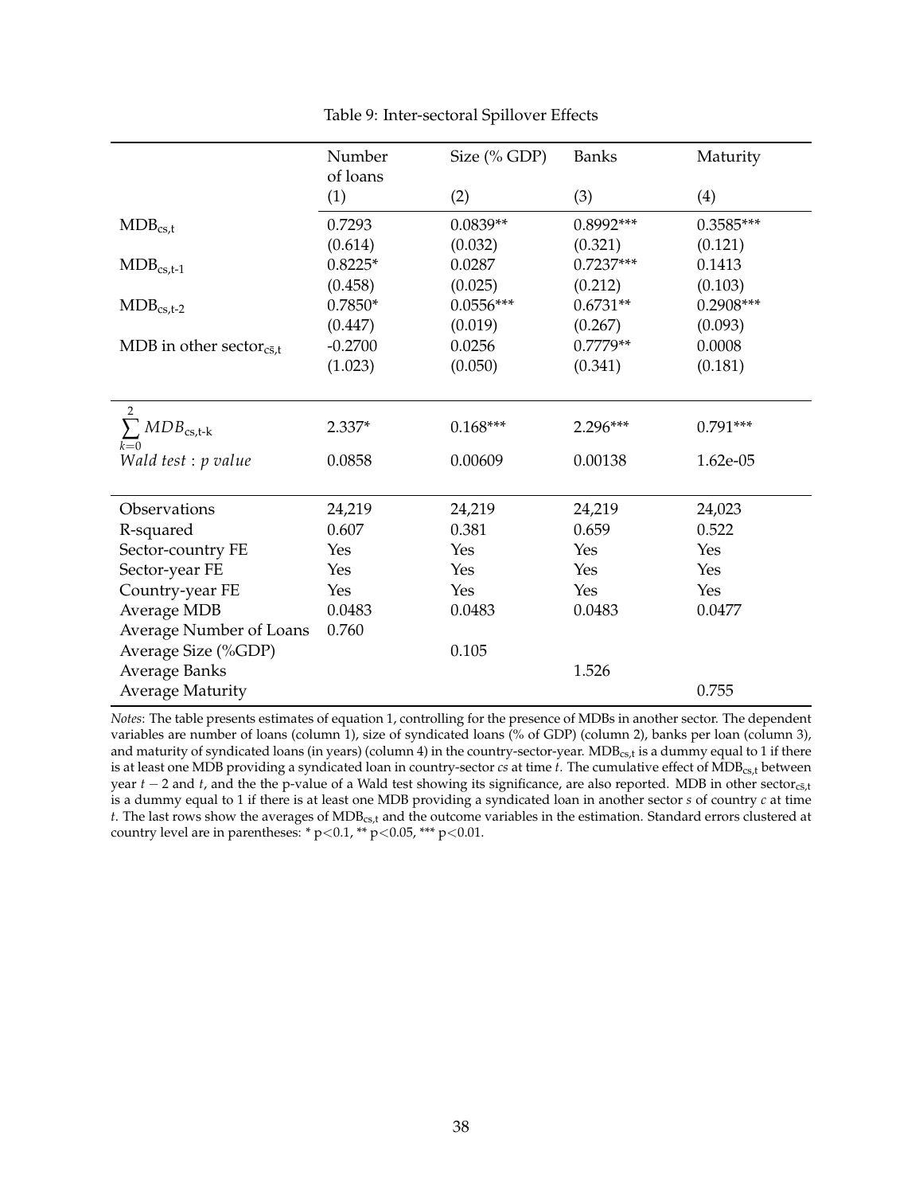Table 9: Inter-sectoral Spillover Effects

| | Number of loans | Size (% GDP) | Banks | Maturity |
|---|---|---|---|---|
| | (1) | (2) | (3) | (4) |
| $MDB_{cs,t}$ | 0.7293 | 0.0839** | 0.8992*** | 0.3585*** |
| | (0.614) | (0.032) | (0.321) | (0.121) |
| $MDB_{cs,t-1}$ | 0.8225* | 0.0287 | 0.7237*** | 0.1413 |
| | (0.458) | (0.025) | (0.212) | (0.103) |
| $MDB_{cs,t-2}$ | 0.7850* | 0.0556*** | 0.6731** | 0.2908*** |
| | (0.447) | (0.019) | (0.267) | (0.093) |
| MDB in other sector$_{c\bar{s},t}$ | -0.2700 | 0.0256 | 0.7779** | 0.0008 |
| | (1.023) | (0.050) | (0.341) | (0.181) |
| $\sum_{k=0}^{2} MDB_{cs,t-k}$ | 2.337* | 0.168*** | 2.296*** | 0.791*** |
| *Wald test : p value* | 0.0858 | 0.00609 | 0.00138 | 1.62e-05 |
| Observations | 24,219 | 24,219 | 24,219 | 24,023 |
| R-squared | 0.607 | 0.381 | 0.659 | 0.522 |
| Sector-country FE | Yes | Yes | Yes | Yes |
| Sector-year FE | Yes | Yes | Yes | Yes |
| Country-year FE | Yes | Yes | Yes | Yes |
| Average MDB | 0.0483 | 0.0483 | 0.0483 | 0.0477 |
| Average Number of Loans | 0.760 | | | |
| Average Size (%GDP) | | 0.105 | | |
| Average Banks | | | 1.526 | |
| Average Maturity | | | | 0.755 |

*Notes*: The table presents estimates of equation 1, controlling for the presence of MDBs in another sector. The dependent variables are number of loans (column 1), size of syndicated loans (% of GDP) (column 2), banks per loan (column 3), and maturity of syndicated loans (in years) (column 4) in the country-sector-year. $MDB_{cs,t}$ is a dummy equal to 1 if there is at least one MDB providing a syndicated loan in country-sector *cs* at time *t*. The cumulative effect of $MDB_{cs,t}$ between year $t-2$ and $t$, and the the p-value of a Wald test showing its significance, are also reported. MDB in other sector$_{c\bar{s},t}$ is a dummy equal to 1 if there is at least one MDB providing a syndicated loan in another sector *s* of country *c* at time *t*. The last rows show the averages of $MDB_{cs,t}$ and the outcome variables in the estimation. Standard errors clustered at country level are in parentheses: * $p<0.1$, ** $p<0.05$, *** $p<0.01$.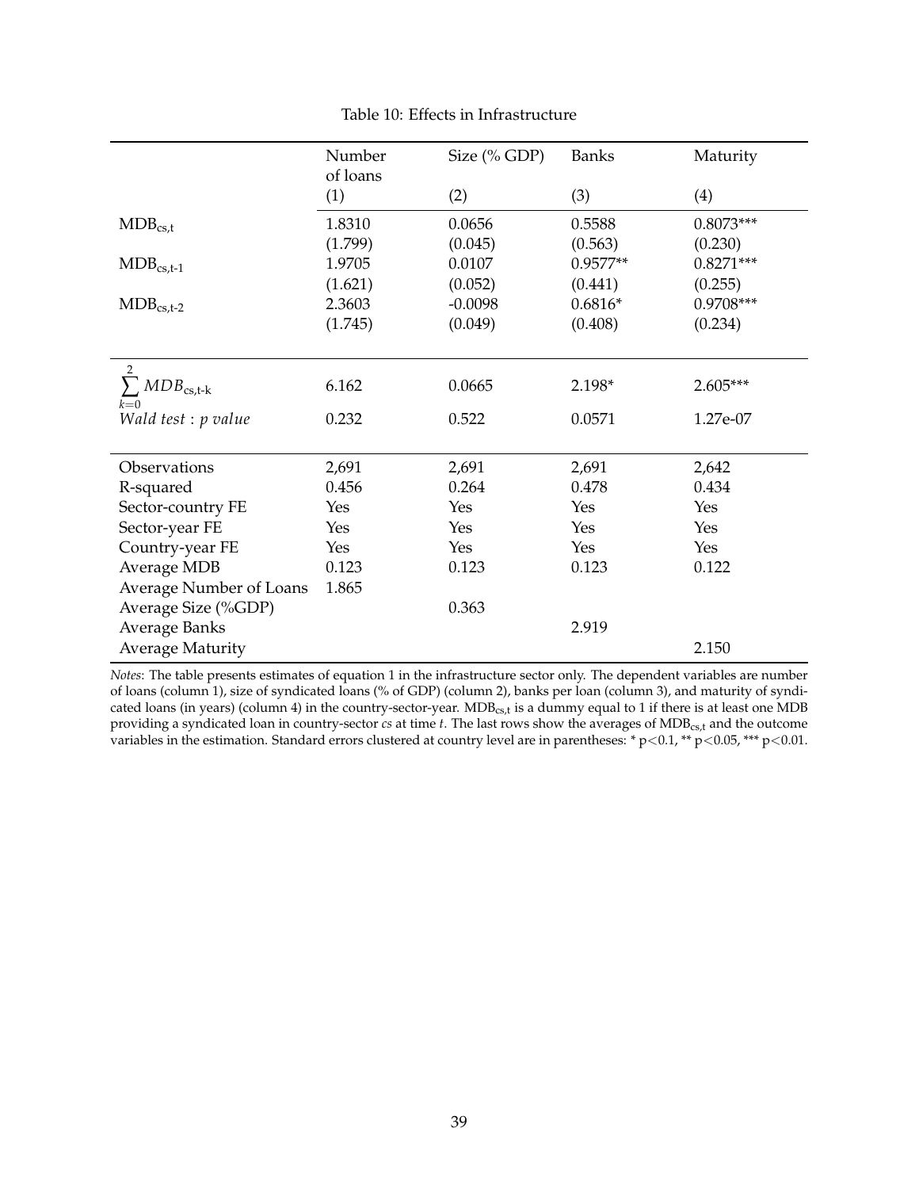Table 10: Effects in Infrastructure

| | Number of loans | Size (% GDP) | Banks | Maturity |
|---|---|---|---|---|
| | (1) | (2) | (3) | (4) |
| $MDB_{cs,t}$ | 1.8310 | 0.0656 | 0.5588 | 0.8073*** |
| | (1.799) | (0.045) | (0.563) | (0.230) |
| $MDB_{cs,t-1}$ | 1.9705 | 0.0107 | 0.9577** | 0.8271*** |
| | (1.621) | (0.052) | (0.441) | (0.255) |
| $MDB_{cs,t-2}$ | 2.3603 | -0.0098 | 0.6816* | 0.9708*** |
| | (1.745) | (0.049) | (0.408) | (0.234) |
| $\sum_{k=0}^{2} MDB_{cs,t-k}$ | 6.162 | 0.0665 | 2.198* | 2.605*** |
| *Wald test : p value* | 0.232 | 0.522 | 0.0571 | 1.27e-07 |
| Observations | 2,691 | 2,691 | 2,691 | 2,642 |
| R-squared | 0.456 | 0.264 | 0.478 | 0.434 |
| Sector-country FE | Yes | Yes | Yes | Yes |
| Sector-year FE | Yes | Yes | Yes | Yes |
| Country-year FE | Yes | Yes | Yes | Yes |
| Average MDB | 0.123 | 0.123 | 0.123 | 0.122 |
| Average Number of Loans | 1.865 | | | |
| Average Size (%GDP) | | 0.363 | | |
| Average Banks | | | 2.919 | |
| Average Maturity | | | | 2.150 |

*Notes*: The table presents estimates of equation 1 in the infrastructure sector only. The dependent variables are number of loans (column 1), size of syndicated loans (% of GDP) (column 2), banks per loan (column 3), and maturity of syndicated loans (in years) (column 4) in the country-sector-year. $MDB_{cs,t}$ is a dummy equal to 1 if there is at least one MDB providing a syndicated loan in country-sector *cs* at time *t*. The last rows show the averages of $MDB_{cs,t}$ and the outcome variables in the estimation. Standard errors clustered at country level are in parentheses: * $p<0.1$, ** $p<0.05$, *** $p<0.01$.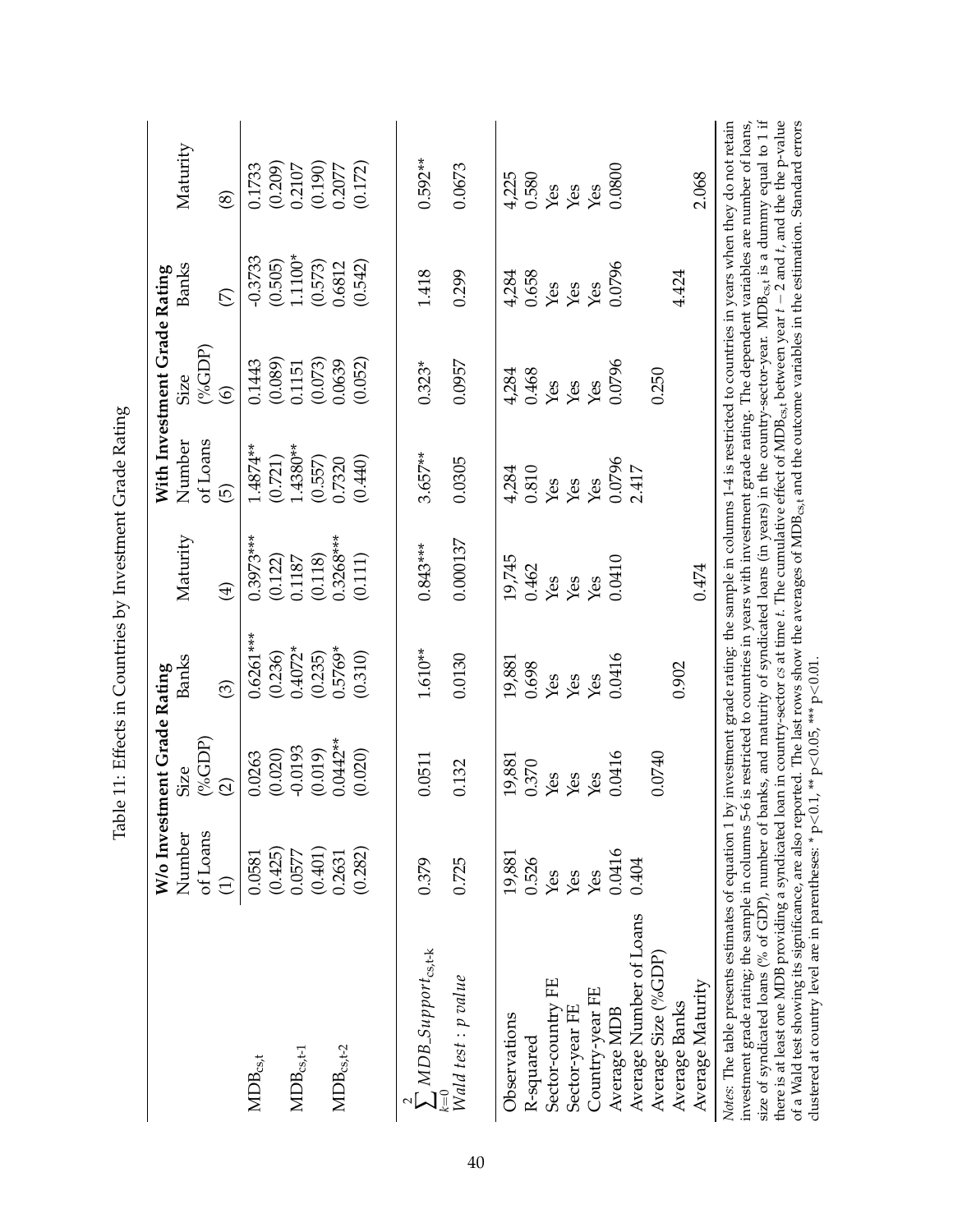Table 11: Effects in Countries by Investment Grade Rating

| | W/o Investment Grade Rating | | | | With Investment Grade Rating | | | |
|---|---|---|---|---|---|---|---|---|
| | Number of Loans | Size (%GDP) | Banks | Maturity | Number of Loans | Size (%GDP) | Banks | Maturity |
| | (1) | (2) | (3) | (4) | (5) | (6) | (7) | (8) |
| $MDB_{cs,t}$ | 0.0581 | 0.0263 | 0.6261*** | 0.3973*** | 1.4874** | 0.1443 | -0.3733 | 0.1733 |
| | (0.425) | (0.020) | (0.236) | (0.122) | (0.721) | (0.089) | (0.505) | (0.209) |
| $MDB_{cs,t\text{-}1}$ | 0.0577 | -0.0193 | 0.4072* | 0.1187 | 1.4380** | 0.1151 | 1.1100* | 0.2107 |
| | (0.401) | (0.019) | (0.235) | (0.118) | (0.557) | (0.073) | (0.573) | (0.190) |
| $MDB_{cs,t\text{-}2}$ | 0.2631 | 0.0442** | 0.5769* | 0.3268*** | 0.7320 | 0.0639 | 0.6812 | 0.2077 |
| | (0.282) | (0.020) | (0.310) | (0.111) | (0.440) | (0.052) | (0.542) | (0.172) |
| $\sum_{k=0}^{2} MDB\_Support_{cs,t\text{-}k}$ | 0.379 | 0.0511 | 1.610** | 0.843*** | 3.657** | 0.323* | 1.418 | 0.592** |
| $Wald\ test: p\ value$ | 0.725 | 0.132 | 0.0130 | 0.000137 | 0.0305 | 0.0957 | 0.299 | 0.0673 |
| Observations | 19,881 | 19,881 | 19,881 | 19,745 | 4,284 | 4,284 | 4,284 | 4,225 |
| R-squared | 0.526 | 0.370 | 0.698 | 0.462 | 0.810 | 0.468 | 0.658 | 0.580 |
| Sector-country FE | Yes | Yes | Yes | Yes | Yes | Yes | Yes | Yes |
| Sector-year FE | Yes | Yes | Yes | Yes | Yes | Yes | Yes | Yes |
| Country-year FE | Yes | Yes | Yes | Yes | Yes | Yes | Yes | Yes |
| Average MDB | 0.0416 | 0.0416 | 0.0416 | 0.0410 | 0.0796 | 0.0796 | 0.0796 | 0.0800 |
| Average Number of Loans | 0.404 | | | | 2.417 | | | |
| Average Size (%GDP) | | 0.0740 | | | | 0.250 | | |
| Average Banks | | | 0.902 | | | | 4.424 | |
| Average Maturity | | | | 0.474 | | | | 2.068 |

*Notes*: The table presents estimates of equation 1 by investment grade rating: the sample in columns 1-4 is restricted to countries in years when they do not retain investment grade rating; the sample in columns 5-6 is restricted to countries in years with investment grade rating. The dependent variables are number of loans, size of syndicated loans (% of GDP), number of banks, and maturity of syndicated loans (in years) in the country-sector-year. $MDB_{cs,t}$ is a dummy equal to 1 if there is at least one MDB providing a syndicated loan in country-sector $cs$ at time $t$. The cumulative effect of $MDB_{cs,t}$ between year $t-2$ and $t$, and the the p-value of a Wald test showing its significance, are also reported. The last rows show the averages of $MDB_{cs,t}$ and the outcome variables in the estimation. Standard errors clustered at country level are in parentheses: * p<0.1, ** p<0.05, *** p<0.01.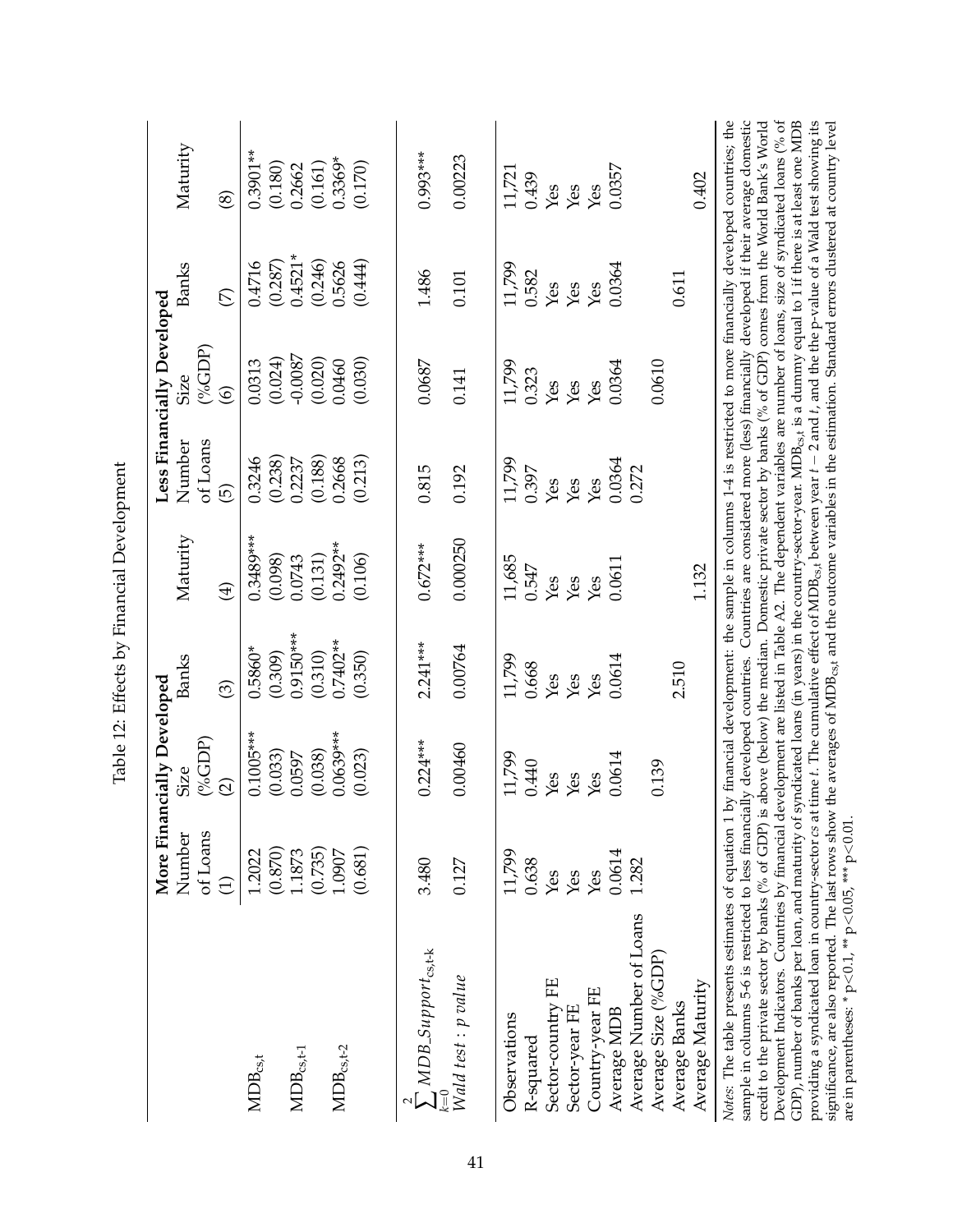# Table 12: Effects by Financial Development

| | More Financially Developed | | | | Less Financially Developed | | | |
|---|---|---|---|---|---|---|---|---|
| | Number of Loans | Size (%GDP) | Banks | Maturity | Number of Loans | Size (%GDP) | Banks | Maturity |
| | (1) | (2) | (3) | (4) | (5) | (6) | (7) | (8) |
| $MDB_{cs,t}$ | 1.2022 | 0.1005*** | 0.5860* | 0.3489*** | 0.3246 | 0.0313 | 0.4716 | 0.3901** |
| | (0.870) | (0.033) | (0.309) | (0.098) | (0.238) | (0.024) | (0.287) | (0.180) |
| $MDB_{cs,t-1}$ | 1.1873 | 0.0597 | 0.9150*** | 0.0743 | 0.2237 | -0.0087 | 0.4521* | 0.2662 |
| | (0.735) | (0.038) | (0.310) | (0.131) | (0.188) | (0.020) | (0.246) | (0.161) |
| $MDB_{cs,t-2}$ | 1.0907 | 0.0639*** | 0.7402** | 0.2492** | 0.2668 | 0.0460 | 0.5626 | 0.3369* |
| | (0.681) | (0.023) | (0.350) | (0.106) | (0.213) | (0.030) | (0.444) | (0.170) |
| $\sum_{k=0}^{2} MDB\_Support_{cs,t-k}$ | 3.480 | 0.224*** | 2.241*** | 0.672*** | 0.815 | 0.0687 | 1.486 | 0.993*** |
| *Wald test : p value* | 0.127 | 0.00460 | 0.00764 | 0.000250 | 0.192 | 0.141 | 0.101 | 0.00223 |
| Observations | 11,799 | 11,799 | 11,799 | 11,685 | 11,799 | 11,799 | 11,799 | 11,721 |
| R-squared | 0.638 | 0.440 | 0.668 | 0.547 | 0.397 | 0.323 | 0.582 | 0.439 |
| Sector-country FE | Yes | Yes | Yes | Yes | Yes | Yes | Yes | Yes |
| Sector-year FE | Yes | Yes | Yes | Yes | Yes | Yes | Yes | Yes |
| Country-year FE | Yes | Yes | Yes | Yes | Yes | Yes | Yes | Yes |
| Average MDB | 0.0614 | 0.0614 | 0.0614 | 0.0611 | 0.0364 | 0.0364 | 0.0364 | 0.0357 |
| Average Number of Loans | 1.282 | | | | 0.272 | | | |
| Average Size (%GDP) | | 0.139 | | | | 0.0610 | | |
| Average Banks | | | 2.510 | | | | 0.611 | |
| Average Maturity | | | | 1.132 | | | | 0.402 |

*Notes*: The table presents estimates of equation 1 by financial development: the sample in columns 1-4 is restricted to more financially developed countries; the sample in columns 5-6 is restricted to less financially developed countries. Countries are considered more (less) financially developed if their average domestic credit to the private sector by banks (% of GDP) is above (below) the median. Domestic private sector by banks (% of GDP) comes from the World Bank's World Development Indicators. Countries by financial development are listed in Table A2. The dependent variables are number of loans, size of syndicated loans (% of GDP), number of banks per loan, and maturity of syndicated loans (in years) in the country-sector-year. $MDB_{cs,t}$ is a dummy equal to 1 if there is at least one MDB providing a syndicated loan in country-sector *cs* at time *t*. The cumulative effect of $MDB_{cs,t}$ between year $t-2$ and *t*, and the the p-value of a Wald test showing its significance, are also reported. The last rows show the averages of $MDB_{cs,t}$ and the outcome variables in the estimation. Standard errors clustered at country level are in parentheses: * p<0.1, ** p<0.05, *** p<0.01.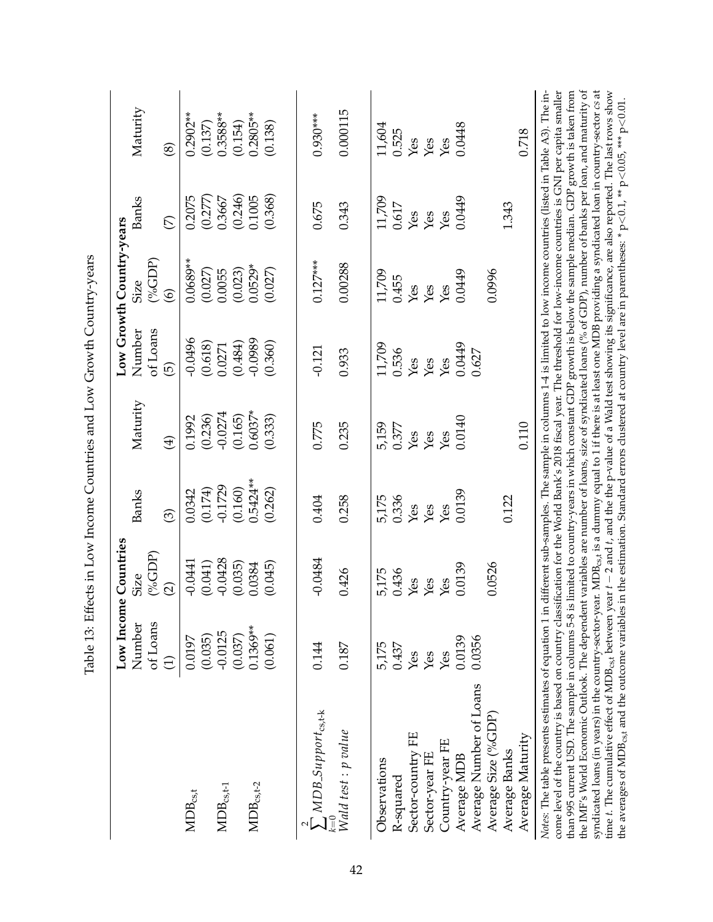Table 13: Effects in Low Income Countries and Low Growth Country-years

| | Low Income Countries | | | | Low Growth Country-years | | | |
|---|---|---|---|---|---|---|---|---|
| | Number of Loans | Size (%GDP) | Banks | Maturity | Number of Loans | Size (%GDP) | Banks | Maturity |
| | (1) | (2) | (3) | (4) | (5) | (6) | (7) | (8) |
| $MDB_{cs,t}$ | 0.0197 | -0.0441 | 0.0342 | 0.1992 | -0.0496 | 0.0689** | 0.2075 | 0.2902** |
| | (0.035) | (0.041) | (0.174) | (0.236) | (0.618) | (0.027) | (0.277) | (0.137) |
| $MDB_{cs,t\text{-}1}$ | -0.0125 | -0.0428 | -0.1729 | -0.0274 | 0.0271 | 0.0055 | 0.3667 | 0.3588** |
| | (0.037) | (0.035) | (0.160) | (0.165) | (0.484) | (0.023) | (0.246) | (0.154) |
| $MDB_{cs,t\text{-}2}$ | 0.1369** | 0.0384 | 0.5424** | 0.6037* | -0.0989 | 0.0529* | 0.1005 | 0.2805** |
| | (0.061) | (0.045) | (0.262) | (0.333) | (0.360) | (0.027) | (0.368) | (0.138) |
| $\sum_{k=0}^{2} MDB\_Support_{cs,t\text{-}k}$ | 0.144 | -0.0484 | 0.404 | 0.775 | -0.121 | 0.127*** | 0.675 | 0.930*** |
| $Wald\ test: p\ value$ | 0.187 | 0.426 | 0.258 | 0.235 | 0.933 | 0.00288 | 0.343 | 0.000115 |
| Observations | 5,175 | 5,175 | 5,175 | 5,159 | 11,709 | 11,709 | 11,709 | 11,604 |
| R-squared | 0.437 | 0.436 | 0.336 | 0.377 | 0.536 | 0.455 | 0.617 | 0.525 |
| Sector-country FE | Yes | Yes | Yes | Yes | Yes | Yes | Yes | Yes |
| Sector-year FE | Yes | Yes | Yes | Yes | Yes | Yes | Yes | Yes |
| Country-year FE | Yes | Yes | Yes | Yes | Yes | Yes | Yes | Yes |
| Average MDB | 0.0139 | 0.0139 | 0.0139 | 0.0140 | 0.0449 | 0.0449 | 0.0449 | 0.0448 |
| Average Number of Loans | 0.0356 | | | | 0.627 | | | |
| Average Size (%GDP) | | 0.0526 | | | | 0.0996 | | |
| Average Banks | | | 0.122 | | | | 1.343 | |
| Average Maturity | | | | 0.110 | | | | 0.718 |

*Notes*: The table presents estimates of equation 1 in different sub-samples. The sample in columns 1-4 is limited to low income countries (listed in Table A3). The income level of the country is based on country classification for the World Bank's 2018 fiscal year. The threshold for low-income countries is GNI per capita smaller than 995 current USD. The sample in columns 5-8 is limited to country-years in which constant GDP growth is below the sample median. GDP growth is taken from the IMF's World Economic Outlook. The dependent variables are number of loans, size of syndicated loans (% of GDP), number of banks per loan, and maturity of syndicated loans (in years) in the country-sector-year. $MDB_{cs,t}$ is a dummy equal to 1 if there is at least one MDB providing a syndicated loan in country-sector $cs$ at time $t$. The cumulative effect of $MDB_{cs,t}$ between year $t-2$ and $t$, and the p-value of a Wald test showing its significance, are also reported. The last rows show the averages of $MDB_{cs,t}$ and the outcome variables in the estimation. Standard errors clustered at country level are in parentheses: * p<0.1, ** p<0.05, *** p<0.01.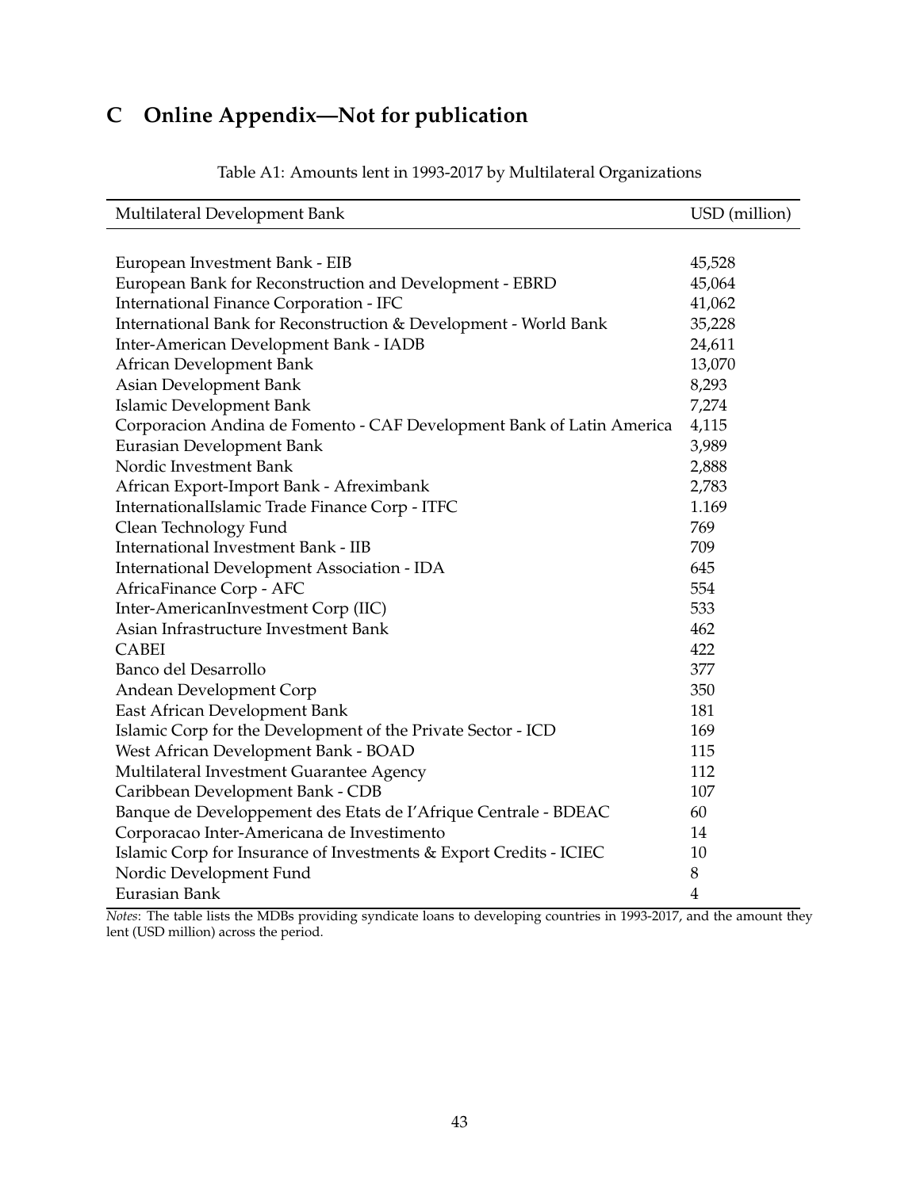# C Online Appendix—Not for publication

Table A1: Amounts lent in 1993-2017 by Multilateral Organizations

| Multilateral Development Bank | USD (million) |
|---|---|
| European Investment Bank - EIB | 45,528 |
| European Bank for Reconstruction and Development - EBRD | 45,064 |
| International Finance Corporation - IFC | 41,062 |
| International Bank for Reconstruction & Development - World Bank | 35,228 |
| Inter-American Development Bank - IADB | 24,611 |
| African Development Bank | 13,070 |
| Asian Development Bank | 8,293 |
| Islamic Development Bank | 7,274 |
| Corporacion Andina de Fomento - CAF Development Bank of Latin America | 4,115 |
| Eurasian Development Bank | 3,989 |
| Nordic Investment Bank | 2,888 |
| African Export-Import Bank - Afreximbank | 2,783 |
| InternationalIslamic Trade Finance Corp - ITFC | 1.169 |
| Clean Technology Fund | 769 |
| International Investment Bank - IIB | 709 |
| International Development Association - IDA | 645 |
| AfricaFinance Corp - AFC | 554 |
| Inter-AmericanInvestment Corp (IIC) | 533 |
| Asian Infrastructure Investment Bank | 462 |
| CABEI | 422 |
| Banco del Desarrollo | 377 |
| Andean Development Corp | 350 |
| East African Development Bank | 181 |
| Islamic Corp for the Development of the Private Sector - ICD | 169 |
| West African Development Bank - BOAD | 115 |
| Multilateral Investment Guarantee Agency | 112 |
| Caribbean Development Bank - CDB | 107 |
| Banque de Developpement des Etats de I'Afrique Centrale - BDEAC | 60 |
| Corporacao Inter-Americana de Investimento | 14 |
| Islamic Corp for Insurance of Investments & Export Credits - ICIEC | 10 |
| Nordic Development Fund | 8 |
| Eurasian Bank | 4 |

*Notes*: The table lists the MDBs providing syndicate loans to developing countries in 1993-2017, and the amount they lent (USD million) across the period.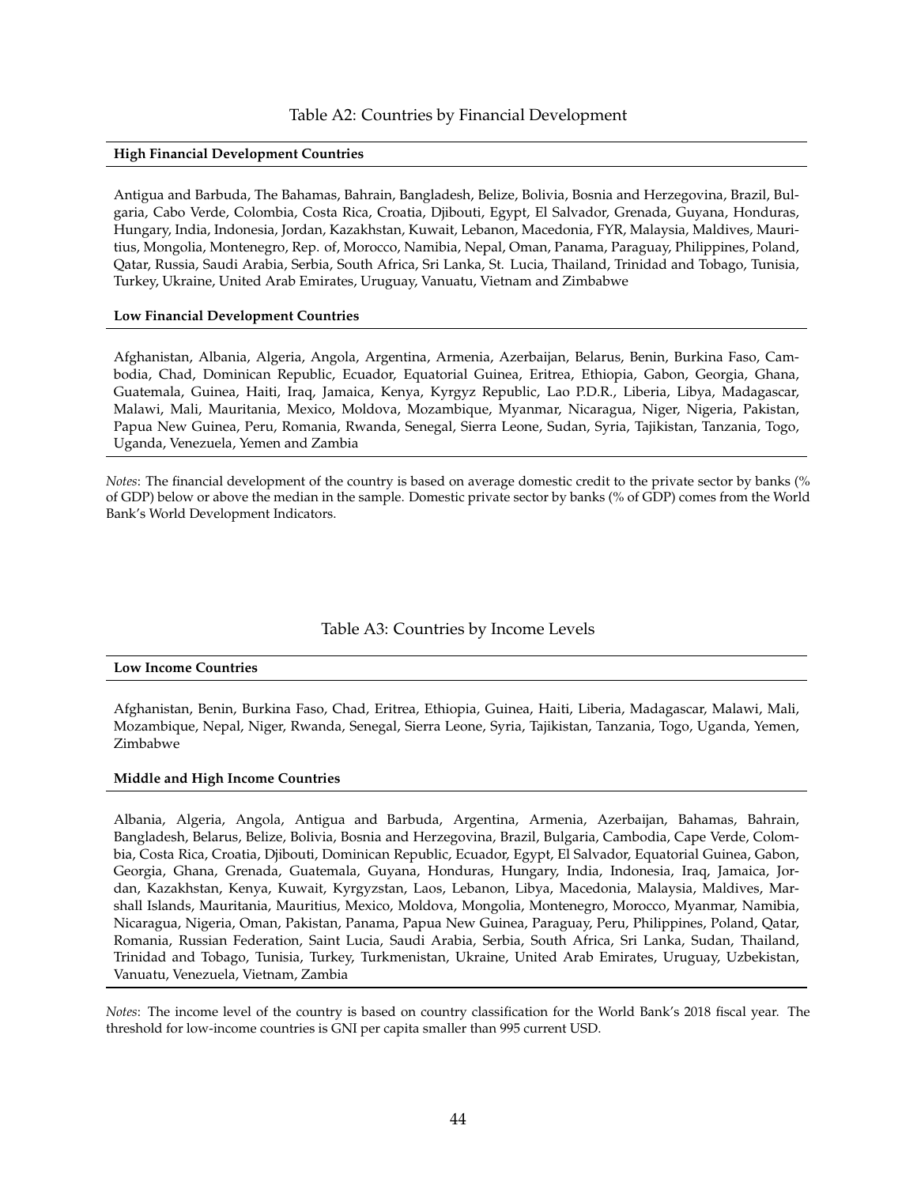Table A2: Countries by Financial Development

| **High Financial Development Countries** |
|---|
| Antigua and Barbuda, The Bahamas, Bahrain, Bangladesh, Belize, Bolivia, Bosnia and Herzegovina, Brazil, Bulgaria, Cabo Verde, Colombia, Costa Rica, Croatia, Djibouti, Egypt, El Salvador, Grenada, Guyana, Honduras, Hungary, India, Indonesia, Jordan, Kazakhstan, Kuwait, Lebanon, Macedonia, FYR, Malaysia, Maldives, Mauritius, Mongolia, Montenegro, Rep. of, Morocco, Namibia, Nepal, Oman, Panama, Paraguay, Philippines, Poland, Qatar, Russia, Saudi Arabia, Serbia, South Africa, Sri Lanka, St. Lucia, Thailand, Trinidad and Tobago, Tunisia, Turkey, Ukraine, United Arab Emirates, Uruguay, Vanuatu, Vietnam and Zimbabwe |
| **Low Financial Development Countries** |
| Afghanistan, Albania, Algeria, Angola, Argentina, Armenia, Azerbaijan, Belarus, Benin, Burkina Faso, Cambodia, Chad, Dominican Republic, Ecuador, Equatorial Guinea, Eritrea, Ethiopia, Gabon, Georgia, Ghana, Guatemala, Guinea, Haiti, Iraq, Jamaica, Kenya, Kyrgyz Republic, Lao P.D.R., Liberia, Libya, Madagascar, Malawi, Mali, Mauritania, Mexico, Moldova, Mozambique, Myanmar, Nicaragua, Niger, Nigeria, Pakistan, Papua New Guinea, Peru, Romania, Rwanda, Senegal, Sierra Leone, Sudan, Syria, Tajikistan, Tanzania, Togo, Uganda, Venezuela, Yemen and Zambia |

*Notes*: The financial development of the country is based on average domestic credit to the private sector by banks (% of GDP) below or above the median in the sample. Domestic private sector by banks (% of GDP) comes from the World Bank's World Development Indicators.

Table A3: Countries by Income Levels

| **Low Income Countries** |
|---|
| Afghanistan, Benin, Burkina Faso, Chad, Eritrea, Ethiopia, Guinea, Haiti, Liberia, Madagascar, Malawi, Mali, Mozambique, Nepal, Niger, Rwanda, Senegal, Sierra Leone, Syria, Tajikistan, Tanzania, Togo, Uganda, Yemen, Zimbabwe |
| **Middle and High Income Countries** |
| Albania, Algeria, Angola, Antigua and Barbuda, Argentina, Armenia, Azerbaijan, Bahamas, Bahrain, Bangladesh, Belarus, Belize, Bolivia, Bosnia and Herzegovina, Brazil, Bulgaria, Cambodia, Cape Verde, Colombia, Costa Rica, Croatia, Djibouti, Dominican Republic, Ecuador, Egypt, El Salvador, Equatorial Guinea, Gabon, Georgia, Ghana, Grenada, Guatemala, Guyana, Honduras, Hungary, India, Indonesia, Iraq, Jamaica, Jordan, Kazakhstan, Kenya, Kuwait, Kyrgyzstan, Laos, Lebanon, Libya, Macedonia, Malaysia, Maldives, Marshall Islands, Mauritania, Mauritius, Mexico, Moldova, Mongolia, Montenegro, Morocco, Myanmar, Namibia, Nicaragua, Nigeria, Oman, Pakistan, Panama, Papua New Guinea, Paraguay, Peru, Philippines, Poland, Qatar, Romania, Russian Federation, Saint Lucia, Saudi Arabia, Serbia, South Africa, Sri Lanka, Sudan, Thailand, Trinidad and Tobago, Tunisia, Turkey, Turkmenistan, Ukraine, United Arab Emirates, Uruguay, Uzbekistan, Vanuatu, Venezuela, Vietnam, Zambia |

*Notes*: The income level of the country is based on country classification for the World Bank's 2018 fiscal year. The threshold for low-income countries is GNI per capita smaller than 995 current USD.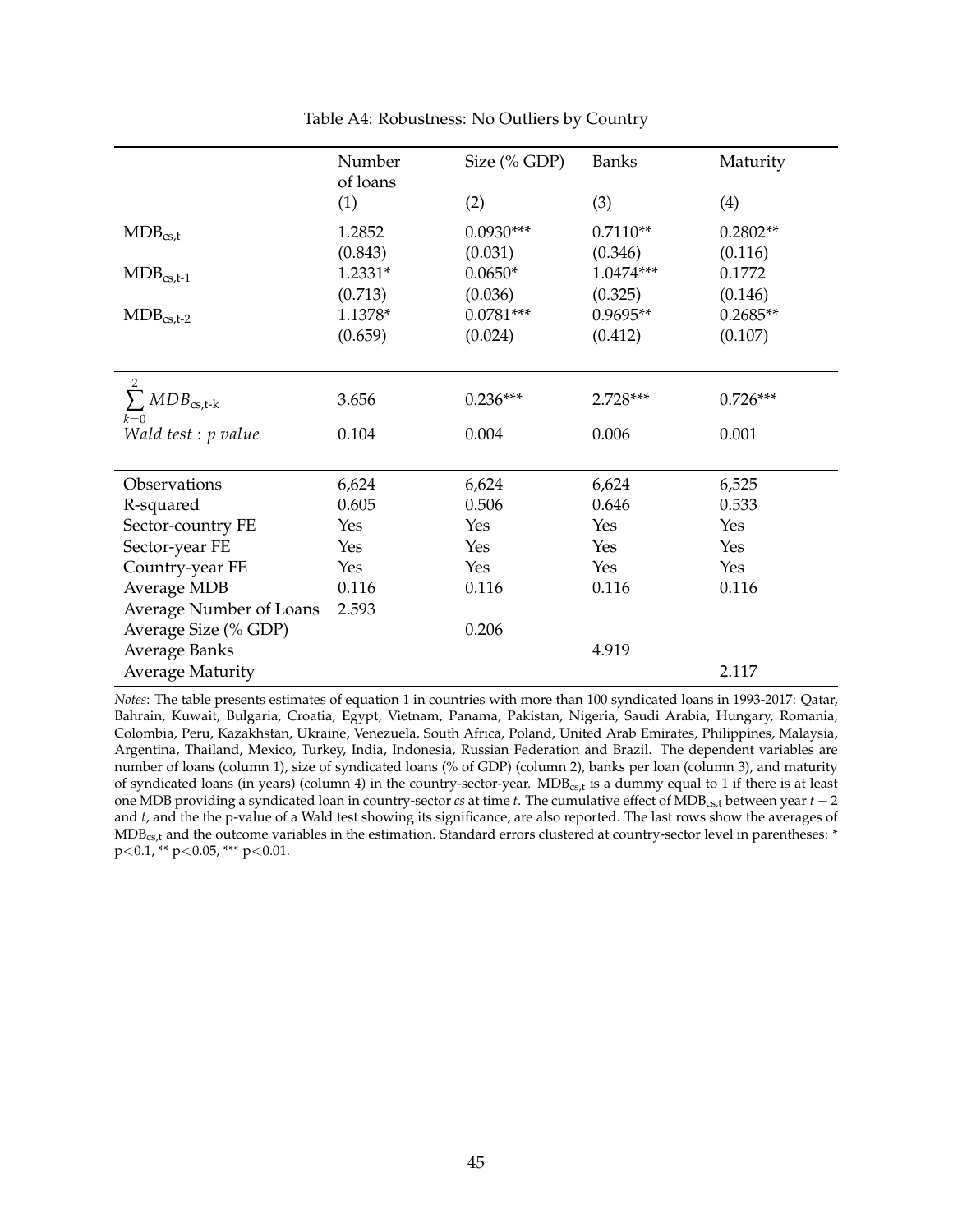Table A4: Robustness: No Outliers by Country

| | Number of loans | Size (% GDP) | Banks | Maturity |
|---|---|---|---|---|
| | (1) | (2) | (3) | (4) |
| $MDB_{cs,t}$ | 1.2852 | 0.0930*** | 0.7110** | 0.2802** |
| | (0.843) | (0.031) | (0.346) | (0.116) |
| $MDB_{cs,t-1}$ | 1.2331* | 0.0650* | 1.0474*** | 0.1772 |
| | (0.713) | (0.036) | (0.325) | (0.146) |
| $MDB_{cs,t-2}$ | 1.1378* | 0.0781*** | 0.9695** | 0.2685** |
| | (0.659) | (0.024) | (0.412) | (0.107) |
| $\sum_{k=0}^{2} MDB_{cs,t-k}$ | 3.656 | 0.236*** | 2.728*** | 0.726*** |
| *Wald test : p value* | 0.104 | 0.004 | 0.006 | 0.001 |
| Observations | 6,624 | 6,624 | 6,624 | 6,525 |
| R-squared | 0.605 | 0.506 | 0.646 | 0.533 |
| Sector-country FE | Yes | Yes | Yes | Yes |
| Sector-year FE | Yes | Yes | Yes | Yes |
| Country-year FE | Yes | Yes | Yes | Yes |
| Average MDB | 0.116 | 0.116 | 0.116 | 0.116 |
| Average Number of Loans | 2.593 | | | |
| Average Size (% GDP) | | 0.206 | | |
| Average Banks | | | 4.919 | |
| Average Maturity | | | | 2.117 |

*Notes*: The table presents estimates of equation 1 in countries with more than 100 syndicated loans in 1993-2017: Qatar, Bahrain, Kuwait, Bulgaria, Croatia, Egypt, Vietnam, Panama, Pakistan, Nigeria, Saudi Arabia, Hungary, Romania, Colombia, Peru, Kazakhstan, Ukraine, Venezuela, South Africa, Poland, United Arab Emirates, Philippines, Malaysia, Argentina, Thailand, Mexico, Turkey, India, Indonesia, Russian Federation and Brazil. The dependent variables are number of loans (column 1), size of syndicated loans (% of GDP) (column 2), banks per loan (column 3), and maturity of syndicated loans (in years) (column 4) in the country-sector-year. $MDB_{cs,t}$ is a dummy equal to 1 if there is at least one MDB providing a syndicated loan in country-sector *cs* at time *t*. The cumulative effect of $MDB_{cs,t}$ between year $t-2$ and $t$, and the the p-value of a Wald test showing its significance, are also reported. The last rows show the averages of $MDB_{cs,t}$ and the outcome variables in the estimation. Standard errors clustered at country-sector level in parentheses: * $p<0.1$, ** $p<0.05$, *** $p<0.01$.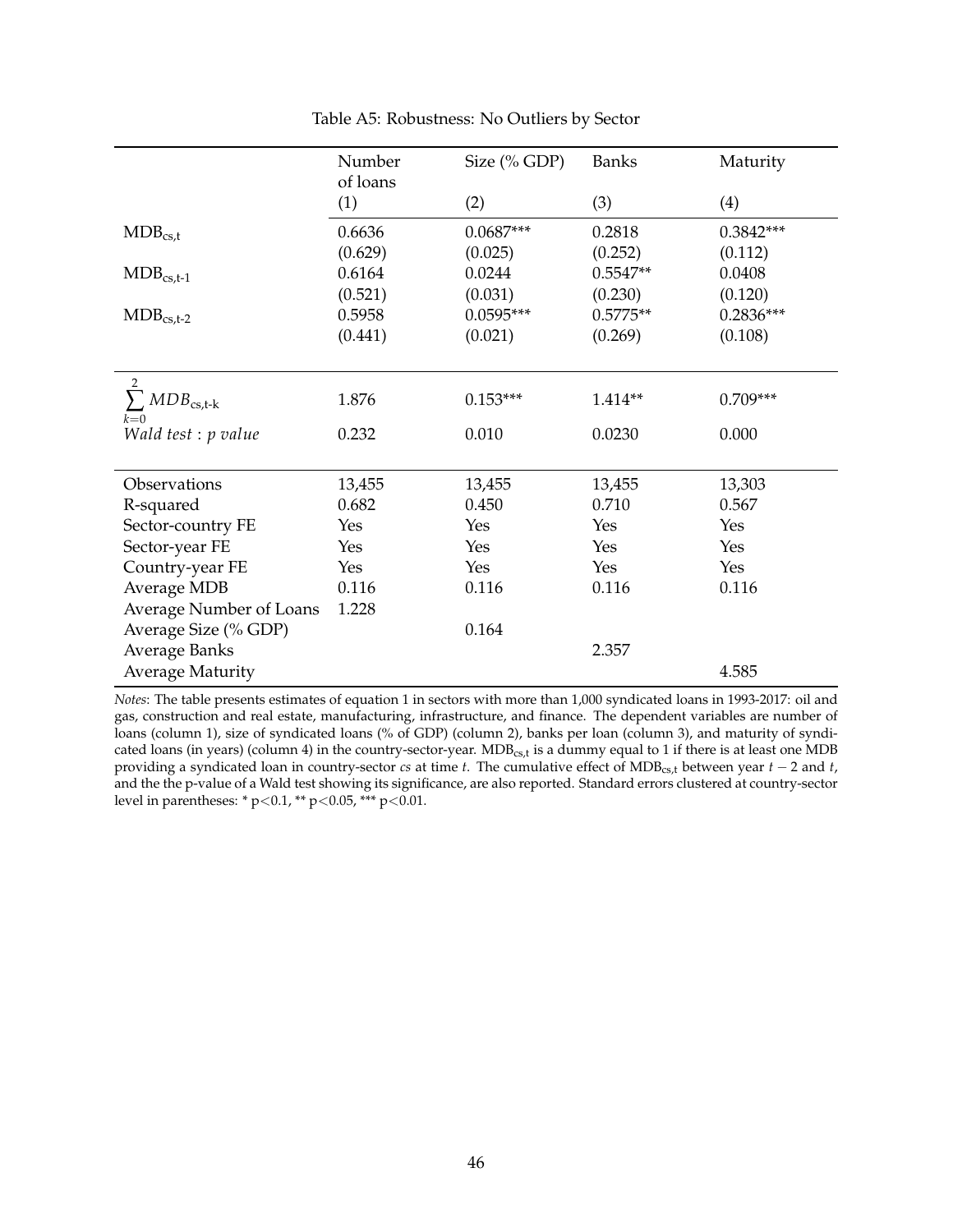Table A5: Robustness: No Outliers by Sector

| | Number of loans | Size (% GDP) | Banks | Maturity |
|---|---|---|---|---|
| | (1) | (2) | (3) | (4) |
| $MDB_{cs,t}$ | 0.6636 | 0.0687*** | 0.2818 | 0.3842*** |
| | (0.629) | (0.025) | (0.252) | (0.112) |
| $MDB_{cs,t-1}$ | 0.6164 | 0.0244 | 0.5547** | 0.0408 |
| | (0.521) | (0.031) | (0.230) | (0.120) |
| $MDB_{cs,t-2}$ | 0.5958 | 0.0595*** | 0.5775** | 0.2836*** |
| | (0.441) | (0.021) | (0.269) | (0.108) |
| $\sum_{k=0}^{2} MDB_{cs,t-k}$ | 1.876 | 0.153*** | 1.414** | 0.709*** |
| *Wald test : p value* | 0.232 | 0.010 | 0.0230 | 0.000 |
| Observations | 13,455 | 13,455 | 13,455 | 13,303 |
| R-squared | 0.682 | 0.450 | 0.710 | 0.567 |
| Sector-country FE | Yes | Yes | Yes | Yes |
| Sector-year FE | Yes | Yes | Yes | Yes |
| Country-year FE | Yes | Yes | Yes | Yes |
| Average MDB | 0.116 | 0.116 | 0.116 | 0.116 |
| Average Number of Loans | 1.228 | | | |
| Average Size (% GDP) | | 0.164 | | |
| Average Banks | | | 2.357 | |
| Average Maturity | | | | 4.585 |

*Notes*: The table presents estimates of equation 1 in sectors with more than 1,000 syndicated loans in 1993-2017: oil and gas, construction and real estate, manufacturing, infrastructure, and finance. The dependent variables are number of loans (column 1), size of syndicated loans (% of GDP) (column 2), banks per loan (column 3), and maturity of syndicated loans (in years) (column 4) in the country-sector-year. $MDB_{cs,t}$ is a dummy equal to 1 if there is at least one MDB providing a syndicated loan in country-sector *cs* at time *t*. The cumulative effect of $MDB_{cs,t}$ between year $t-2$ and $t$, and the the p-value of a Wald test showing its significance, are also reported. Standard errors clustered at country-sector level in parentheses: * $p<0.1$, ** $p<0.05$, *** $p<0.01$.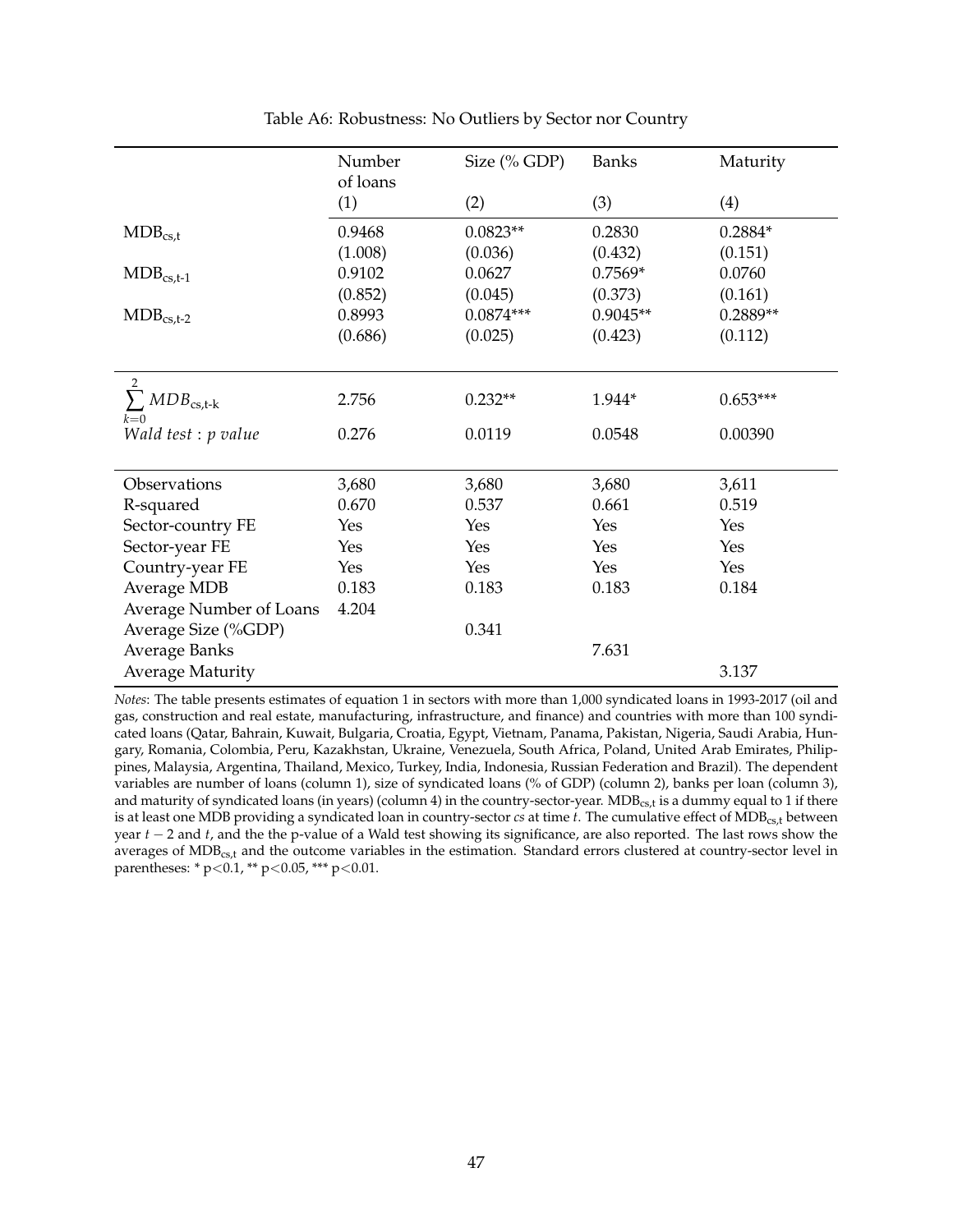Table A6: Robustness: No Outliers by Sector nor Country

| | Number of loans | Size (% GDP) | Banks | Maturity |
|---|---|---|---|---|
| | (1) | (2) | (3) | (4) |
| $MDB_{cs,t}$ | 0.9468 | 0.0823** | 0.2830 | 0.2884* |
| | (1.008) | (0.036) | (0.432) | (0.151) |
| $MDB_{cs,t-1}$ | 0.9102 | 0.0627 | 0.7569* | 0.0760 |
| | (0.852) | (0.045) | (0.373) | (0.161) |
| $MDB_{cs,t-2}$ | 0.8993 | 0.0874*** | 0.9045** | 0.2889** |
| | (0.686) | (0.025) | (0.423) | (0.112) |
| $\sum_{k=0}^{2} MDB_{cs,t-k}$ | 2.756 | 0.232** | 1.944* | 0.653*** |
| *Wald test : p value* | 0.276 | 0.0119 | 0.0548 | 0.00390 |
| Observations | 3,680 | 3,680 | 3,680 | 3,611 |
| R-squared | 0.670 | 0.537 | 0.661 | 0.519 |
| Sector-country FE | Yes | Yes | Yes | Yes |
| Sector-year FE | Yes | Yes | Yes | Yes |
| Country-year FE | Yes | Yes | Yes | Yes |
| Average MDB | 0.183 | 0.183 | 0.183 | 0.184 |
| Average Number of Loans | 4.204 | | | |
| Average Size (%GDP) | | 0.341 | | |
| Average Banks | | | 7.631 | |
| Average Maturity | | | | 3.137 |

*Notes*: The table presents estimates of equation 1 in sectors with more than 1,000 syndicated loans in 1993-2017 (oil and gas, construction and real estate, manufacturing, infrastructure, and finance) and countries with more than 100 syndicated loans (Qatar, Bahrain, Kuwait, Bulgaria, Croatia, Egypt, Vietnam, Panama, Pakistan, Nigeria, Saudi Arabia, Hungary, Romania, Colombia, Peru, Kazakhstan, Ukraine, Venezuela, South Africa, Poland, United Arab Emirates, Philippines, Malaysia, Argentina, Thailand, Mexico, Turkey, India, Indonesia, Russian Federation and Brazil). The dependent variables are number of loans (column 1), size of syndicated loans (% of GDP) (column 2), banks per loan (column 3), and maturity of syndicated loans (in years) (column 4) in the country-sector-year. $MDB_{cs,t}$ is a dummy equal to 1 if there is at least one MDB providing a syndicated loan in country-sector *cs* at time *t*. The cumulative effect of $MDB_{cs,t}$ between year $t-2$ and $t$, and the the p-value of a Wald test showing its significance, are also reported. The last rows show the averages of $MDB_{cs,t}$ and the outcome variables in the estimation. Standard errors clustered at country-sector level in parentheses: * $p<0.1$, ** $p<0.05$, *** $p<0.01$.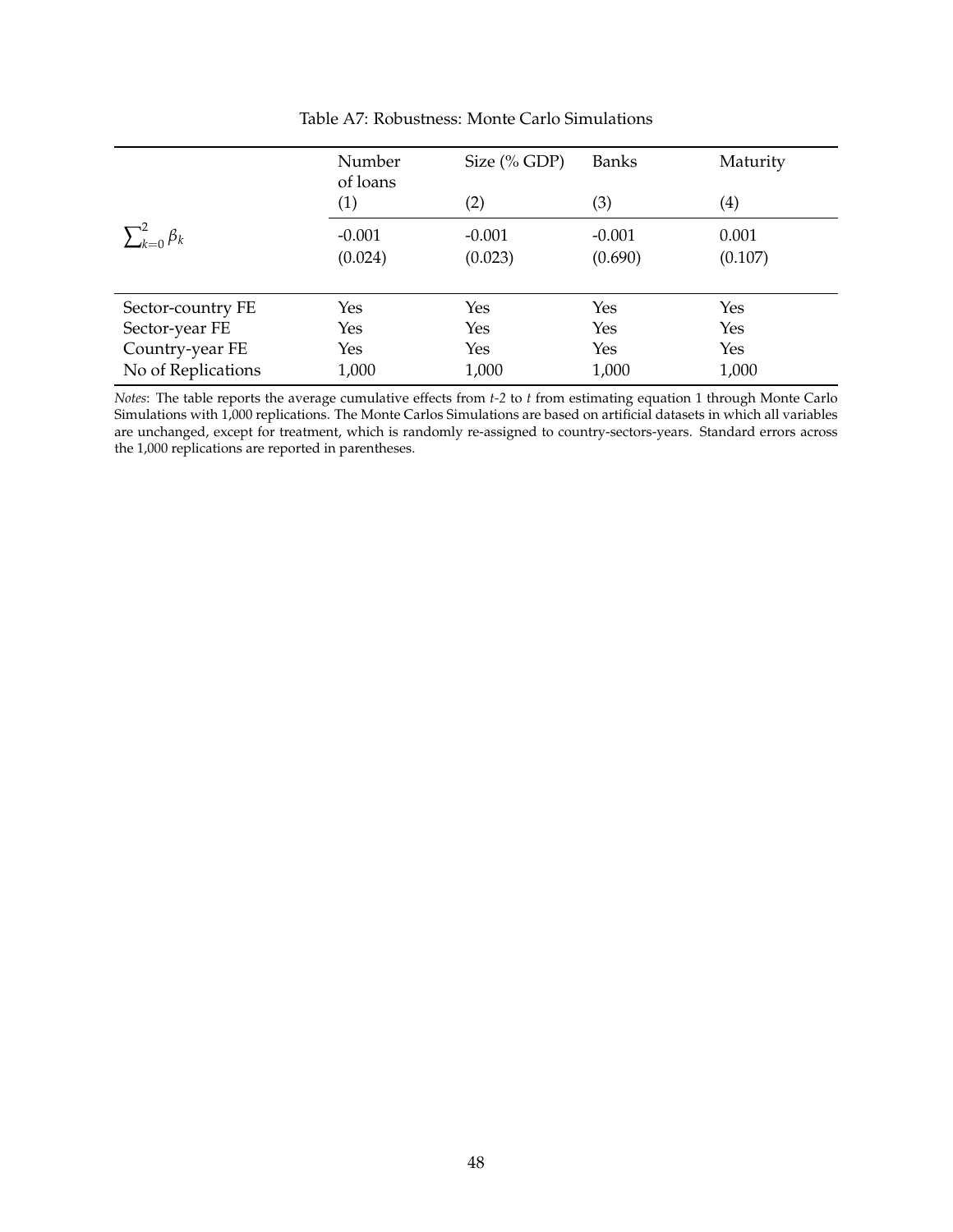Table A7: Robustness: Monte Carlo Simulations

| | Number of loans | Size (% GDP) | Banks | Maturity |
|---|---|---|---|---|
| | (1) | (2) | (3) | (4) |
| $\sum_{k=0}^{2} \beta_k$ | -0.001 | -0.001 | -0.001 | 0.001 |
| | (0.024) | (0.023) | (0.690) | (0.107) |
| Sector-country FE | Yes | Yes | Yes | Yes |
| Sector-year FE | Yes | Yes | Yes | Yes |
| Country-year FE | Yes | Yes | Yes | Yes |
| No of Replications | 1,000 | 1,000 | 1,000 | 1,000 |

*Notes*: The table reports the average cumulative effects from *t-2* to *t* from estimating equation 1 through Monte Carlo Simulations with 1,000 replications. The Monte Carlos Simulations are based on artificial datasets in which all variables are unchanged, except for treatment, which is randomly re-assigned to country-sectors-years. Standard errors across the 1,000 replications are reported in parentheses.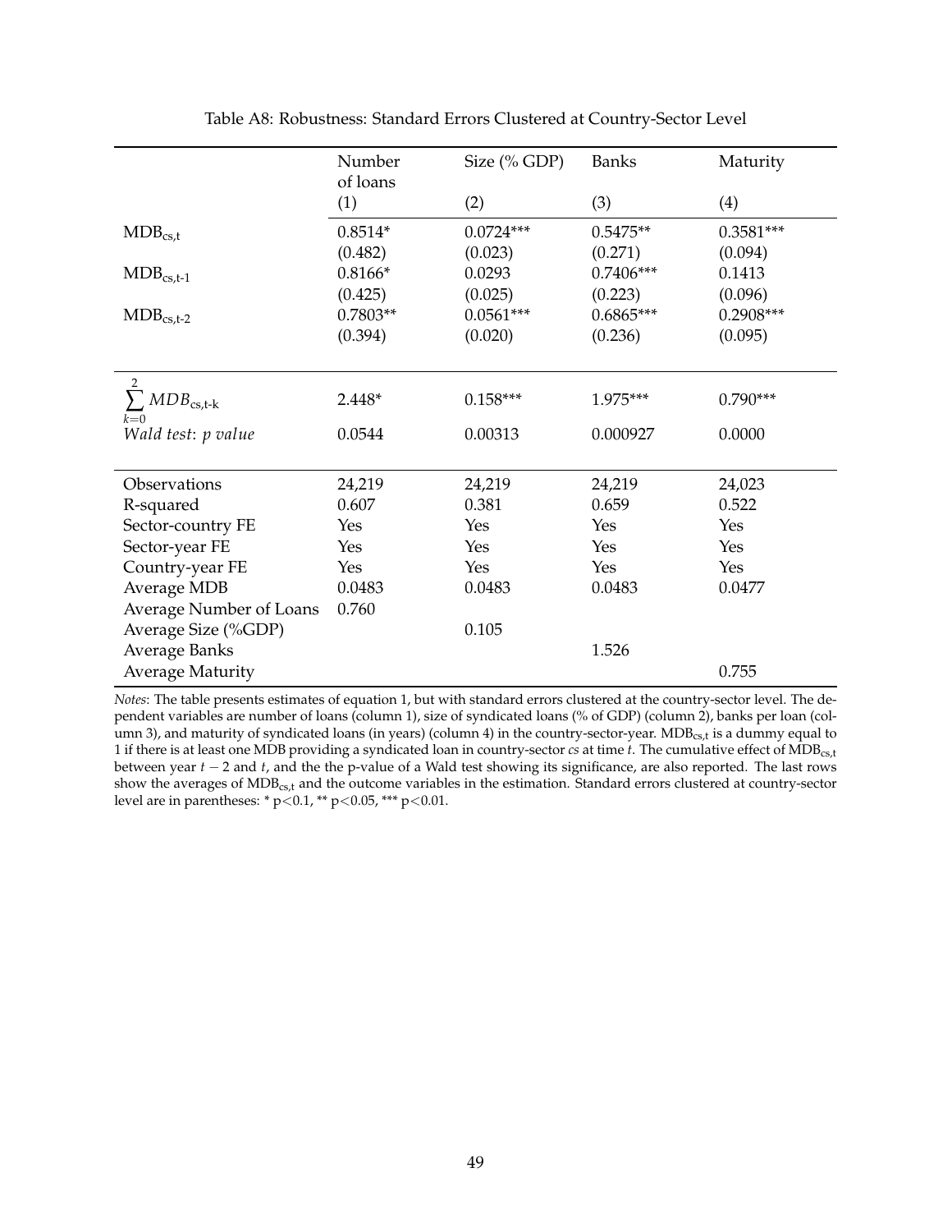Table A8: Robustness: Standard Errors Clustered at Country-Sector Level

| | Number of loans | Size (% GDP) | Banks | Maturity |
|---|---|---|---|---|
| | (1) | (2) | (3) | (4) |
| $\text{MDB}_{\text{cs,t}}$ | 0.8514* | 0.0724*** | 0.5475** | 0.3581*** |
| | (0.482) | (0.023) | (0.271) | (0.094) |
| $\text{MDB}_{\text{cs,t-1}}$ | 0.8166* | 0.0293 | 0.7406*** | 0.1413 |
| | (0.425) | (0.025) | (0.223) | (0.096) |
| $\text{MDB}_{\text{cs,t-2}}$ | 0.7803** | 0.0561*** | 0.6865*** | 0.2908*** |
| | (0.394) | (0.020) | (0.236) | (0.095) |
| $\sum_{k=0}^{2} MDB_{\text{cs,t-k}}$ | 2.448* | 0.158*** | 1.975*** | 0.790*** |
| *Wald test: p value* | 0.0544 | 0.00313 | 0.000927 | 0.0000 |
| Observations | 24,219 | 24,219 | 24,219 | 24,023 |
| R-squared | 0.607 | 0.381 | 0.659 | 0.522 |
| Sector-country FE | Yes | Yes | Yes | Yes |
| Sector-year FE | Yes | Yes | Yes | Yes |
| Country-year FE | Yes | Yes | Yes | Yes |
| Average MDB | 0.0483 | 0.0483 | 0.0483 | 0.0477 |
| Average Number of Loans | 0.760 | | | |
| Average Size (%GDP) | | 0.105 | | |
| Average Banks | | | 1.526 | |
| Average Maturity | | | | 0.755 |

*Notes*: The table presents estimates of equation 1, but with standard errors clustered at the country-sector level. The dependent variables are number of loans (column 1), size of syndicated loans (% of GDP) (column 2), banks per loan (column 3), and maturity of syndicated loans (in years) (column 4) in the country-sector-year. $\text{MDB}_{\text{cs,t}}$ is a dummy equal to 1 if there is at least one MDB providing a syndicated loan in country-sector *cs* at time *t*. The cumulative effect of $\text{MDB}_{\text{cs,t}}$ between year $t-2$ and $t$, and the the p-value of a Wald test showing its significance, are also reported. The last rows show the averages of $\text{MDB}_{\text{cs,t}}$ and the outcome variables in the estimation. Standard errors clustered at country-sector level are in parentheses: * p<0.1, ** p<0.05, *** p<0.01.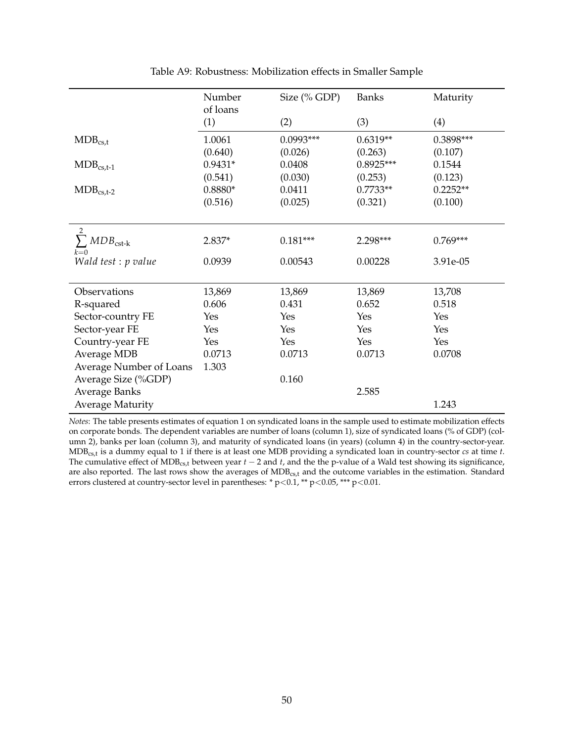Table A9: Robustness: Mobilization effects in Smaller Sample

| | Number of loans | Size (% GDP) | Banks | Maturity |
|---|---|---|---|---|
| | (1) | (2) | (3) | (4) |
| $MDB_{cs,t}$ | 1.0061 | 0.0993*** | 0.6319** | 0.3898*** |
| | (0.640) | (0.026) | (0.263) | (0.107) |
| $MDB_{cs,t-1}$ | 0.9431* | 0.0408 | 0.8925*** | 0.1544 |
| | (0.541) | (0.030) | (0.253) | (0.123) |
| $MDB_{cs,t-2}$ | 0.8880* | 0.0411 | 0.7733** | 0.2252** |
| | (0.516) | (0.025) | (0.321) | (0.100) |
| $\sum_{k=0}^{2} MDB_{\text{cst-k}}$ | 2.837* | 0.181*** | 2.298*** | 0.769*** |
| $Wald\ test : p\ value$ | 0.0939 | 0.00543 | 0.00228 | 3.91e-05 |
| Observations | 13,869 | 13,869 | 13,869 | 13,708 |
| R-squared | 0.606 | 0.431 | 0.652 | 0.518 |
| Sector-country FE | Yes | Yes | Yes | Yes |
| Sector-year FE | Yes | Yes | Yes | Yes |
| Country-year FE | Yes | Yes | Yes | Yes |
| Average MDB | 0.0713 | 0.0713 | 0.0713 | 0.0708 |
| Average Number of Loans | 1.303 | | | |
| Average Size (%GDP) | | 0.160 | | |
| Average Banks | | | 2.585 | |
| Average Maturity | | | | 1.243 |

*Notes*: The table presents estimates of equation 1 on syndicated loans in the sample used to estimate mobilization effects on corporate bonds. The dependent variables are number of loans (column 1), size of syndicated loans (% of GDP) (column 2), banks per loan (column 3), and maturity of syndicated loans (in years) (column 4) in the country-sector-year. $MDB_{cs,t}$ is a dummy equal to 1 if there is at least one MDB providing a syndicated loan in country-sector *cs* at time *t*. The cumulative effect of $MDB_{cs,t}$ between year $t-2$ and $t$, and the the p-value of a Wald test showing its significance, are also reported. The last rows show the averages of $MDB_{cs,t}$ and the outcome variables in the estimation. Standard errors clustered at country-sector level in parentheses: * $p<0.1$, ** $p<0.05$, *** $p<0.01$.